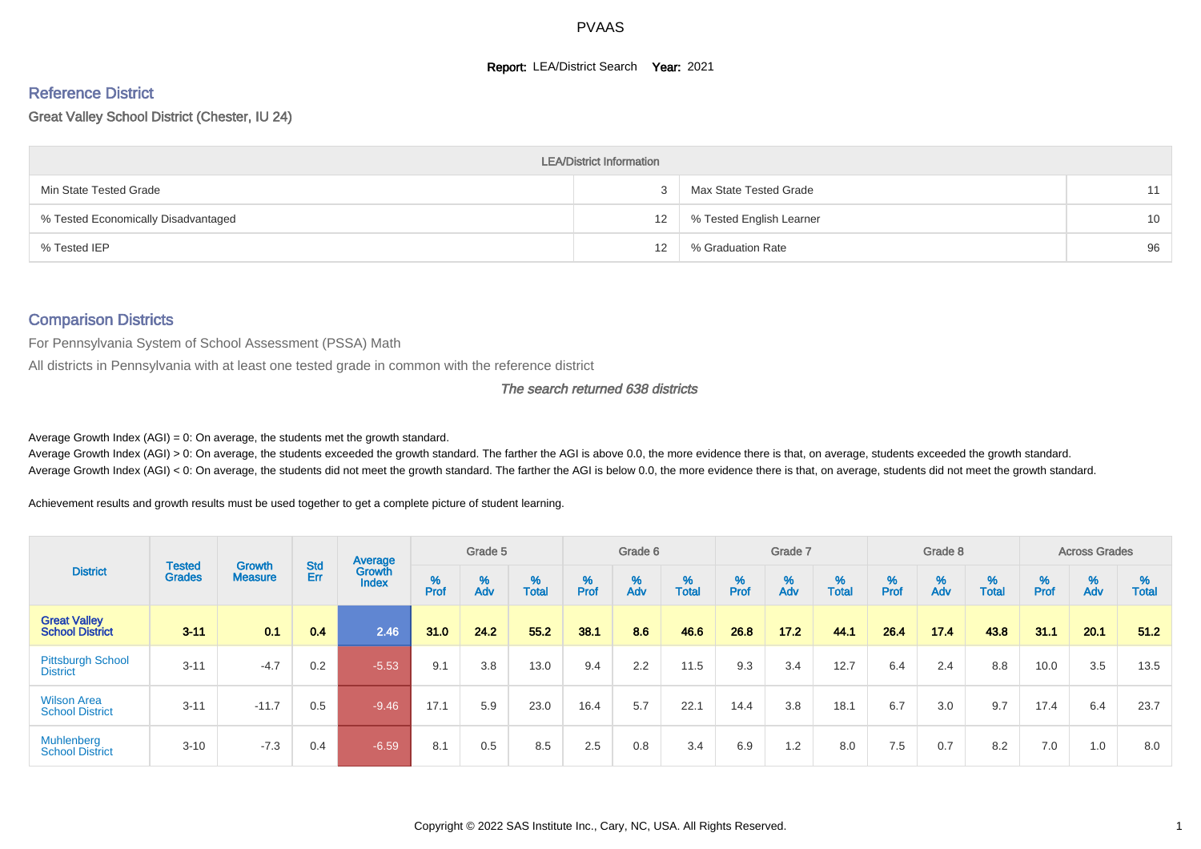# PVAAS

**Report:** LEA/District Search **Year:** 2021

## Reference District

Great Valley School District (Chester, IU 24)

| LEA/District Information | | | |
|---|---|---|---|
| Min State Tested Grade | 3 | Max State Tested Grade | 11 |
| % Tested Economically Disadvantaged | 12 | % Tested English Learner | 10 |
| % Tested IEP | 12 | % Graduation Rate | 96 |

## Comparison Districts

For Pennsylvania System of School Assessment (PSSA) Math

All districts in Pennsylvania with at least one tested grade in common with the reference district

*The search returned 638 districts*

Average Growth Index (AGI) = 0: On average, the students met the growth standard.

Average Growth Index (AGI) > 0: On average, the students exceeded the growth standard. The farther the AGI is above 0.0, the more evidence there is that, on average, students exceeded the growth standard.

Average Growth Index (AGI) < 0: On average, the students did not meet the growth standard. The farther the AGI is below 0.0, the more evidence there is that, on average, students did not meet the growth standard.

Achievement results and growth results must be used together to get a complete picture of student learning.

| District | Tested Grades | Growth Measure | Std Err | Average Growth Index | Grade 5 | | | Grade 6 | | | Grade 7 | | | Grade 8 | | | Across Grades | | |
|---|---|---|---|---|---|---|---|---|---|---|---|---|---|---|---|---|---|---|---|
| | | | | | % Prof | % Adv | % Total | % Prof | % Adv | % Total | % Prof | % Adv | % Total | % Prof | % Adv | % Total | % Prof | % Adv | % Total |
| **Great Valley School District** | **3-11** | **0.1** | **0.4** | **2.46** | **31.0** | **24.2** | **55.2** | **38.1** | **8.6** | **46.6** | **26.8** | **17.2** | **44.1** | **26.4** | **17.4** | **43.8** | **31.1** | **20.1** | **51.2** |
| Pittsburgh School District | 3-11 | -4.7 | 0.2 | -5.53 | 9.1 | 3.8 | 13.0 | 9.4 | 2.2 | 11.5 | 9.3 | 3.4 | 12.7 | 6.4 | 2.4 | 8.8 | 10.0 | 3.5 | 13.5 |
| Wilson Area School District | 3-11 | -11.7 | 0.5 | -9.46 | 17.1 | 5.9 | 23.0 | 16.4 | 5.7 | 22.1 | 14.4 | 3.8 | 18.1 | 6.7 | 3.0 | 9.7 | 17.4 | 6.4 | 23.7 |
| Muhlenberg School District | 3-10 | -7.3 | 0.4 | -6.59 | 8.1 | 0.5 | 8.5 | 2.5 | 0.8 | 3.4 | 6.9 | 1.2 | 8.0 | 7.5 | 0.7 | 8.2 | 7.0 | 1.0 | 8.0 |

Copyright © 2022 SAS Institute Inc., Cary, NC, USA. All Rights Reserved.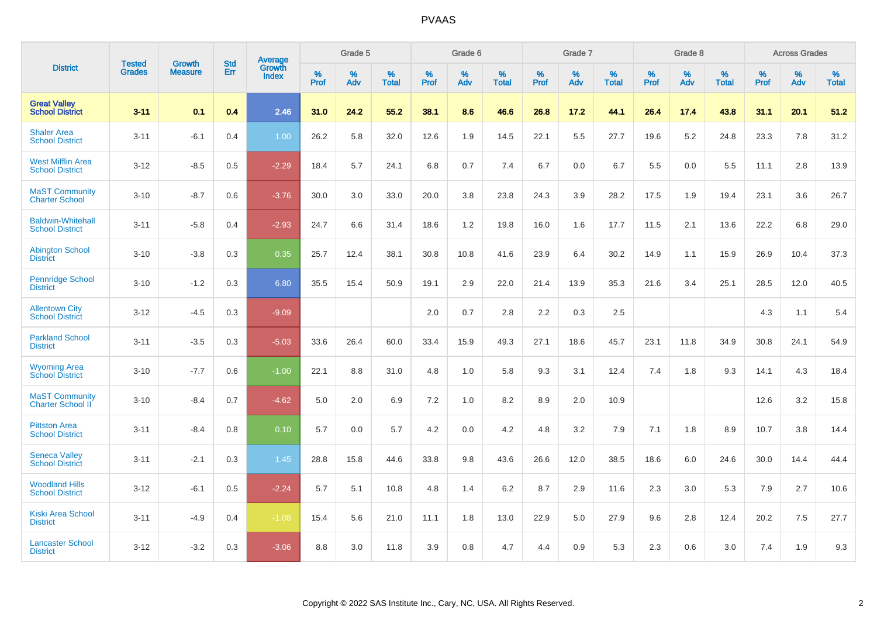| District | Tested Grades | Growth Measure | Std Err | Average Growth Index | Grade 5 | | | Grade 6 | | | Grade 7 | | | Grade 8 | | | Across Grades | | |
|---|---|---|---|---|---|---|---|---|---|---|---|---|---|---|---|---|---|---|---|
| | | | | | % Prof | % Adv | % Total | % Prof | % Adv | % Total | % Prof | % Adv | % Total | % Prof | % Adv | % Total | % Prof | % Adv | % Total |
| **Great Valley School District** | **3-11** | **0.1** | **0.4** | **2.46** | **31.0** | **24.2** | **55.2** | **38.1** | **8.6** | **46.6** | **26.8** | **17.2** | **44.1** | **26.4** | **17.4** | **43.8** | **31.1** | **20.1** | **51.2** |
| Shaler Area School District | 3-11 | -6.1 | 0.4 | 1.00 | 26.2 | 5.8 | 32.0 | 12.6 | 1.9 | 14.5 | 22.1 | 5.5 | 27.7 | 19.6 | 5.2 | 24.8 | 23.3 | 7.8 | 31.2 |
| West Mifflin Area School District | 3-12 | -8.5 | 0.5 | -2.29 | 18.4 | 5.7 | 24.1 | 6.8 | 0.7 | 7.4 | 6.7 | 0.0 | 6.7 | 5.5 | 0.0 | 5.5 | 11.1 | 2.8 | 13.9 |
| MaST Community Charter School | 3-10 | -8.7 | 0.6 | -3.76 | 30.0 | 3.0 | 33.0 | 20.0 | 3.8 | 23.8 | 24.3 | 3.9 | 28.2 | 17.5 | 1.9 | 19.4 | 23.1 | 3.6 | 26.7 |
| Baldwin-Whitehall School District | 3-11 | -5.8 | 0.4 | -2.93 | 24.7 | 6.6 | 31.4 | 18.6 | 1.2 | 19.8 | 16.0 | 1.6 | 17.7 | 11.5 | 2.1 | 13.6 | 22.2 | 6.8 | 29.0 |
| Abington School District | 3-10 | -3.8 | 0.3 | 0.35 | 25.7 | 12.4 | 38.1 | 30.8 | 10.8 | 41.6 | 23.9 | 6.4 | 30.2 | 14.9 | 1.1 | 15.9 | 26.9 | 10.4 | 37.3 |
| Pennridge School District | 3-10 | -1.2 | 0.3 | 6.80 | 35.5 | 15.4 | 50.9 | 19.1 | 2.9 | 22.0 | 21.4 | 13.9 | 35.3 | 21.6 | 3.4 | 25.1 | 28.5 | 12.0 | 40.5 |
| Allentown City School District | 3-12 | -4.5 | 0.3 | -9.09 | | | | 2.0 | 0.7 | 2.8 | 2.2 | 0.3 | 2.5 | | | | 4.3 | 1.1 | 5.4 |
| Parkland School District | 3-11 | -3.5 | 0.3 | -5.03 | 33.6 | 26.4 | 60.0 | 33.4 | 15.9 | 49.3 | 27.1 | 18.6 | 45.7 | 23.1 | 11.8 | 34.9 | 30.8 | 24.1 | 54.9 |
| Wyoming Area School District | 3-10 | -7.7 | 0.6 | -1.00 | 22.1 | 8.8 | 31.0 | 4.8 | 1.0 | 5.8 | 9.3 | 3.1 | 12.4 | 7.4 | 1.8 | 9.3 | 14.1 | 4.3 | 18.4 |
| MaST Community Charter School II | 3-10 | -8.4 | 0.7 | -4.62 | 5.0 | 2.0 | 6.9 | 7.2 | 1.0 | 8.2 | 8.9 | 2.0 | 10.9 | | | | 12.6 | 3.2 | 15.8 |
| Pittston Area School District | 3-11 | -8.4 | 0.8 | 0.10 | 5.7 | 0.0 | 5.7 | 4.2 | 0.0 | 4.2 | 4.8 | 3.2 | 7.9 | 7.1 | 1.8 | 8.9 | 10.7 | 3.8 | 14.4 |
| Seneca Valley School District | 3-11 | -2.1 | 0.3 | 1.45 | 28.8 | 15.8 | 44.6 | 33.8 | 9.8 | 43.6 | 26.6 | 12.0 | 38.5 | 18.6 | 6.0 | 24.6 | 30.0 | 14.4 | 44.4 |
| Woodland Hills School District | 3-12 | -6.1 | 0.5 | -2.24 | 5.7 | 5.1 | 10.8 | 4.8 | 1.4 | 6.2 | 8.7 | 2.9 | 11.6 | 2.3 | 3.0 | 5.3 | 7.9 | 2.7 | 10.6 |
| Kiski Area School District | 3-11 | -4.9 | 0.4 | -1.08 | 15.4 | 5.6 | 21.0 | 11.1 | 1.8 | 13.0 | 22.9 | 5.0 | 27.9 | 9.6 | 2.8 | 12.4 | 20.2 | 7.5 | 27.7 |
| Lancaster School District | 3-12 | -3.2 | 0.3 | -3.06 | 8.8 | 3.0 | 11.8 | 3.9 | 0.8 | 4.7 | 4.4 | 0.9 | 5.3 | 2.3 | 0.6 | 3.0 | 7.4 | 1.9 | 9.3 |

Copyright © 2022 SAS Institute Inc., Cary, NC, USA. All Rights Reserved.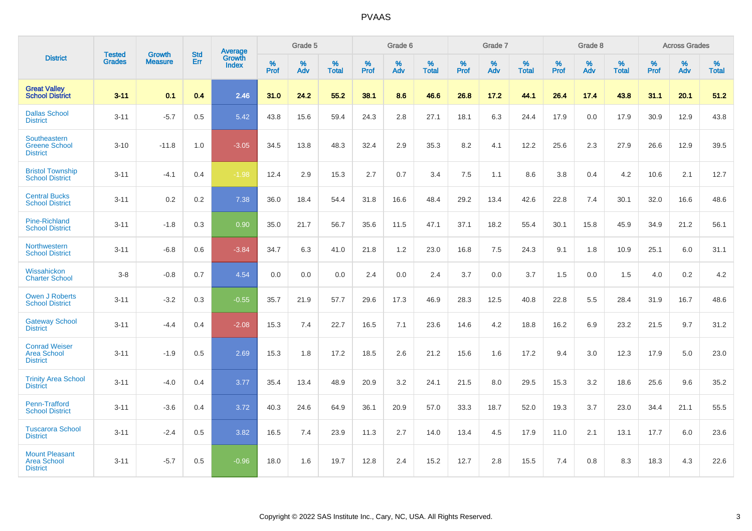# PVAAS

| District | Tested Grades | Growth Measure | Std Err | Average Growth Index | Grade 5 | | | Grade 6 | | | Grade 7 | | | Grade 8 | | | Across Grades | | |
|---|---|---|---|---|---|---|---|---|---|---|---|---|---|---|---|---|---|---|---|
| | | | | | % Prof | % Adv | % Total | % Prof | % Adv | % Total | % Prof | % Adv | % Total | % Prof | % Adv | % Total | % Prof | % Adv | % Total |
| **Great Valley School District** | **3-11** | **0.1** | **0.4** | **2.46** | **31.0** | **24.2** | **55.2** | **38.1** | **8.6** | **46.6** | **26.8** | **17.2** | **44.1** | **26.4** | **17.4** | **43.8** | **31.1** | **20.1** | **51.2** |
| Dallas School District | 3-11 | -5.7 | 0.5 | 5.42 | 43.8 | 15.6 | 59.4 | 24.3 | 2.8 | 27.1 | 18.1 | 6.3 | 24.4 | 17.9 | 0.0 | 17.9 | 30.9 | 12.9 | 43.8 |
| Southeastern Greene School District | 3-10 | -11.8 | 1.0 | -3.05 | 34.5 | 13.8 | 48.3 | 32.4 | 2.9 | 35.3 | 8.2 | 4.1 | 12.2 | 25.6 | 2.3 | 27.9 | 26.6 | 12.9 | 39.5 |
| Bristol Township School District | 3-11 | -4.1 | 0.4 | -1.98 | 12.4 | 2.9 | 15.3 | 2.7 | 0.7 | 3.4 | 7.5 | 1.1 | 8.6 | 3.8 | 0.4 | 4.2 | 10.6 | 2.1 | 12.7 |
| Central Bucks School District | 3-11 | 0.2 | 0.2 | 7.38 | 36.0 | 18.4 | 54.4 | 31.8 | 16.6 | 48.4 | 29.2 | 13.4 | 42.6 | 22.8 | 7.4 | 30.1 | 32.0 | 16.6 | 48.6 |
| Pine-Richland School District | 3-11 | -1.8 | 0.3 | 0.90 | 35.0 | 21.7 | 56.7 | 35.6 | 11.5 | 47.1 | 37.1 | 18.2 | 55.4 | 30.1 | 15.8 | 45.9 | 34.9 | 21.2 | 56.1 |
| Northwestern School District | 3-11 | -6.8 | 0.6 | -3.84 | 34.7 | 6.3 | 41.0 | 21.8 | 1.2 | 23.0 | 16.8 | 7.5 | 24.3 | 9.1 | 1.8 | 10.9 | 25.1 | 6.0 | 31.1 |
| Wissahickon Charter School | 3-8 | -0.8 | 0.7 | 4.54 | 0.0 | 0.0 | 0.0 | 2.4 | 0.0 | 2.4 | 3.7 | 0.0 | 3.7 | 1.5 | 0.0 | 1.5 | 4.0 | 0.2 | 4.2 |
| Owen J Roberts School District | 3-11 | -3.2 | 0.3 | -0.55 | 35.7 | 21.9 | 57.7 | 29.6 | 17.3 | 46.9 | 28.3 | 12.5 | 40.8 | 22.8 | 5.5 | 28.4 | 31.9 | 16.7 | 48.6 |
| Gateway School District | 3-11 | -4.4 | 0.4 | -2.08 | 15.3 | 7.4 | 22.7 | 16.5 | 7.1 | 23.6 | 14.6 | 4.2 | 18.8 | 16.2 | 6.9 | 23.2 | 21.5 | 9.7 | 31.2 |
| Conrad Weiser Area School District | 3-11 | -1.9 | 0.5 | 2.69 | 15.3 | 1.8 | 17.2 | 18.5 | 2.6 | 21.2 | 15.6 | 1.6 | 17.2 | 9.4 | 3.0 | 12.3 | 17.9 | 5.0 | 23.0 |
| Trinity Area School District | 3-11 | -4.0 | 0.4 | 3.77 | 35.4 | 13.4 | 48.9 | 20.9 | 3.2 | 24.1 | 21.5 | 8.0 | 29.5 | 15.3 | 3.2 | 18.6 | 25.6 | 9.6 | 35.2 |
| Penn-Trafford School District | 3-11 | -3.6 | 0.4 | 3.72 | 40.3 | 24.6 | 64.9 | 36.1 | 20.9 | 57.0 | 33.3 | 18.7 | 52.0 | 19.3 | 3.7 | 23.0 | 34.4 | 21.1 | 55.5 |
| Tuscarora School District | 3-11 | -2.4 | 0.5 | 3.82 | 16.5 | 7.4 | 23.9 | 11.3 | 2.7 | 14.0 | 13.4 | 4.5 | 17.9 | 11.0 | 2.1 | 13.1 | 17.7 | 6.0 | 23.6 |
| Mount Pleasant Area School District | 3-11 | -5.7 | 0.5 | -0.96 | 18.0 | 1.6 | 19.7 | 12.8 | 2.4 | 15.2 | 12.7 | 2.8 | 15.5 | 7.4 | 0.8 | 8.3 | 18.3 | 4.3 | 22.6 |

Copyright © 2022 SAS Institute Inc., Cary, NC, USA. All Rights Reserved.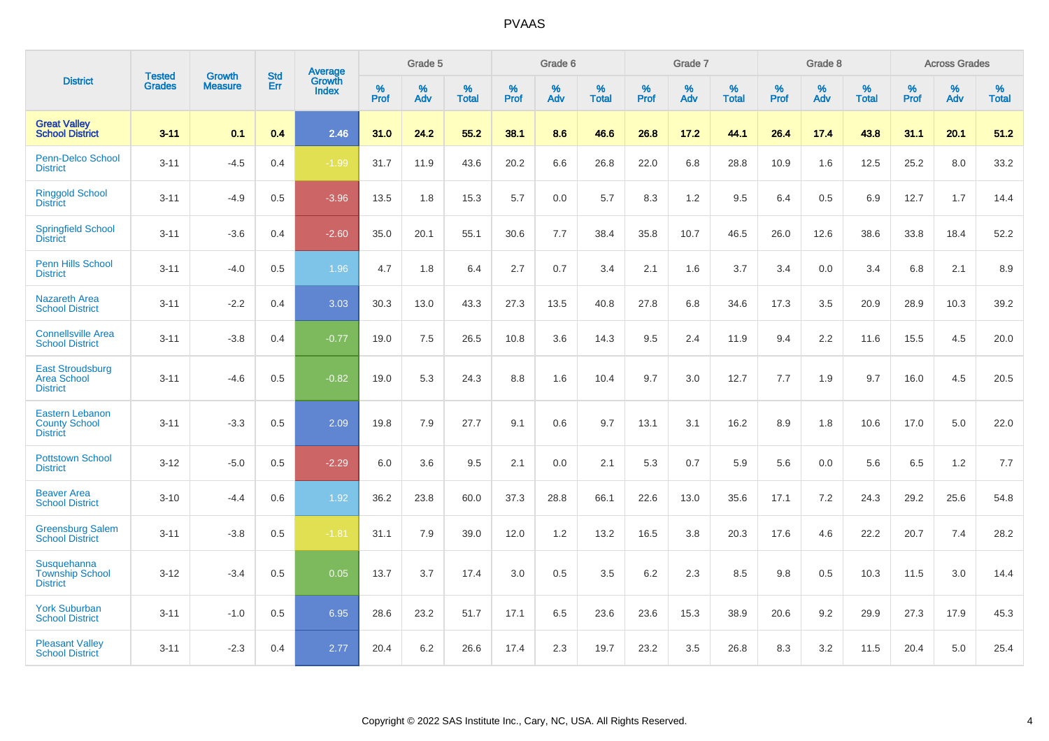| District | Tested Grades | Growth Measure | Std Err | Average Growth Index | Grade 5 | | | Grade 6 | | | Grade 7 | | | Grade 8 | | | Across Grades | | |
|---|---|---|---|---|---|---|---|---|---|---|---|---|---|---|---|---|---|---|---|
| | | | | | % Prof | % Adv | % Total | % Prof | % Adv | % Total | % Prof | % Adv | % Total | % Prof | % Adv | % Total | % Prof | % Adv | % Total |
| **Great Valley School District** | **3-11** | **0.1** | **0.4** | **2.46** | **31.0** | **24.2** | **55.2** | **38.1** | **8.6** | **46.6** | **26.8** | **17.2** | **44.1** | **26.4** | **17.4** | **43.8** | **31.1** | **20.1** | **51.2** |
| Penn-Delco School District | 3-11 | -4.5 | 0.4 | -1.99 | 31.7 | 11.9 | 43.6 | 20.2 | 6.6 | 26.8 | 22.0 | 6.8 | 28.8 | 10.9 | 1.6 | 12.5 | 25.2 | 8.0 | 33.2 |
| Ringgold School District | 3-11 | -4.9 | 0.5 | -3.96 | 13.5 | 1.8 | 15.3 | 5.7 | 0.0 | 5.7 | 8.3 | 1.2 | 9.5 | 6.4 | 0.5 | 6.9 | 12.7 | 1.7 | 14.4 |
| Springfield School District | 3-11 | -3.6 | 0.4 | -2.60 | 35.0 | 20.1 | 55.1 | 30.6 | 7.7 | 38.4 | 35.8 | 10.7 | 46.5 | 26.0 | 12.6 | 38.6 | 33.8 | 18.4 | 52.2 |
| Penn Hills School District | 3-11 | -4.0 | 0.5 | 1.96 | 4.7 | 1.8 | 6.4 | 2.7 | 0.7 | 3.4 | 2.1 | 1.6 | 3.7 | 3.4 | 0.0 | 3.4 | 6.8 | 2.1 | 8.9 |
| Nazareth Area School District | 3-11 | -2.2 | 0.4 | 3.03 | 30.3 | 13.0 | 43.3 | 27.3 | 13.5 | 40.8 | 27.8 | 6.8 | 34.6 | 17.3 | 3.5 | 20.9 | 28.9 | 10.3 | 39.2 |
| Connellsville Area School District | 3-11 | -3.8 | 0.4 | -0.77 | 19.0 | 7.5 | 26.5 | 10.8 | 3.6 | 14.3 | 9.5 | 2.4 | 11.9 | 9.4 | 2.2 | 11.6 | 15.5 | 4.5 | 20.0 |
| East Stroudsburg Area School District | 3-11 | -4.6 | 0.5 | -0.82 | 19.0 | 5.3 | 24.3 | 8.8 | 1.6 | 10.4 | 9.7 | 3.0 | 12.7 | 7.7 | 1.9 | 9.7 | 16.0 | 4.5 | 20.5 |
| Eastern Lebanon County School District | 3-11 | -3.3 | 0.5 | 2.09 | 19.8 | 7.9 | 27.7 | 9.1 | 0.6 | 9.7 | 13.1 | 3.1 | 16.2 | 8.9 | 1.8 | 10.6 | 17.0 | 5.0 | 22.0 |
| Pottstown School District | 3-12 | -5.0 | 0.5 | -2.29 | 6.0 | 3.6 | 9.5 | 2.1 | 0.0 | 2.1 | 5.3 | 0.7 | 5.9 | 5.6 | 0.0 | 5.6 | 6.5 | 1.2 | 7.7 |
| Beaver Area School District | 3-10 | -4.4 | 0.6 | 1.92 | 36.2 | 23.8 | 60.0 | 37.3 | 28.8 | 66.1 | 22.6 | 13.0 | 35.6 | 17.1 | 7.2 | 24.3 | 29.2 | 25.6 | 54.8 |
| Greensburg Salem School District | 3-11 | -3.8 | 0.5 | -1.81 | 31.1 | 7.9 | 39.0 | 12.0 | 1.2 | 13.2 | 16.5 | 3.8 | 20.3 | 17.6 | 4.6 | 22.2 | 20.7 | 7.4 | 28.2 |
| Susquehanna Township School District | 3-12 | -3.4 | 0.5 | 0.05 | 13.7 | 3.7 | 17.4 | 3.0 | 0.5 | 3.5 | 6.2 | 2.3 | 8.5 | 9.8 | 0.5 | 10.3 | 11.5 | 3.0 | 14.4 |
| York Suburban School District | 3-11 | -1.0 | 0.5 | 6.95 | 28.6 | 23.2 | 51.7 | 17.1 | 6.5 | 23.6 | 23.6 | 15.3 | 38.9 | 20.6 | 9.2 | 29.9 | 27.3 | 17.9 | 45.3 |
| Pleasant Valley School District | 3-11 | -2.3 | 0.4 | 2.77 | 20.4 | 6.2 | 26.6 | 17.4 | 2.3 | 19.7 | 23.2 | 3.5 | 26.8 | 8.3 | 3.2 | 11.5 | 20.4 | 5.0 | 25.4 |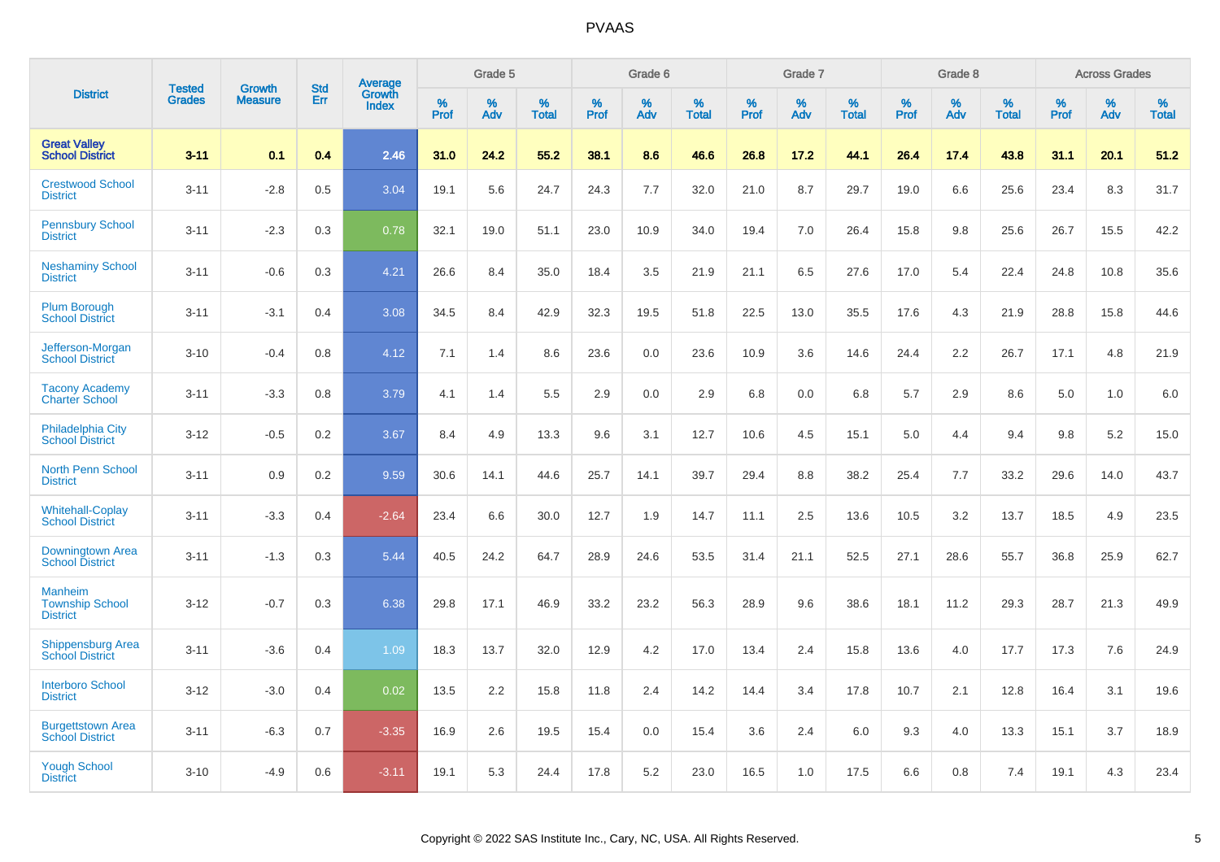# PVAAS

| District | Tested Grades | Growth Measure | Std Err | Average Growth Index | Grade 5 | | | Grade 6 | | | Grade 7 | | | Grade 8 | | | Across Grades | | |
|---|---|---|---|---|---|---|---|---|---|---|---|---|---|---|---|---|---|---|---|
| | | | | | % Prof | % Adv | % Total | % Prof | % Adv | % Total | % Prof | % Adv | % Total | % Prof | % Adv | % Total | % Prof | % Adv | % Total |
| **Great Valley School District** | **3-11** | **0.1** | **0.4** | **2.46** | **31.0** | **24.2** | **55.2** | **38.1** | **8.6** | **46.6** | **26.8** | **17.2** | **44.1** | **26.4** | **17.4** | **43.8** | **31.1** | **20.1** | **51.2** |
| Crestwood School District | 3-11 | -2.8 | 0.5 | 3.04 | 19.1 | 5.6 | 24.7 | 24.3 | 7.7 | 32.0 | 21.0 | 8.7 | 29.7 | 19.0 | 6.6 | 25.6 | 23.4 | 8.3 | 31.7 |
| Pennsbury School District | 3-11 | -2.3 | 0.3 | 0.78 | 32.1 | 19.0 | 51.1 | 23.0 | 10.9 | 34.0 | 19.4 | 7.0 | 26.4 | 15.8 | 9.8 | 25.6 | 26.7 | 15.5 | 42.2 |
| Neshaminy School District | 3-11 | -0.6 | 0.3 | 4.21 | 26.6 | 8.4 | 35.0 | 18.4 | 3.5 | 21.9 | 21.1 | 6.5 | 27.6 | 17.0 | 5.4 | 22.4 | 24.8 | 10.8 | 35.6 |
| Plum Borough School District | 3-11 | -3.1 | 0.4 | 3.08 | 34.5 | 8.4 | 42.9 | 32.3 | 19.5 | 51.8 | 22.5 | 13.0 | 35.5 | 17.6 | 4.3 | 21.9 | 28.8 | 15.8 | 44.6 |
| Jefferson-Morgan School District | 3-10 | -0.4 | 0.8 | 4.12 | 7.1 | 1.4 | 8.6 | 23.6 | 0.0 | 23.6 | 10.9 | 3.6 | 14.6 | 24.4 | 2.2 | 26.7 | 17.1 | 4.8 | 21.9 |
| Tacony Academy Charter School | 3-11 | -3.3 | 0.8 | 3.79 | 4.1 | 1.4 | 5.5 | 2.9 | 0.0 | 2.9 | 6.8 | 0.0 | 6.8 | 5.7 | 2.9 | 8.6 | 5.0 | 1.0 | 6.0 |
| Philadelphia City School District | 3-12 | -0.5 | 0.2 | 3.67 | 8.4 | 4.9 | 13.3 | 9.6 | 3.1 | 12.7 | 10.6 | 4.5 | 15.1 | 5.0 | 4.4 | 9.4 | 9.8 | 5.2 | 15.0 |
| North Penn School District | 3-11 | 0.9 | 0.2 | 9.59 | 30.6 | 14.1 | 44.6 | 25.7 | 14.1 | 39.7 | 29.4 | 8.8 | 38.2 | 25.4 | 7.7 | 33.2 | 29.6 | 14.0 | 43.7 |
| Whitehall-Coplay School District | 3-11 | -3.3 | 0.4 | -2.64 | 23.4 | 6.6 | 30.0 | 12.7 | 1.9 | 14.7 | 11.1 | 2.5 | 13.6 | 10.5 | 3.2 | 13.7 | 18.5 | 4.9 | 23.5 |
| Downingtown Area School District | 3-11 | -1.3 | 0.3 | 5.44 | 40.5 | 24.2 | 64.7 | 28.9 | 24.6 | 53.5 | 31.4 | 21.1 | 52.5 | 27.1 | 28.6 | 55.7 | 36.8 | 25.9 | 62.7 |
| Manheim Township School District | 3-12 | -0.7 | 0.3 | 6.38 | 29.8 | 17.1 | 46.9 | 33.2 | 23.2 | 56.3 | 28.9 | 9.6 | 38.6 | 18.1 | 11.2 | 29.3 | 28.7 | 21.3 | 49.9 |
| Shippensburg Area School District | 3-11 | -3.6 | 0.4 | 1.09 | 18.3 | 13.7 | 32.0 | 12.9 | 4.2 | 17.0 | 13.4 | 2.4 | 15.8 | 13.6 | 4.0 | 17.7 | 17.3 | 7.6 | 24.9 |
| Interboro School District | 3-12 | -3.0 | 0.4 | 0.02 | 13.5 | 2.2 | 15.8 | 11.8 | 2.4 | 14.2 | 14.4 | 3.4 | 17.8 | 10.7 | 2.1 | 12.8 | 16.4 | 3.1 | 19.6 |
| Burgettstown Area School District | 3-11 | -6.3 | 0.7 | -3.35 | 16.9 | 2.6 | 19.5 | 15.4 | 0.0 | 15.4 | 3.6 | 2.4 | 6.0 | 9.3 | 4.0 | 13.3 | 15.1 | 3.7 | 18.9 |
| Yough School District | 3-10 | -4.9 | 0.6 | -3.11 | 19.1 | 5.3 | 24.4 | 17.8 | 5.2 | 23.0 | 16.5 | 1.0 | 17.5 | 6.6 | 0.8 | 7.4 | 19.1 | 4.3 | 23.4 |

Copyright © 2022 SAS Institute Inc., Cary, NC, USA. All Rights Reserved.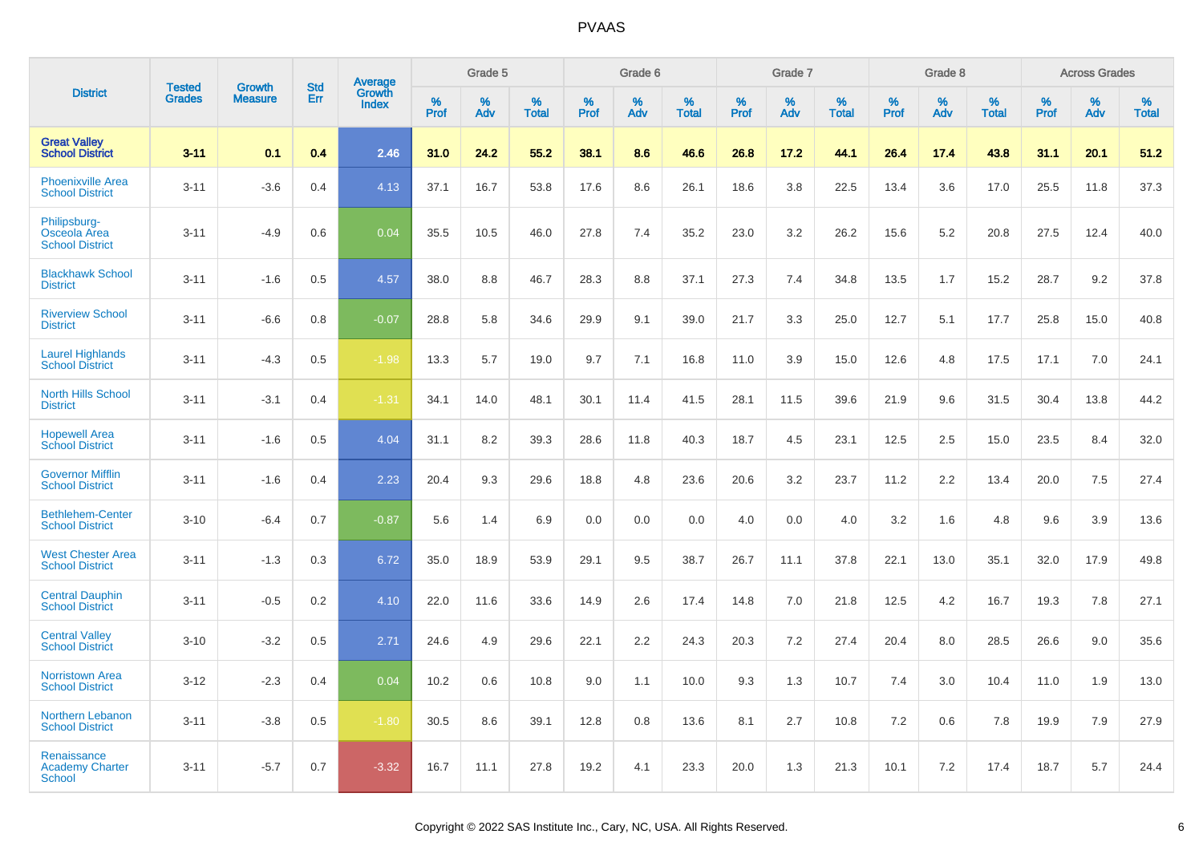# PVAAS

| District | Tested Grades | Growth Measure | Std Err | Average Growth Index | Grade 5 | | | Grade 6 | | | Grade 7 | | | Grade 8 | | | Across Grades | | |
|---|---|---|---|---|---|---|---|---|---|---|---|---|---|---|---|---|---|---|---|
| | | | | | % Prof | % Adv | % Total | % Prof | % Adv | % Total | % Prof | % Adv | % Total | % Prof | % Adv | % Total | % Prof | % Adv | % Total |
| **Great Valley School District** | **3-11** | **0.1** | **0.4** | **2.46** | **31.0** | **24.2** | **55.2** | **38.1** | **8.6** | **46.6** | **26.8** | **17.2** | **44.1** | **26.4** | **17.4** | **43.8** | **31.1** | **20.1** | **51.2** |
| Phoenixville Area School District | 3-11 | -3.6 | 0.4 | 4.13 | 37.1 | 16.7 | 53.8 | 17.6 | 8.6 | 26.1 | 18.6 | 3.8 | 22.5 | 13.4 | 3.6 | 17.0 | 25.5 | 11.8 | 37.3 |
| Philipsburg-Osceola Area School District | 3-11 | -4.9 | 0.6 | 0.04 | 35.5 | 10.5 | 46.0 | 27.8 | 7.4 | 35.2 | 23.0 | 3.2 | 26.2 | 15.6 | 5.2 | 20.8 | 27.5 | 12.4 | 40.0 |
| Blackhawk School District | 3-11 | -1.6 | 0.5 | 4.57 | 38.0 | 8.8 | 46.7 | 28.3 | 8.8 | 37.1 | 27.3 | 7.4 | 34.8 | 13.5 | 1.7 | 15.2 | 28.7 | 9.2 | 37.8 |
| Riverview School District | 3-11 | -6.6 | 0.8 | -0.07 | 28.8 | 5.8 | 34.6 | 29.9 | 9.1 | 39.0 | 21.7 | 3.3 | 25.0 | 12.7 | 5.1 | 17.7 | 25.8 | 15.0 | 40.8 |
| Laurel Highlands School District | 3-11 | -4.3 | 0.5 | -1.98 | 13.3 | 5.7 | 19.0 | 9.7 | 7.1 | 16.8 | 11.0 | 3.9 | 15.0 | 12.6 | 4.8 | 17.5 | 17.1 | 7.0 | 24.1 |
| North Hills School District | 3-11 | -3.1 | 0.4 | -1.31 | 34.1 | 14.0 | 48.1 | 30.1 | 11.4 | 41.5 | 28.1 | 11.5 | 39.6 | 21.9 | 9.6 | 31.5 | 30.4 | 13.8 | 44.2 |
| Hopewell Area School District | 3-11 | -1.6 | 0.5 | 4.04 | 31.1 | 8.2 | 39.3 | 28.6 | 11.8 | 40.3 | 18.7 | 4.5 | 23.1 | 12.5 | 2.5 | 15.0 | 23.5 | 8.4 | 32.0 |
| Governor Mifflin School District | 3-11 | -1.6 | 0.4 | 2.23 | 20.4 | 9.3 | 29.6 | 18.8 | 4.8 | 23.6 | 20.6 | 3.2 | 23.7 | 11.2 | 2.2 | 13.4 | 20.0 | 7.5 | 27.4 |
| Bethlehem-Center School District | 3-10 | -6.4 | 0.7 | -0.87 | 5.6 | 1.4 | 6.9 | 0.0 | 0.0 | 0.0 | 4.0 | 0.0 | 4.0 | 3.2 | 1.6 | 4.8 | 9.6 | 3.9 | 13.6 |
| West Chester Area School District | 3-11 | -1.3 | 0.3 | 6.72 | 35.0 | 18.9 | 53.9 | 29.1 | 9.5 | 38.7 | 26.7 | 11.1 | 37.8 | 22.1 | 13.0 | 35.1 | 32.0 | 17.9 | 49.8 |
| Central Dauphin School District | 3-11 | -0.5 | 0.2 | 4.10 | 22.0 | 11.6 | 33.6 | 14.9 | 2.6 | 17.4 | 14.8 | 7.0 | 21.8 | 12.5 | 4.2 | 16.7 | 19.3 | 7.8 | 27.1 |
| Central Valley School District | 3-10 | -3.2 | 0.5 | 2.71 | 24.6 | 4.9 | 29.6 | 22.1 | 2.2 | 24.3 | 20.3 | 7.2 | 27.4 | 20.4 | 8.0 | 28.5 | 26.6 | 9.0 | 35.6 |
| Norristown Area School District | 3-12 | -2.3 | 0.4 | 0.04 | 10.2 | 0.6 | 10.8 | 9.0 | 1.1 | 10.0 | 9.3 | 1.3 | 10.7 | 7.4 | 3.0 | 10.4 | 11.0 | 1.9 | 13.0 |
| Northern Lebanon School District | 3-11 | -3.8 | 0.5 | -1.80 | 30.5 | 8.6 | 39.1 | 12.8 | 0.8 | 13.6 | 8.1 | 2.7 | 10.8 | 7.2 | 0.6 | 7.8 | 19.9 | 7.9 | 27.9 |
| Renaissance Academy Charter School | 3-11 | -5.7 | 0.7 | -3.32 | 16.7 | 11.1 | 27.8 | 19.2 | 4.1 | 23.3 | 20.0 | 1.3 | 21.3 | 10.1 | 7.2 | 17.4 | 18.7 | 5.7 | 24.4 |

Copyright © 2022 SAS Institute Inc., Cary, NC, USA. All Rights Reserved.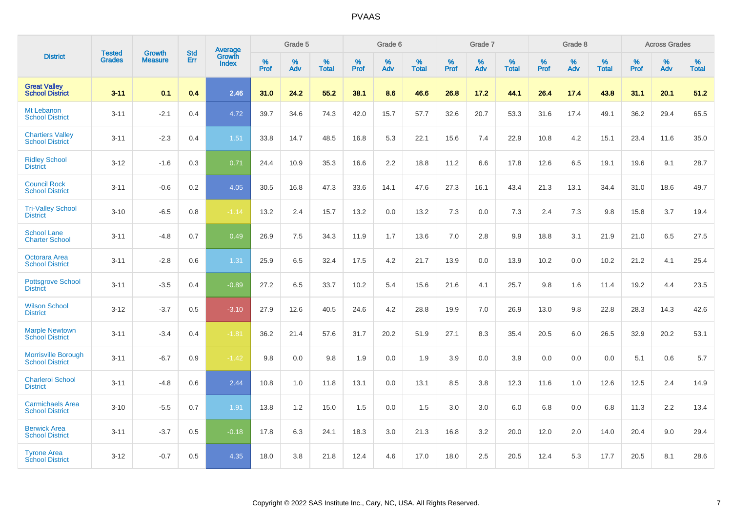# PVAAS

| District | Tested Grades | Growth Measure | Std Err | Average Growth Index | Grade 5 | | | Grade 6 | | | Grade 7 | | | Grade 8 | | | Across Grades | | |
|---|---|---|---|---|---|---|---|---|---|---|---|---|---|---|---|---|---|---|---|
| | | | | | % Prof | % Adv | % Total | % Prof | % Adv | % Total | % Prof | % Adv | % Total | % Prof | % Adv | % Total | % Prof | % Adv | % Total |
| **Great Valley School District** | **3-11** | **0.1** | **0.4** | **2.46** | **31.0** | **24.2** | **55.2** | **38.1** | **8.6** | **46.6** | **26.8** | **17.2** | **44.1** | **26.4** | **17.4** | **43.8** | **31.1** | **20.1** | **51.2** |
| Mt Lebanon School District | 3-11 | -2.1 | 0.4 | 4.72 | 39.7 | 34.6 | 74.3 | 42.0 | 15.7 | 57.7 | 32.6 | 20.7 | 53.3 | 31.6 | 17.4 | 49.1 | 36.2 | 29.4 | 65.5 |
| Chartiers Valley School District | 3-11 | -2.3 | 0.4 | 1.51 | 33.8 | 14.7 | 48.5 | 16.8 | 5.3 | 22.1 | 15.6 | 7.4 | 22.9 | 10.8 | 4.2 | 15.1 | 23.4 | 11.6 | 35.0 |
| Ridley School District | 3-12 | -1.6 | 0.3 | 0.71 | 24.4 | 10.9 | 35.3 | 16.6 | 2.2 | 18.8 | 11.2 | 6.6 | 17.8 | 12.6 | 6.5 | 19.1 | 19.6 | 9.1 | 28.7 |
| Council Rock School District | 3-11 | -0.6 | 0.2 | 4.05 | 30.5 | 16.8 | 47.3 | 33.6 | 14.1 | 47.6 | 27.3 | 16.1 | 43.4 | 21.3 | 13.1 | 34.4 | 31.0 | 18.6 | 49.7 |
| Tri-Valley School District | 3-10 | -6.5 | 0.8 | -1.14 | 13.2 | 2.4 | 15.7 | 13.2 | 0.0 | 13.2 | 7.3 | 0.0 | 7.3 | 2.4 | 7.3 | 9.8 | 15.8 | 3.7 | 19.4 |
| School Lane Charter School | 3-11 | -4.8 | 0.7 | 0.49 | 26.9 | 7.5 | 34.3 | 11.9 | 1.7 | 13.6 | 7.0 | 2.8 | 9.9 | 18.8 | 3.1 | 21.9 | 21.0 | 6.5 | 27.5 |
| Octorara Area School District | 3-11 | -2.8 | 0.6 | 1.31 | 25.9 | 6.5 | 32.4 | 17.5 | 4.2 | 21.7 | 13.9 | 0.0 | 13.9 | 10.2 | 0.0 | 10.2 | 21.2 | 4.1 | 25.4 |
| Pottsgrove School District | 3-11 | -3.5 | 0.4 | -0.89 | 27.2 | 6.5 | 33.7 | 10.2 | 5.4 | 15.6 | 21.6 | 4.1 | 25.7 | 9.8 | 1.6 | 11.4 | 19.2 | 4.4 | 23.5 |
| Wilson School District | 3-12 | -3.7 | 0.5 | -3.10 | 27.9 | 12.6 | 40.5 | 24.6 | 4.2 | 28.8 | 19.9 | 7.0 | 26.9 | 13.0 | 9.8 | 22.8 | 28.3 | 14.3 | 42.6 |
| Marple Newtown School District | 3-11 | -3.4 | 0.4 | -1.81 | 36.2 | 21.4 | 57.6 | 31.7 | 20.2 | 51.9 | 27.1 | 8.3 | 35.4 | 20.5 | 6.0 | 26.5 | 32.9 | 20.2 | 53.1 |
| Morrisville Borough School District | 3-11 | -6.7 | 0.9 | -1.42 | 9.8 | 0.0 | 9.8 | 1.9 | 0.0 | 1.9 | 3.9 | 0.0 | 3.9 | 0.0 | 0.0 | 0.0 | 5.1 | 0.6 | 5.7 |
| Charleroi School District | 3-11 | -4.8 | 0.6 | 2.44 | 10.8 | 1.0 | 11.8 | 13.1 | 0.0 | 13.1 | 8.5 | 3.8 | 12.3 | 11.6 | 1.0 | 12.6 | 12.5 | 2.4 | 14.9 |
| Carmichaels Area School District | 3-10 | -5.5 | 0.7 | 1.91 | 13.8 | 1.2 | 15.0 | 1.5 | 0.0 | 1.5 | 3.0 | 3.0 | 6.0 | 6.8 | 0.0 | 6.8 | 11.3 | 2.2 | 13.4 |
| Berwick Area School District | 3-11 | -3.7 | 0.5 | -0.18 | 17.8 | 6.3 | 24.1 | 18.3 | 3.0 | 21.3 | 16.8 | 3.2 | 20.0 | 12.0 | 2.0 | 14.0 | 20.4 | 9.0 | 29.4 |
| Tyrone Area School District | 3-12 | -0.7 | 0.5 | 4.35 | 18.0 | 3.8 | 21.8 | 12.4 | 4.6 | 17.0 | 18.0 | 2.5 | 20.5 | 12.4 | 5.3 | 17.7 | 20.5 | 8.1 | 28.6 |

Copyright © 2022 SAS Institute Inc., Cary, NC, USA. All Rights Reserved.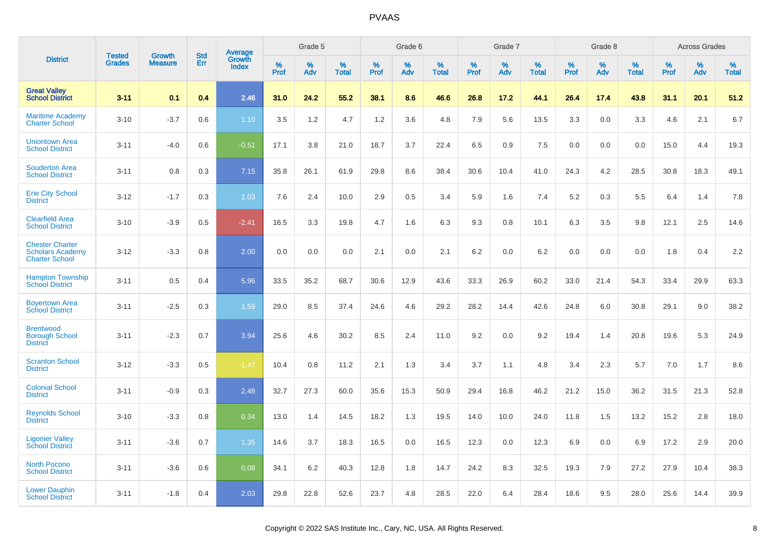# PVAAS

| District | Tested Grades | Growth Measure | Std Err | Average Growth Index | Grade 5 | | | Grade 6 | | | Grade 7 | | | Grade 8 | | | Across Grades | | |
|---|---|---|---|---|---|---|---|---|---|---|---|---|---|---|---|---|---|---|---|
| | | | | | % Prof | % Adv | % Total | % Prof | % Adv | % Total | % Prof | % Adv | % Total | % Prof | % Adv | % Total | % Prof | % Adv | % Total |
| **Great Valley School District** | **3-11** | **0.1** | **0.4** | **2.46** | **31.0** | **24.2** | **55.2** | **38.1** | **8.6** | **46.6** | **26.8** | **17.2** | **44.1** | **26.4** | **17.4** | **43.8** | **31.1** | **20.1** | **51.2** |
| Maritime Academy Charter School | 3-10 | -3.7 | 0.6 | 1.10 | 3.5 | 1.2 | 4.7 | 1.2 | 3.6 | 4.8 | 7.9 | 5.6 | 13.5 | 3.3 | 0.0 | 3.3 | 4.6 | 2.1 | 6.7 |
| Uniontown Area School District | 3-11 | -4.0 | 0.6 | -0.51 | 17.1 | 3.8 | 21.0 | 18.7 | 3.7 | 22.4 | 6.5 | 0.9 | 7.5 | 0.0 | 0.0 | 0.0 | 15.0 | 4.4 | 19.3 |
| Souderton Area School District | 3-11 | 0.8 | 0.3 | 7.15 | 35.8 | 26.1 | 61.9 | 29.8 | 8.6 | 38.4 | 30.6 | 10.4 | 41.0 | 24.3 | 4.2 | 28.5 | 30.8 | 18.3 | 49.1 |
| Erie City School District | 3-12 | -1.7 | 0.3 | 1.03 | 7.6 | 2.4 | 10.0 | 2.9 | 0.5 | 3.4 | 5.9 | 1.6 | 7.4 | 5.2 | 0.3 | 5.5 | 6.4 | 1.4 | 7.8 |
| Clearfield Area School District | 3-10 | -3.9 | 0.5 | -2.41 | 16.5 | 3.3 | 19.8 | 4.7 | 1.6 | 6.3 | 9.3 | 0.8 | 10.1 | 6.3 | 3.5 | 9.8 | 12.1 | 2.5 | 14.6 |
| Chester Charter Scholars Academy Charter School | 3-12 | -3.3 | 0.8 | 2.00 | 0.0 | 0.0 | 0.0 | 2.1 | 0.0 | 2.1 | 6.2 | 0.0 | 6.2 | 0.0 | 0.0 | 0.0 | 1.8 | 0.4 | 2.2 |
| Hampton Township School District | 3-11 | 0.5 | 0.4 | 5.96 | 33.5 | 35.2 | 68.7 | 30.6 | 12.9 | 43.6 | 33.3 | 26.9 | 60.2 | 33.0 | 21.4 | 54.3 | 33.4 | 29.9 | 63.3 |
| Boyertown Area School District | 3-11 | -2.5 | 0.3 | 1.59 | 29.0 | 8.5 | 37.4 | 24.6 | 4.6 | 29.2 | 28.2 | 14.4 | 42.6 | 24.8 | 6.0 | 30.8 | 29.1 | 9.0 | 38.2 |
| Brentwood Borough School District | 3-11 | -2.3 | 0.7 | 3.94 | 25.6 | 4.6 | 30.2 | 8.5 | 2.4 | 11.0 | 9.2 | 0.0 | 9.2 | 19.4 | 1.4 | 20.8 | 19.6 | 5.3 | 24.9 |
| Scranton School District | 3-12 | -3.3 | 0.5 | -1.47 | 10.4 | 0.8 | 11.2 | 2.1 | 1.3 | 3.4 | 3.7 | 1.1 | 4.8 | 3.4 | 2.3 | 5.7 | 7.0 | 1.7 | 8.6 |
| Colonial School District | 3-11 | -0.9 | 0.3 | 2.48 | 32.7 | 27.3 | 60.0 | 35.6 | 15.3 | 50.9 | 29.4 | 16.8 | 46.2 | 21.2 | 15.0 | 36.2 | 31.5 | 21.3 | 52.8 |
| Reynolds School District | 3-10 | -3.3 | 0.8 | 0.34 | 13.0 | 1.4 | 14.5 | 18.2 | 1.3 | 19.5 | 14.0 | 10.0 | 24.0 | 11.8 | 1.5 | 13.2 | 15.2 | 2.8 | 18.0 |
| Ligonier Valley School District | 3-11 | -3.6 | 0.7 | 1.35 | 14.6 | 3.7 | 18.3 | 16.5 | 0.0 | 16.5 | 12.3 | 0.0 | 12.3 | 6.9 | 0.0 | 6.9 | 17.2 | 2.9 | 20.0 |
| North Pocono School District | 3-11 | -3.6 | 0.6 | 0.08 | 34.1 | 6.2 | 40.3 | 12.8 | 1.8 | 14.7 | 24.2 | 8.3 | 32.5 | 19.3 | 7.9 | 27.2 | 27.9 | 10.4 | 38.3 |
| Lower Dauphin School District | 3-11 | -1.8 | 0.4 | 2.03 | 29.8 | 22.8 | 52.6 | 23.7 | 4.8 | 28.5 | 22.0 | 6.4 | 28.4 | 18.6 | 9.5 | 28.0 | 25.6 | 14.4 | 39.9 |

Copyright © 2022 SAS Institute Inc., Cary, NC, USA. All Rights Reserved.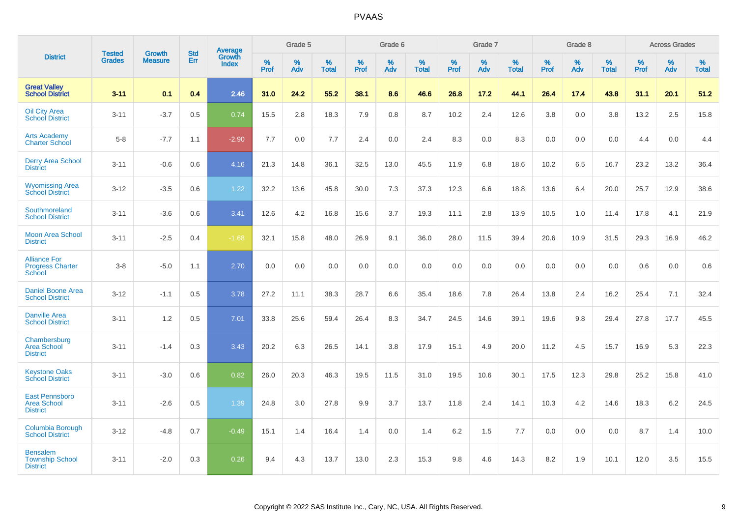| District | Tested Grades | Growth Measure | Std Err | Average Growth Index | Grade 5 | | | Grade 6 | | | Grade 7 | | | Grade 8 | | | Across Grades | | |
|---|---|---|---|---|---|---|---|---|---|---|---|---|---|---|---|---|---|---|---|
| | | | | | % Prof | % Adv | % Total | % Prof | % Adv | % Total | % Prof | % Adv | % Total | % Prof | % Adv | % Total | % Prof | % Adv | % Total |
| **Great Valley School District** | **3-11** | **0.1** | **0.4** | **2.46** | **31.0** | **24.2** | **55.2** | **38.1** | **8.6** | **46.6** | **26.8** | **17.2** | **44.1** | **26.4** | **17.4** | **43.8** | **31.1** | **20.1** | **51.2** |
| Oil City Area School District | 3-11 | -3.7 | 0.5 | 0.74 | 15.5 | 2.8 | 18.3 | 7.9 | 0.8 | 8.7 | 10.2 | 2.4 | 12.6 | 3.8 | 0.0 | 3.8 | 13.2 | 2.5 | 15.8 |
| Arts Academy Charter School | 5-8 | -7.7 | 1.1 | -2.90 | 7.7 | 0.0 | 7.7 | 2.4 | 0.0 | 2.4 | 8.3 | 0.0 | 8.3 | 0.0 | 0.0 | 0.0 | 4.4 | 0.0 | 4.4 |
| Derry Area School District | 3-11 | -0.6 | 0.6 | 4.16 | 21.3 | 14.8 | 36.1 | 32.5 | 13.0 | 45.5 | 11.9 | 6.8 | 18.6 | 10.2 | 6.5 | 16.7 | 23.2 | 13.2 | 36.4 |
| Wyomissing Area School District | 3-12 | -3.5 | 0.6 | 1.22 | 32.2 | 13.6 | 45.8 | 30.0 | 7.3 | 37.3 | 12.3 | 6.6 | 18.8 | 13.6 | 6.4 | 20.0 | 25.7 | 12.9 | 38.6 |
| Southmoreland School District | 3-11 | -3.6 | 0.6 | 3.41 | 12.6 | 4.2 | 16.8 | 15.6 | 3.7 | 19.3 | 11.1 | 2.8 | 13.9 | 10.5 | 1.0 | 11.4 | 17.8 | 4.1 | 21.9 |
| Moon Area School District | 3-11 | -2.5 | 0.4 | -1.68 | 32.1 | 15.8 | 48.0 | 26.9 | 9.1 | 36.0 | 28.0 | 11.5 | 39.4 | 20.6 | 10.9 | 31.5 | 29.3 | 16.9 | 46.2 |
| Alliance For Progress Charter School | 3-8 | -5.0 | 1.1 | 2.70 | 0.0 | 0.0 | 0.0 | 0.0 | 0.0 | 0.0 | 0.0 | 0.0 | 0.0 | 0.0 | 0.0 | 0.0 | 0.6 | 0.0 | 0.6 |
| Daniel Boone Area School District | 3-12 | -1.1 | 0.5 | 3.78 | 27.2 | 11.1 | 38.3 | 28.7 | 6.6 | 35.4 | 18.6 | 7.8 | 26.4 | 13.8 | 2.4 | 16.2 | 25.4 | 7.1 | 32.4 |
| Danville Area School District | 3-11 | 1.2 | 0.5 | 7.01 | 33.8 | 25.6 | 59.4 | 26.4 | 8.3 | 34.7 | 24.5 | 14.6 | 39.1 | 19.6 | 9.8 | 29.4 | 27.8 | 17.7 | 45.5 |
| Chambersburg Area School District | 3-11 | -1.4 | 0.3 | 3.43 | 20.2 | 6.3 | 26.5 | 14.1 | 3.8 | 17.9 | 15.1 | 4.9 | 20.0 | 11.2 | 4.5 | 15.7 | 16.9 | 5.3 | 22.3 |
| Keystone Oaks School District | 3-11 | -3.0 | 0.6 | 0.82 | 26.0 | 20.3 | 46.3 | 19.5 | 11.5 | 31.0 | 19.5 | 10.6 | 30.1 | 17.5 | 12.3 | 29.8 | 25.2 | 15.8 | 41.0 |
| East Pennsboro Area School District | 3-11 | -2.6 | 0.5 | 1.39 | 24.8 | 3.0 | 27.8 | 9.9 | 3.7 | 13.7 | 11.8 | 2.4 | 14.1 | 10.3 | 4.2 | 14.6 | 18.3 | 6.2 | 24.5 |
| Columbia Borough School District | 3-12 | -4.8 | 0.7 | -0.49 | 15.1 | 1.4 | 16.4 | 1.4 | 0.0 | 1.4 | 6.2 | 1.5 | 7.7 | 0.0 | 0.0 | 0.0 | 8.7 | 1.4 | 10.0 |
| Bensalem Township School District | 3-11 | -2.0 | 0.3 | 0.26 | 9.4 | 4.3 | 13.7 | 13.0 | 2.3 | 15.3 | 9.8 | 4.6 | 14.3 | 8.2 | 1.9 | 10.1 | 12.0 | 3.5 | 15.5 |

Copyright © 2022 SAS Institute Inc., Cary, NC, USA. All Rights Reserved.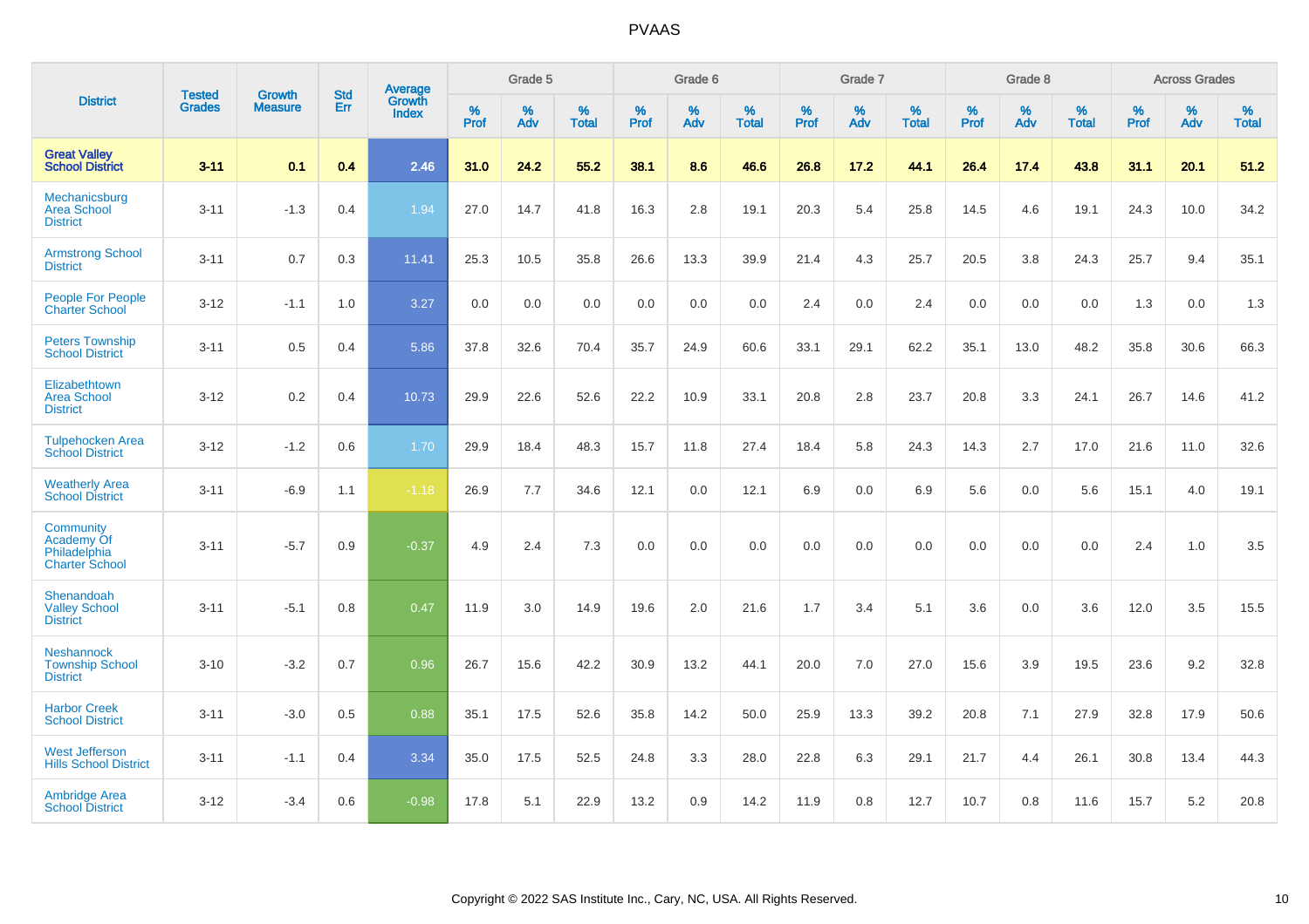PVAAS

| District | Tested Grades | Growth Measure | Std Err | Average Growth Index | Grade 5 | | | Grade 6 | | | Grade 7 | | | Grade 8 | | | Across Grades | | |
|---|---|---|---|---|---|---|---|---|---|---|---|---|---|---|---|---|---|---|---|
| | | | | | % Prof | % Adv | % Total | % Prof | % Adv | % Total | % Prof | % Adv | % Total | % Prof | % Adv | % Total | % Prof | % Adv | % Total |
| **Great Valley School District** | **3-11** | **0.1** | **0.4** | **2.46** | **31.0** | **24.2** | **55.2** | **38.1** | **8.6** | **46.6** | **26.8** | **17.2** | **44.1** | **26.4** | **17.4** | **43.8** | **31.1** | **20.1** | **51.2** |
| Mechanicsburg Area School District | 3-11 | -1.3 | 0.4 | 1.94 | 27.0 | 14.7 | 41.8 | 16.3 | 2.8 | 19.1 | 20.3 | 5.4 | 25.8 | 14.5 | 4.6 | 19.1 | 24.3 | 10.0 | 34.2 |
| Armstrong School District | 3-11 | 0.7 | 0.3 | 11.41 | 25.3 | 10.5 | 35.8 | 26.6 | 13.3 | 39.9 | 21.4 | 4.3 | 25.7 | 20.5 | 3.8 | 24.3 | 25.7 | 9.4 | 35.1 |
| People For People Charter School | 3-12 | -1.1 | 1.0 | 3.27 | 0.0 | 0.0 | 0.0 | 0.0 | 0.0 | 0.0 | 2.4 | 0.0 | 2.4 | 0.0 | 0.0 | 0.0 | 1.3 | 0.0 | 1.3 |
| Peters Township School District | 3-11 | 0.5 | 0.4 | 5.86 | 37.8 | 32.6 | 70.4 | 35.7 | 24.9 | 60.6 | 33.1 | 29.1 | 62.2 | 35.1 | 13.0 | 48.2 | 35.8 | 30.6 | 66.3 |
| Elizabethtown Area School District | 3-12 | 0.2 | 0.4 | 10.73 | 29.9 | 22.6 | 52.6 | 22.2 | 10.9 | 33.1 | 20.8 | 2.8 | 23.7 | 20.8 | 3.3 | 24.1 | 26.7 | 14.6 | 41.2 |
| Tulpehocken Area School District | 3-12 | -1.2 | 0.6 | 1.70 | 29.9 | 18.4 | 48.3 | 15.7 | 11.8 | 27.4 | 18.4 | 5.8 | 24.3 | 14.3 | 2.7 | 17.0 | 21.6 | 11.0 | 32.6 |
| Weatherly Area School District | 3-11 | -6.9 | 1.1 | -1.18 | 26.9 | 7.7 | 34.6 | 12.1 | 0.0 | 12.1 | 6.9 | 0.0 | 6.9 | 5.6 | 0.0 | 5.6 | 15.1 | 4.0 | 19.1 |
| Community Academy Of Philadelphia Charter School | 3-11 | -5.7 | 0.9 | -0.37 | 4.9 | 2.4 | 7.3 | 0.0 | 0.0 | 0.0 | 0.0 | 0.0 | 0.0 | 0.0 | 0.0 | 0.0 | 2.4 | 1.0 | 3.5 |
| Shenandoah Valley School District | 3-11 | -5.1 | 0.8 | 0.47 | 11.9 | 3.0 | 14.9 | 19.6 | 2.0 | 21.6 | 1.7 | 3.4 | 5.1 | 3.6 | 0.0 | 3.6 | 12.0 | 3.5 | 15.5 |
| Neshannock Township School District | 3-10 | -3.2 | 0.7 | 0.96 | 26.7 | 15.6 | 42.2 | 30.9 | 13.2 | 44.1 | 20.0 | 7.0 | 27.0 | 15.6 | 3.9 | 19.5 | 23.6 | 9.2 | 32.8 |
| Harbor Creek School District | 3-11 | -3.0 | 0.5 | 0.88 | 35.1 | 17.5 | 52.6 | 35.8 | 14.2 | 50.0 | 25.9 | 13.3 | 39.2 | 20.8 | 7.1 | 27.9 | 32.8 | 17.9 | 50.6 |
| West Jefferson Hills School District | 3-11 | -1.1 | 0.4 | 3.34 | 35.0 | 17.5 | 52.5 | 24.8 | 3.3 | 28.0 | 22.8 | 6.3 | 29.1 | 21.7 | 4.4 | 26.1 | 30.8 | 13.4 | 44.3 |
| Ambridge Area School District | 3-12 | -3.4 | 0.6 | -0.98 | 17.8 | 5.1 | 22.9 | 13.2 | 0.9 | 14.2 | 11.9 | 0.8 | 12.7 | 10.7 | 0.8 | 11.6 | 15.7 | 5.2 | 20.8 |

Copyright © 2022 SAS Institute Inc., Cary, NC, USA. All Rights Reserved.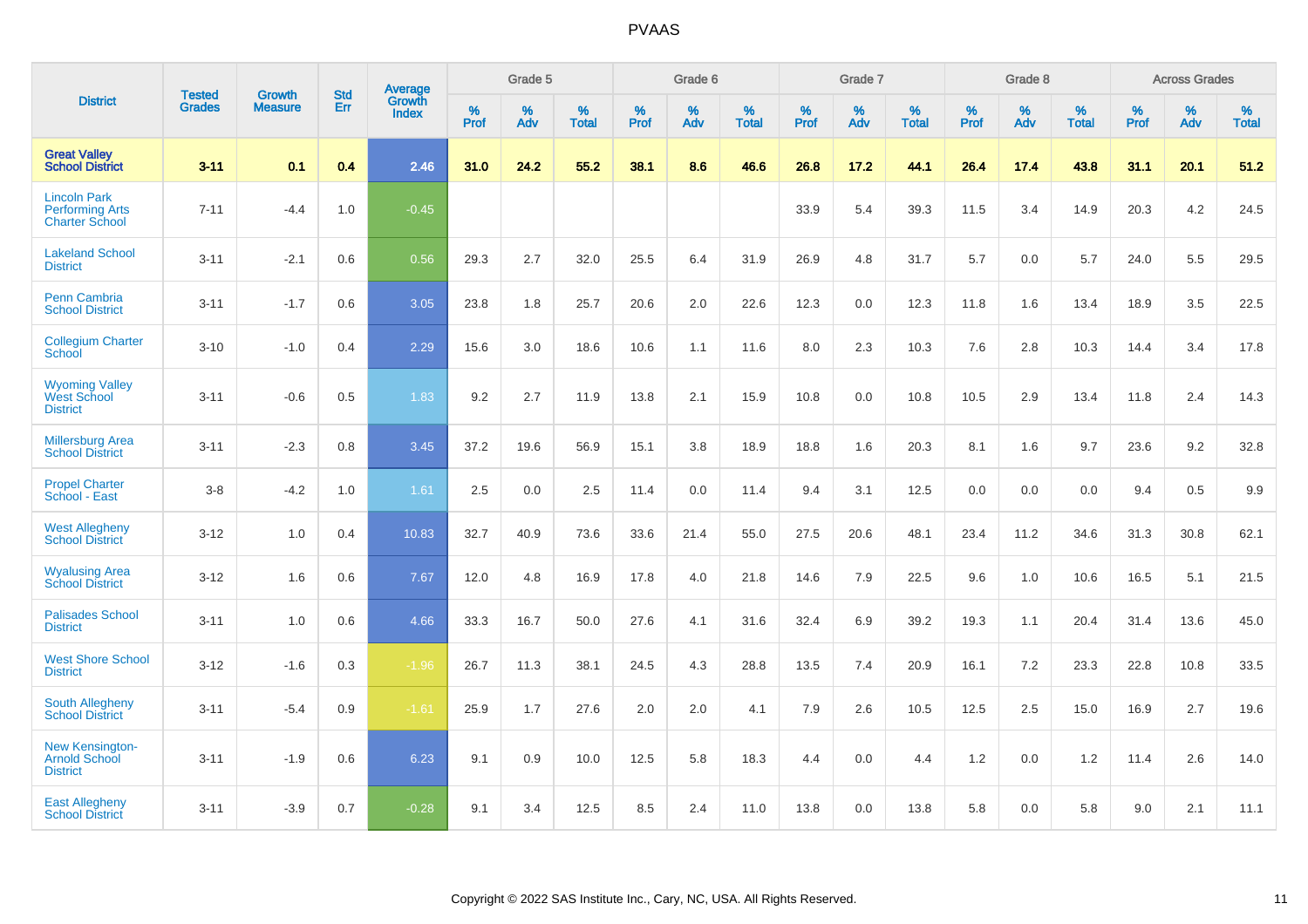# PVAAS

| District | Tested Grades | Growth Measure | Std Err | Average Growth Index | Grade 5 | | | Grade 6 | | | Grade 7 | | | Grade 8 | | | Across Grades | | |
|---|---|---|---|---|---|---|---|---|---|---|---|---|---|---|---|---|---|---|---|
| | | | | | % Prof | % Adv | % Total | % Prof | % Adv | % Total | % Prof | % Adv | % Total | % Prof | % Adv | % Total | % Prof | % Adv | % Total |
| **Great Valley School District** | **3-11** | **0.1** | **0.4** | **2.46** | **31.0** | **24.2** | **55.2** | **38.1** | **8.6** | **46.6** | **26.8** | **17.2** | **44.1** | **26.4** | **17.4** | **43.8** | **31.1** | **20.1** | **51.2** |
| Lincoln Park Performing Arts Charter School | 7-11 | -4.4 | 1.0 | -0.45 | | | | | | | 33.9 | 5.4 | 39.3 | 11.5 | 3.4 | 14.9 | 20.3 | 4.2 | 24.5 |
| Lakeland School District | 3-11 | -2.1 | 0.6 | 0.56 | 29.3 | 2.7 | 32.0 | 25.5 | 6.4 | 31.9 | 26.9 | 4.8 | 31.7 | 5.7 | 0.0 | 5.7 | 24.0 | 5.5 | 29.5 |
| Penn Cambria School District | 3-11 | -1.7 | 0.6 | 3.05 | 23.8 | 1.8 | 25.7 | 20.6 | 2.0 | 22.6 | 12.3 | 0.0 | 12.3 | 11.8 | 1.6 | 13.4 | 18.9 | 3.5 | 22.5 |
| Collegium Charter School | 3-10 | -1.0 | 0.4 | 2.29 | 15.6 | 3.0 | 18.6 | 10.6 | 1.1 | 11.6 | 8.0 | 2.3 | 10.3 | 7.6 | 2.8 | 10.3 | 14.4 | 3.4 | 17.8 |
| Wyoming Valley West School District | 3-11 | -0.6 | 0.5 | 1.83 | 9.2 | 2.7 | 11.9 | 13.8 | 2.1 | 15.9 | 10.8 | 0.0 | 10.8 | 10.5 | 2.9 | 13.4 | 11.8 | 2.4 | 14.3 |
| Millersburg Area School District | 3-11 | -2.3 | 0.8 | 3.45 | 37.2 | 19.6 | 56.9 | 15.1 | 3.8 | 18.9 | 18.8 | 1.6 | 20.3 | 8.1 | 1.6 | 9.7 | 23.6 | 9.2 | 32.8 |
| Propel Charter School - East | 3-8 | -4.2 | 1.0 | 1.61 | 2.5 | 0.0 | 2.5 | 11.4 | 0.0 | 11.4 | 9.4 | 3.1 | 12.5 | 0.0 | 0.0 | 0.0 | 9.4 | 0.5 | 9.9 |
| West Allegheny School District | 3-12 | 1.0 | 0.4 | 10.83 | 32.7 | 40.9 | 73.6 | 33.6 | 21.4 | 55.0 | 27.5 | 20.6 | 48.1 | 23.4 | 11.2 | 34.6 | 31.3 | 30.8 | 62.1 |
| Wyalusing Area School District | 3-12 | 1.6 | 0.6 | 7.67 | 12.0 | 4.8 | 16.9 | 17.8 | 4.0 | 21.8 | 14.6 | 7.9 | 22.5 | 9.6 | 1.0 | 10.6 | 16.5 | 5.1 | 21.5 |
| Palisades School District | 3-11 | 1.0 | 0.6 | 4.66 | 33.3 | 16.7 | 50.0 | 27.6 | 4.1 | 31.6 | 32.4 | 6.9 | 39.2 | 19.3 | 1.1 | 20.4 | 31.4 | 13.6 | 45.0 |
| West Shore School District | 3-12 | -1.6 | 0.3 | -1.96 | 26.7 | 11.3 | 38.1 | 24.5 | 4.3 | 28.8 | 13.5 | 7.4 | 20.9 | 16.1 | 7.2 | 23.3 | 22.8 | 10.8 | 33.5 |
| South Allegheny School District | 3-11 | -5.4 | 0.9 | -1.61 | 25.9 | 1.7 | 27.6 | 2.0 | 2.0 | 4.1 | 7.9 | 2.6 | 10.5 | 12.5 | 2.5 | 15.0 | 16.9 | 2.7 | 19.6 |
| New Kensington-Arnold School District | 3-11 | -1.9 | 0.6 | 6.23 | 9.1 | 0.9 | 10.0 | 12.5 | 5.8 | 18.3 | 4.4 | 0.0 | 4.4 | 1.2 | 0.0 | 1.2 | 11.4 | 2.6 | 14.0 |
| East Allegheny School District | 3-11 | -3.9 | 0.7 | -0.28 | 9.1 | 3.4 | 12.5 | 8.5 | 2.4 | 11.0 | 13.8 | 0.0 | 13.8 | 5.8 | 0.0 | 5.8 | 9.0 | 2.1 | 11.1 |

Copyright © 2022 SAS Institute Inc., Cary, NC, USA. All Rights Reserved.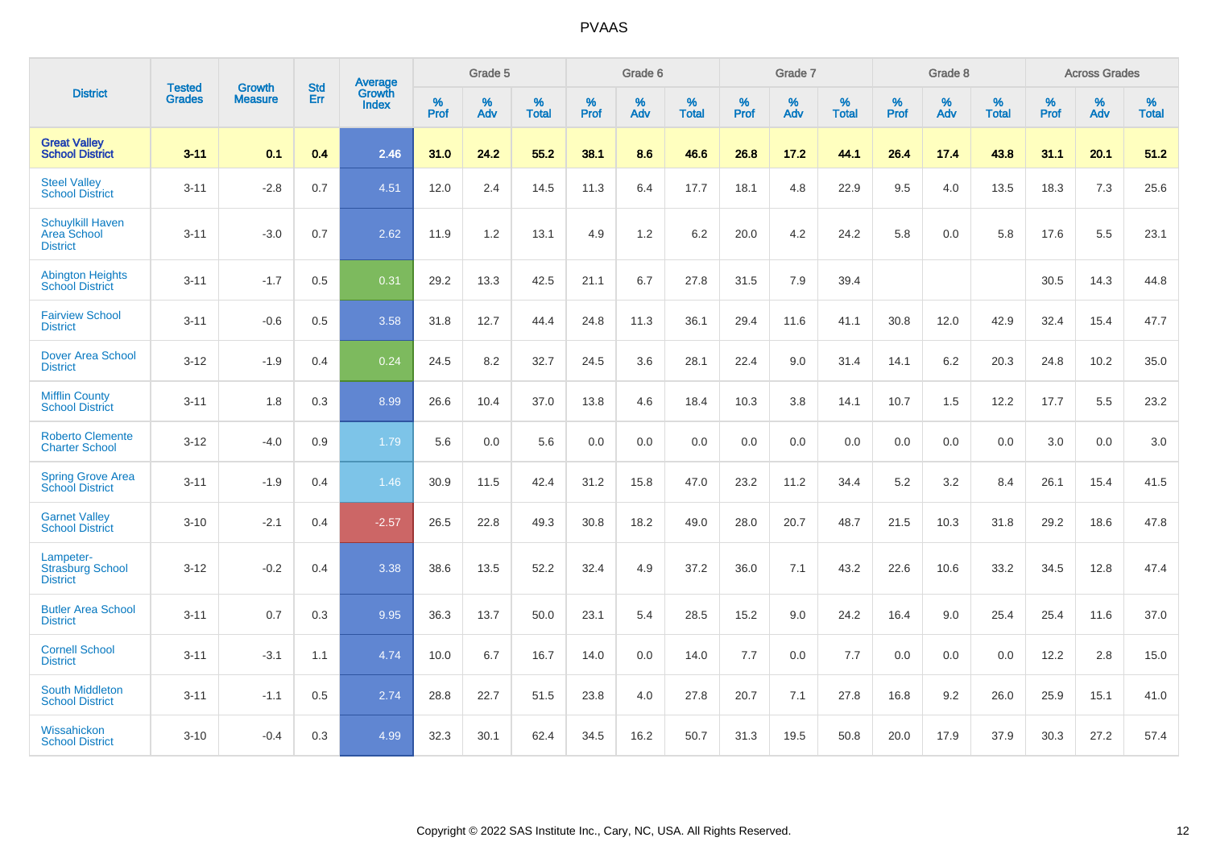| District | Tested Grades | Growth Measure | Std Err | Average Growth Index | Grade 5 | | | Grade 6 | | | Grade 7 | | | Grade 8 | | | Across Grades | | |
|---|---|---|---|---|---|---|---|---|---|---|---|---|---|---|---|---|---|---|---|
| | | | | | % Prof | % Adv | % Total | % Prof | % Adv | % Total | % Prof | % Adv | % Total | % Prof | % Adv | % Total | % Prof | % Adv | % Total |
| **Great Valley School District** | **3-11** | **0.1** | **0.4** | **2.46** | **31.0** | **24.2** | **55.2** | **38.1** | **8.6** | **46.6** | **26.8** | **17.2** | **44.1** | **26.4** | **17.4** | **43.8** | **31.1** | **20.1** | **51.2** |
| Steel Valley School District | 3-11 | -2.8 | 0.7 | 4.51 | 12.0 | 2.4 | 14.5 | 11.3 | 6.4 | 17.7 | 18.1 | 4.8 | 22.9 | 9.5 | 4.0 | 13.5 | 18.3 | 7.3 | 25.6 |
| Schuylkill Haven Area School District | 3-11 | -3.0 | 0.7 | 2.62 | 11.9 | 1.2 | 13.1 | 4.9 | 1.2 | 6.2 | 20.0 | 4.2 | 24.2 | 5.8 | 0.0 | 5.8 | 17.6 | 5.5 | 23.1 |
| Abington Heights School District | 3-11 | -1.7 | 0.5 | 0.31 | 29.2 | 13.3 | 42.5 | 21.1 | 6.7 | 27.8 | 31.5 | 7.9 | 39.4 | | | | 30.5 | 14.3 | 44.8 |
| Fairview School District | 3-11 | -0.6 | 0.5 | 3.58 | 31.8 | 12.7 | 44.4 | 24.8 | 11.3 | 36.1 | 29.4 | 11.6 | 41.1 | 30.8 | 12.0 | 42.9 | 32.4 | 15.4 | 47.7 |
| Dover Area School District | 3-12 | -1.9 | 0.4 | 0.24 | 24.5 | 8.2 | 32.7 | 24.5 | 3.6 | 28.1 | 22.4 | 9.0 | 31.4 | 14.1 | 6.2 | 20.3 | 24.8 | 10.2 | 35.0 |
| Mifflin County School District | 3-11 | 1.8 | 0.3 | 8.99 | 26.6 | 10.4 | 37.0 | 13.8 | 4.6 | 18.4 | 10.3 | 3.8 | 14.1 | 10.7 | 1.5 | 12.2 | 17.7 | 5.5 | 23.2 |
| Roberto Clemente Charter School | 3-12 | -4.0 | 0.9 | 1.79 | 5.6 | 0.0 | 5.6 | 0.0 | 0.0 | 0.0 | 0.0 | 0.0 | 0.0 | 0.0 | 0.0 | 0.0 | 3.0 | 0.0 | 3.0 |
| Spring Grove Area School District | 3-11 | -1.9 | 0.4 | 1.46 | 30.9 | 11.5 | 42.4 | 31.2 | 15.8 | 47.0 | 23.2 | 11.2 | 34.4 | 5.2 | 3.2 | 8.4 | 26.1 | 15.4 | 41.5 |
| Garnet Valley School District | 3-10 | -2.1 | 0.4 | -2.57 | 26.5 | 22.8 | 49.3 | 30.8 | 18.2 | 49.0 | 28.0 | 20.7 | 48.7 | 21.5 | 10.3 | 31.8 | 29.2 | 18.6 | 47.8 |
| Lampeter-Strasburg School District | 3-12 | -0.2 | 0.4 | 3.38 | 38.6 | 13.5 | 52.2 | 32.4 | 4.9 | 37.2 | 36.0 | 7.1 | 43.2 | 22.6 | 10.6 | 33.2 | 34.5 | 12.8 | 47.4 |
| Butler Area School District | 3-11 | 0.7 | 0.3 | 9.95 | 36.3 | 13.7 | 50.0 | 23.1 | 5.4 | 28.5 | 15.2 | 9.0 | 24.2 | 16.4 | 9.0 | 25.4 | 25.4 | 11.6 | 37.0 |
| Cornell School District | 3-11 | -3.1 | 1.1 | 4.74 | 10.0 | 6.7 | 16.7 | 14.0 | 0.0 | 14.0 | 7.7 | 0.0 | 7.7 | 0.0 | 0.0 | 0.0 | 12.2 | 2.8 | 15.0 |
| South Middleton School District | 3-11 | -1.1 | 0.5 | 2.74 | 28.8 | 22.7 | 51.5 | 23.8 | 4.0 | 27.8 | 20.7 | 7.1 | 27.8 | 16.8 | 9.2 | 26.0 | 25.9 | 15.1 | 41.0 |
| Wissahickon School District | 3-10 | -0.4 | 0.3 | 4.99 | 32.3 | 30.1 | 62.4 | 34.5 | 16.2 | 50.7 | 31.3 | 19.5 | 50.8 | 20.0 | 17.9 | 37.9 | 30.3 | 27.2 | 57.4 |

Copyright © 2022 SAS Institute Inc., Cary, NC, USA. All Rights Reserved.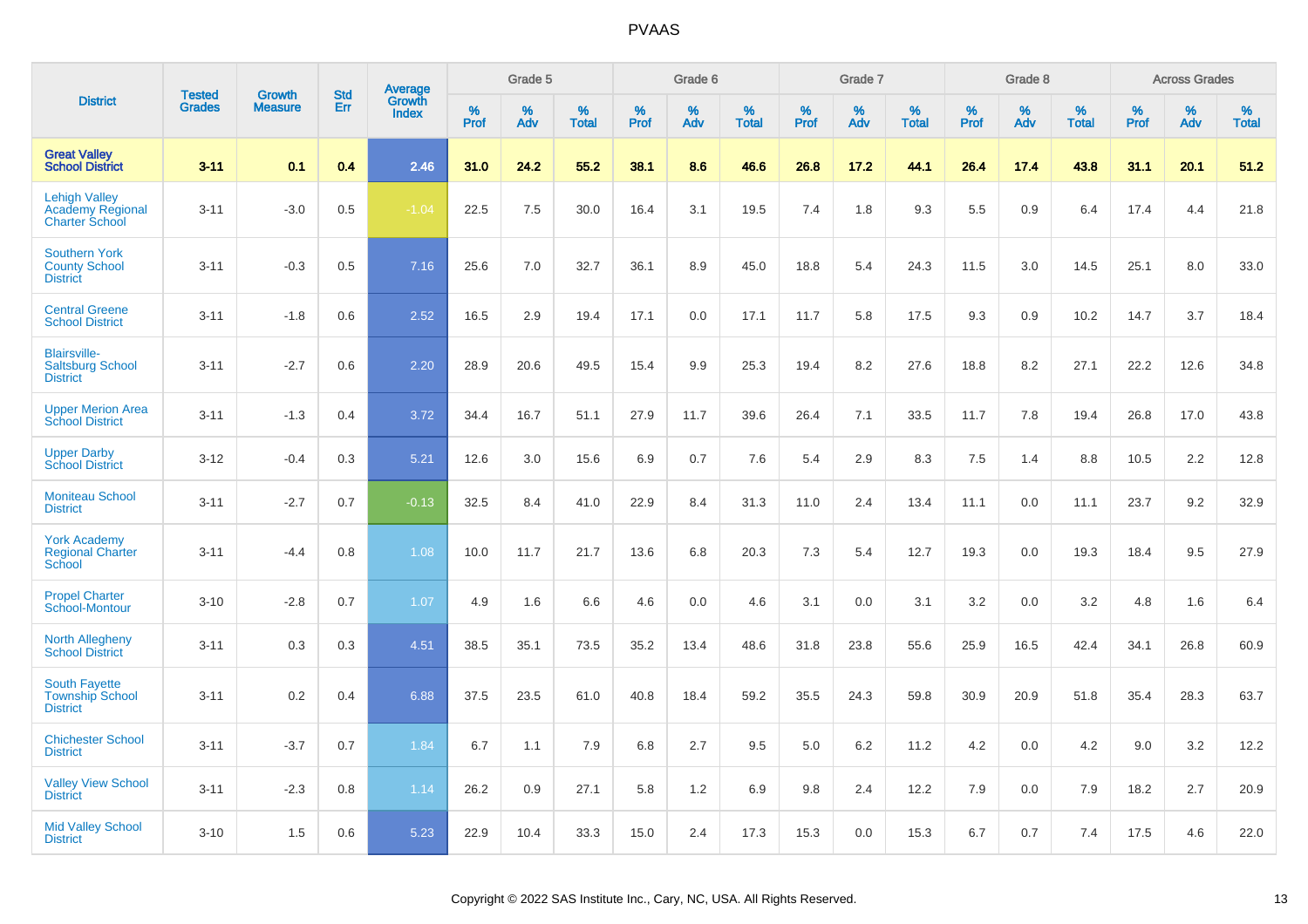| District | Tested Grades | Growth Measure | Std Err | Average Growth Index | Grade 5 | | | Grade 6 | | | Grade 7 | | | Grade 8 | | | Across Grades | | |
|---|---|---|---|---|---|---|---|---|---|---|---|---|---|---|---|---|---|---|---|
| | | | | | % Prof | % Adv | % Total | % Prof | % Adv | % Total | % Prof | % Adv | % Total | % Prof | % Adv | % Total | % Prof | % Adv | % Total |
| **Great Valley School District** | **3-11** | **0.1** | **0.4** | **2.46** | **31.0** | **24.2** | **55.2** | **38.1** | **8.6** | **46.6** | **26.8** | **17.2** | **44.1** | **26.4** | **17.4** | **43.8** | **31.1** | **20.1** | **51.2** |
| Lehigh Valley Academy Regional Charter School | 3-11 | -3.0 | 0.5 | -1.04 | 22.5 | 7.5 | 30.0 | 16.4 | 3.1 | 19.5 | 7.4 | 1.8 | 9.3 | 5.5 | 0.9 | 6.4 | 17.4 | 4.4 | 21.8 |
| Southern York County School District | 3-11 | -0.3 | 0.5 | 7.16 | 25.6 | 7.0 | 32.7 | 36.1 | 8.9 | 45.0 | 18.8 | 5.4 | 24.3 | 11.5 | 3.0 | 14.5 | 25.1 | 8.0 | 33.0 |
| Central Greene School District | 3-11 | -1.8 | 0.6 | 2.52 | 16.5 | 2.9 | 19.4 | 17.1 | 0.0 | 17.1 | 11.7 | 5.8 | 17.5 | 9.3 | 0.9 | 10.2 | 14.7 | 3.7 | 18.4 |
| Blairsville-Saltsburg School District | 3-11 | -2.7 | 0.6 | 2.20 | 28.9 | 20.6 | 49.5 | 15.4 | 9.9 | 25.3 | 19.4 | 8.2 | 27.6 | 18.8 | 8.2 | 27.1 | 22.2 | 12.6 | 34.8 |
| Upper Merion Area School District | 3-11 | -1.3 | 0.4 | 3.72 | 34.4 | 16.7 | 51.1 | 27.9 | 11.7 | 39.6 | 26.4 | 7.1 | 33.5 | 11.7 | 7.8 | 19.4 | 26.8 | 17.0 | 43.8 |
| Upper Darby School District | 3-12 | -0.4 | 0.3 | 5.21 | 12.6 | 3.0 | 15.6 | 6.9 | 0.7 | 7.6 | 5.4 | 2.9 | 8.3 | 7.5 | 1.4 | 8.8 | 10.5 | 2.2 | 12.8 |
| Moniteau School District | 3-11 | -2.7 | 0.7 | -0.13 | 32.5 | 8.4 | 41.0 | 22.9 | 8.4 | 31.3 | 11.0 | 2.4 | 13.4 | 11.1 | 0.0 | 11.1 | 23.7 | 9.2 | 32.9 |
| York Academy Regional Charter School | 3-11 | -4.4 | 0.8 | 1.08 | 10.0 | 11.7 | 21.7 | 13.6 | 6.8 | 20.3 | 7.3 | 5.4 | 12.7 | 19.3 | 0.0 | 19.3 | 18.4 | 9.5 | 27.9 |
| Propel Charter School-Montour | 3-10 | -2.8 | 0.7 | 1.07 | 4.9 | 1.6 | 6.6 | 4.6 | 0.0 | 4.6 | 3.1 | 0.0 | 3.1 | 3.2 | 0.0 | 3.2 | 4.8 | 1.6 | 6.4 |
| North Allegheny School District | 3-11 | 0.3 | 0.3 | 4.51 | 38.5 | 35.1 | 73.5 | 35.2 | 13.4 | 48.6 | 31.8 | 23.8 | 55.6 | 25.9 | 16.5 | 42.4 | 34.1 | 26.8 | 60.9 |
| South Fayette Township School District | 3-11 | 0.2 | 0.4 | 6.88 | 37.5 | 23.5 | 61.0 | 40.8 | 18.4 | 59.2 | 35.5 | 24.3 | 59.8 | 30.9 | 20.9 | 51.8 | 35.4 | 28.3 | 63.7 |
| Chichester School District | 3-11 | -3.7 | 0.7 | 1.84 | 6.7 | 1.1 | 7.9 | 6.8 | 2.7 | 9.5 | 5.0 | 6.2 | 11.2 | 4.2 | 0.0 | 4.2 | 9.0 | 3.2 | 12.2 |
| Valley View School District | 3-11 | -2.3 | 0.8 | 1.14 | 26.2 | 0.9 | 27.1 | 5.8 | 1.2 | 6.9 | 9.8 | 2.4 | 12.2 | 7.9 | 0.0 | 7.9 | 18.2 | 2.7 | 20.9 |
| Mid Valley School District | 3-10 | 1.5 | 0.6 | 5.23 | 22.9 | 10.4 | 33.3 | 15.0 | 2.4 | 17.3 | 15.3 | 0.0 | 15.3 | 6.7 | 0.7 | 7.4 | 17.5 | 4.6 | 22.0 |

Copyright © 2022 SAS Institute Inc., Cary, NC, USA. All Rights Reserved.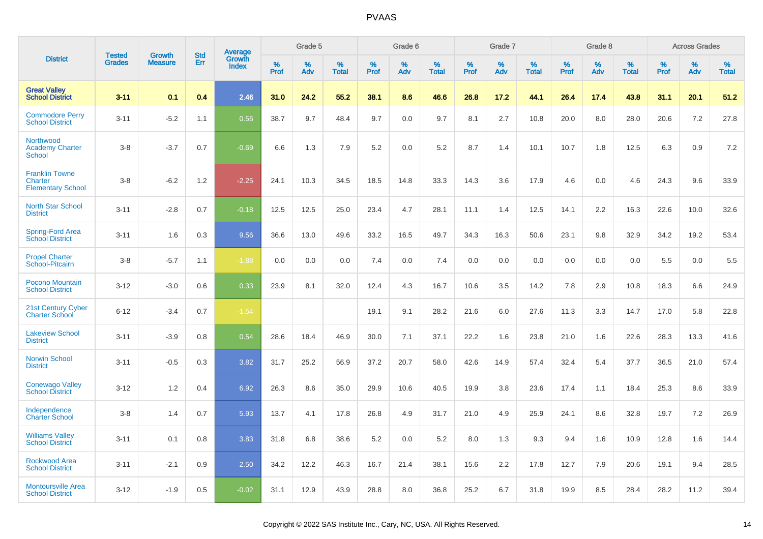| District | Tested Grades | Growth Measure | Std Err | Average Growth Index | Grade 5 | | | Grade 6 | | | Grade 7 | | | Grade 8 | | | Across Grades | | |
|---|---|---|---|---|---|---|---|---|---|---|---|---|---|---|---|---|---|---|---|
| | | | | | % Prof | % Adv | % Total | % Prof | % Adv | % Total | % Prof | % Adv | % Total | % Prof | % Adv | % Total | % Prof | % Adv | % Total |
| **Great Valley School District** | **3-11** | **0.1** | **0.4** | **2.46** | **31.0** | **24.2** | **55.2** | **38.1** | **8.6** | **46.6** | **26.8** | **17.2** | **44.1** | **26.4** | **17.4** | **43.8** | **31.1** | **20.1** | **51.2** |
| Commodore Perry School District | 3-11 | -5.2 | 1.1 | 0.56 | 38.7 | 9.7 | 48.4 | 9.7 | 0.0 | 9.7 | 8.1 | 2.7 | 10.8 | 20.0 | 8.0 | 28.0 | 20.6 | 7.2 | 27.8 |
| Northwood Academy Charter School | 3-8 | -3.7 | 0.7 | -0.69 | 6.6 | 1.3 | 7.9 | 5.2 | 0.0 | 5.2 | 8.7 | 1.4 | 10.1 | 10.7 | 1.8 | 12.5 | 6.3 | 0.9 | 7.2 |
| Franklin Towne Charter Elementary School | 3-8 | -6.2 | 1.2 | -2.25 | 24.1 | 10.3 | 34.5 | 18.5 | 14.8 | 33.3 | 14.3 | 3.6 | 17.9 | 4.6 | 0.0 | 4.6 | 24.3 | 9.6 | 33.9 |
| North Star School District | 3-11 | -2.8 | 0.7 | -0.18 | 12.5 | 12.5 | 25.0 | 23.4 | 4.7 | 28.1 | 11.1 | 1.4 | 12.5 | 14.1 | 2.2 | 16.3 | 22.6 | 10.0 | 32.6 |
| Spring-Ford Area School District | 3-11 | 1.6 | 0.3 | 9.56 | 36.6 | 13.0 | 49.6 | 33.2 | 16.5 | 49.7 | 34.3 | 16.3 | 50.6 | 23.1 | 9.8 | 32.9 | 34.2 | 19.2 | 53.4 |
| Propel Charter School-Pitcairn | 3-8 | -5.7 | 1.1 | -1.88 | 0.0 | 0.0 | 0.0 | 7.4 | 0.0 | 7.4 | 0.0 | 0.0 | 0.0 | 0.0 | 0.0 | 0.0 | 5.5 | 0.0 | 5.5 |
| Pocono Mountain School District | 3-12 | -3.0 | 0.6 | 0.33 | 23.9 | 8.1 | 32.0 | 12.4 | 4.3 | 16.7 | 10.6 | 3.5 | 14.2 | 7.8 | 2.9 | 10.8 | 18.3 | 6.6 | 24.9 |
| 21st Century Cyber Charter School | 6-12 | -3.4 | 0.7 | -1.54 | | | | 19.1 | 9.1 | 28.2 | 21.6 | 6.0 | 27.6 | 11.3 | 3.3 | 14.7 | 17.0 | 5.8 | 22.8 |
| Lakeview School District | 3-11 | -3.9 | 0.8 | 0.54 | 28.6 | 18.4 | 46.9 | 30.0 | 7.1 | 37.1 | 22.2 | 1.6 | 23.8 | 21.0 | 1.6 | 22.6 | 28.3 | 13.3 | 41.6 |
| Norwin School District | 3-11 | -0.5 | 0.3 | 3.82 | 31.7 | 25.2 | 56.9 | 37.2 | 20.7 | 58.0 | 42.6 | 14.9 | 57.4 | 32.4 | 5.4 | 37.7 | 36.5 | 21.0 | 57.4 |
| Conewago Valley School District | 3-12 | 1.2 | 0.4 | 6.92 | 26.3 | 8.6 | 35.0 | 29.9 | 10.6 | 40.5 | 19.9 | 3.8 | 23.6 | 17.4 | 1.1 | 18.4 | 25.3 | 8.6 | 33.9 |
| Independence Charter School | 3-8 | 1.4 | 0.7 | 5.93 | 13.7 | 4.1 | 17.8 | 26.8 | 4.9 | 31.7 | 21.0 | 4.9 | 25.9 | 24.1 | 8.6 | 32.8 | 19.7 | 7.2 | 26.9 |
| Williams Valley School District | 3-11 | 0.1 | 0.8 | 3.83 | 31.8 | 6.8 | 38.6 | 5.2 | 0.0 | 5.2 | 8.0 | 1.3 | 9.3 | 9.4 | 1.6 | 10.9 | 12.8 | 1.6 | 14.4 |
| Rockwood Area School District | 3-11 | -2.1 | 0.9 | 2.50 | 34.2 | 12.2 | 46.3 | 16.7 | 21.4 | 38.1 | 15.6 | 2.2 | 17.8 | 12.7 | 7.9 | 20.6 | 19.1 | 9.4 | 28.5 |
| Montoursville Area School District | 3-12 | -1.9 | 0.5 | -0.02 | 31.1 | 12.9 | 43.9 | 28.8 | 8.0 | 36.8 | 25.2 | 6.7 | 31.8 | 19.9 | 8.5 | 28.4 | 28.2 | 11.2 | 39.4 |

Copyright © 2022 SAS Institute Inc., Cary, NC, USA. All Rights Reserved.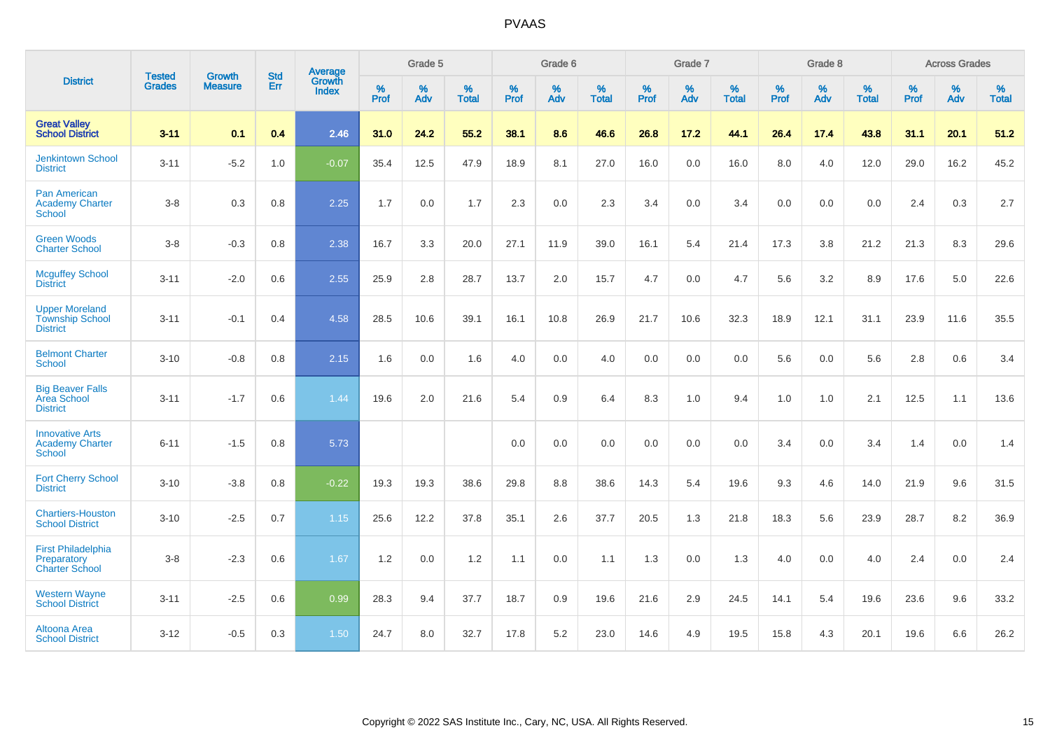# PVAAS

| District | Tested Grades | Growth Measure | Std Err | Average Growth Index | Grade 5 | | | Grade 6 | | | Grade 7 | | | Grade 8 | | | Across Grades | | |
|---|---|---|---|---|---|---|---|---|---|---|---|---|---|---|---|---|---|---|---|
| | | | | | % Prof | % Adv | % Total | % Prof | % Adv | % Total | % Prof | % Adv | % Total | % Prof | % Adv | % Total | % Prof | % Adv | % Total |
| **Great Valley School District** | **3-11** | **0.1** | **0.4** | **2.46** | **31.0** | **24.2** | **55.2** | **38.1** | **8.6** | **46.6** | **26.8** | **17.2** | **44.1** | **26.4** | **17.4** | **43.8** | **31.1** | **20.1** | **51.2** |
| Jenkintown School District | 3-11 | -5.2 | 1.0 | -0.07 | 35.4 | 12.5 | 47.9 | 18.9 | 8.1 | 27.0 | 16.0 | 0.0 | 16.0 | 8.0 | 4.0 | 12.0 | 29.0 | 16.2 | 45.2 |
| Pan American Academy Charter School | 3-8 | 0.3 | 0.8 | 2.25 | 1.7 | 0.0 | 1.7 | 2.3 | 0.0 | 2.3 | 3.4 | 0.0 | 3.4 | 0.0 | 0.0 | 0.0 | 2.4 | 0.3 | 2.7 |
| Green Woods Charter School | 3-8 | -0.3 | 0.8 | 2.38 | 16.7 | 3.3 | 20.0 | 27.1 | 11.9 | 39.0 | 16.1 | 5.4 | 21.4 | 17.3 | 3.8 | 21.2 | 21.3 | 8.3 | 29.6 |
| Mcguffey School District | 3-11 | -2.0 | 0.6 | 2.55 | 25.9 | 2.8 | 28.7 | 13.7 | 2.0 | 15.7 | 4.7 | 0.0 | 4.7 | 5.6 | 3.2 | 8.9 | 17.6 | 5.0 | 22.6 |
| Upper Moreland Township School District | 3-11 | -0.1 | 0.4 | 4.58 | 28.5 | 10.6 | 39.1 | 16.1 | 10.8 | 26.9 | 21.7 | 10.6 | 32.3 | 18.9 | 12.1 | 31.1 | 23.9 | 11.6 | 35.5 |
| Belmont Charter School | 3-10 | -0.8 | 0.8 | 2.15 | 1.6 | 0.0 | 1.6 | 4.0 | 0.0 | 4.0 | 0.0 | 0.0 | 0.0 | 5.6 | 0.0 | 5.6 | 2.8 | 0.6 | 3.4 |
| Big Beaver Falls Area School District | 3-11 | -1.7 | 0.6 | 1.44 | 19.6 | 2.0 | 21.6 | 5.4 | 0.9 | 6.4 | 8.3 | 1.0 | 9.4 | 1.0 | 1.0 | 2.1 | 12.5 | 1.1 | 13.6 |
| Innovative Arts Academy Charter School | 6-11 | -1.5 | 0.8 | 5.73 | | | | 0.0 | 0.0 | 0.0 | 0.0 | 0.0 | 0.0 | 3.4 | 0.0 | 3.4 | 1.4 | 0.0 | 1.4 |
| Fort Cherry School District | 3-10 | -3.8 | 0.8 | -0.22 | 19.3 | 19.3 | 38.6 | 29.8 | 8.8 | 38.6 | 14.3 | 5.4 | 19.6 | 9.3 | 4.6 | 14.0 | 21.9 | 9.6 | 31.5 |
| Chartiers-Houston School District | 3-10 | -2.5 | 0.7 | 1.15 | 25.6 | 12.2 | 37.8 | 35.1 | 2.6 | 37.7 | 20.5 | 1.3 | 21.8 | 18.3 | 5.6 | 23.9 | 28.7 | 8.2 | 36.9 |
| First Philadelphia Preparatory Charter School | 3-8 | -2.3 | 0.6 | 1.67 | 1.2 | 0.0 | 1.2 | 1.1 | 0.0 | 1.1 | 1.3 | 0.0 | 1.3 | 4.0 | 0.0 | 4.0 | 2.4 | 0.0 | 2.4 |
| Western Wayne School District | 3-11 | -2.5 | 0.6 | 0.99 | 28.3 | 9.4 | 37.7 | 18.7 | 0.9 | 19.6 | 21.6 | 2.9 | 24.5 | 14.1 | 5.4 | 19.6 | 23.6 | 9.6 | 33.2 |
| Altoona Area School District | 3-12 | -0.5 | 0.3 | 1.50 | 24.7 | 8.0 | 32.7 | 17.8 | 5.2 | 23.0 | 14.6 | 4.9 | 19.5 | 15.8 | 4.3 | 20.1 | 19.6 | 6.6 | 26.2 |

Copyright © 2022 SAS Institute Inc., Cary, NC, USA. All Rights Reserved.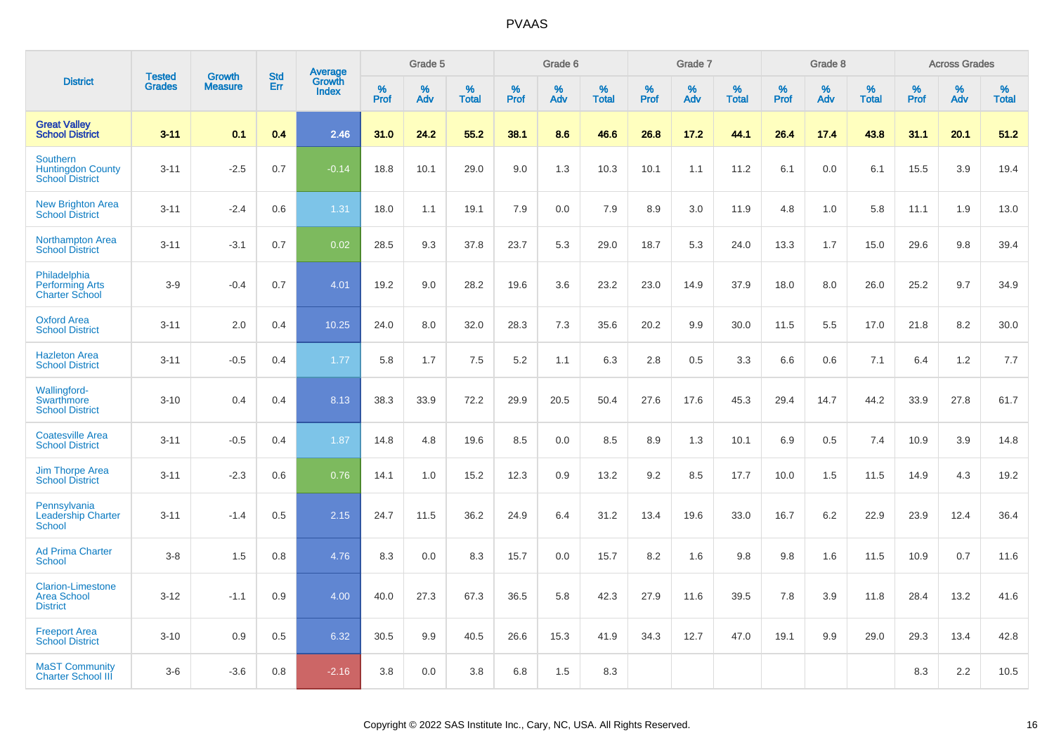| District | Tested Grades | Growth Measure | Std Err | Average Growth Index | Grade 5 | | | Grade 6 | | | Grade 7 | | | Grade 8 | | | Across Grades | | |
|---|---|---|---|---|---|---|---|---|---|---|---|---|---|---|---|---|---|---|---|
| | | | | | % Prof | % Adv | % Total | % Prof | % Adv | % Total | % Prof | % Adv | % Total | % Prof | % Adv | % Total | % Prof | % Adv | % Total |
| **Great Valley School District** | **3-11** | **0.1** | **0.4** | **2.46** | **31.0** | **24.2** | **55.2** | **38.1** | **8.6** | **46.6** | **26.8** | **17.2** | **44.1** | **26.4** | **17.4** | **43.8** | **31.1** | **20.1** | **51.2** |
| Southern Huntingdon County School District | 3-11 | -2.5 | 0.7 | -0.14 | 18.8 | 10.1 | 29.0 | 9.0 | 1.3 | 10.3 | 10.1 | 1.1 | 11.2 | 6.1 | 0.0 | 6.1 | 15.5 | 3.9 | 19.4 |
| New Brighton Area School District | 3-11 | -2.4 | 0.6 | 1.31 | 18.0 | 1.1 | 19.1 | 7.9 | 0.0 | 7.9 | 8.9 | 3.0 | 11.9 | 4.8 | 1.0 | 5.8 | 11.1 | 1.9 | 13.0 |
| Northampton Area School District | 3-11 | -3.1 | 0.7 | 0.02 | 28.5 | 9.3 | 37.8 | 23.7 | 5.3 | 29.0 | 18.7 | 5.3 | 24.0 | 13.3 | 1.7 | 15.0 | 29.6 | 9.8 | 39.4 |
| Philadelphia Performing Arts Charter School | 3-9 | -0.4 | 0.7 | 4.01 | 19.2 | 9.0 | 28.2 | 19.6 | 3.6 | 23.2 | 23.0 | 14.9 | 37.9 | 18.0 | 8.0 | 26.0 | 25.2 | 9.7 | 34.9 |
| Oxford Area School District | 3-11 | 2.0 | 0.4 | 10.25 | 24.0 | 8.0 | 32.0 | 28.3 | 7.3 | 35.6 | 20.2 | 9.9 | 30.0 | 11.5 | 5.5 | 17.0 | 21.8 | 8.2 | 30.0 |
| Hazleton Area School District | 3-11 | -0.5 | 0.4 | 1.77 | 5.8 | 1.7 | 7.5 | 5.2 | 1.1 | 6.3 | 2.8 | 0.5 | 3.3 | 6.6 | 0.6 | 7.1 | 6.4 | 1.2 | 7.7 |
| Wallingford-Swarthmore School District | 3-10 | 0.4 | 0.4 | 8.13 | 38.3 | 33.9 | 72.2 | 29.9 | 20.5 | 50.4 | 27.6 | 17.6 | 45.3 | 29.4 | 14.7 | 44.2 | 33.9 | 27.8 | 61.7 |
| Coatesville Area School District | 3-11 | -0.5 | 0.4 | 1.87 | 14.8 | 4.8 | 19.6 | 8.5 | 0.0 | 8.5 | 8.9 | 1.3 | 10.1 | 6.9 | 0.5 | 7.4 | 10.9 | 3.9 | 14.8 |
| Jim Thorpe Area School District | 3-11 | -2.3 | 0.6 | 0.76 | 14.1 | 1.0 | 15.2 | 12.3 | 0.9 | 13.2 | 9.2 | 8.5 | 17.7 | 10.0 | 1.5 | 11.5 | 14.9 | 4.3 | 19.2 |
| Pennsylvania Leadership Charter School | 3-11 | -1.4 | 0.5 | 2.15 | 24.7 | 11.5 | 36.2 | 24.9 | 6.4 | 31.2 | 13.4 | 19.6 | 33.0 | 16.7 | 6.2 | 22.9 | 23.9 | 12.4 | 36.4 |
| Ad Prima Charter School | 3-8 | 1.5 | 0.8 | 4.76 | 8.3 | 0.0 | 8.3 | 15.7 | 0.0 | 15.7 | 8.2 | 1.6 | 9.8 | 9.8 | 1.6 | 11.5 | 10.9 | 0.7 | 11.6 |
| Clarion-Limestone Area School District | 3-12 | -1.1 | 0.9 | 4.00 | 40.0 | 27.3 | 67.3 | 36.5 | 5.8 | 42.3 | 27.9 | 11.6 | 39.5 | 7.8 | 3.9 | 11.8 | 28.4 | 13.2 | 41.6 |
| Freeport Area School District | 3-10 | 0.9 | 0.5 | 6.32 | 30.5 | 9.9 | 40.5 | 26.6 | 15.3 | 41.9 | 34.3 | 12.7 | 47.0 | 19.1 | 9.9 | 29.0 | 29.3 | 13.4 | 42.8 |
| MaST Community Charter School III | 3-6 | -3.6 | 0.8 | -2.16 | 3.8 | 0.0 | 3.8 | 6.8 | 1.5 | 8.3 | | | | | | | 8.3 | 2.2 | 10.5 |

Copyright © 2022 SAS Institute Inc., Cary, NC, USA. All Rights Reserved.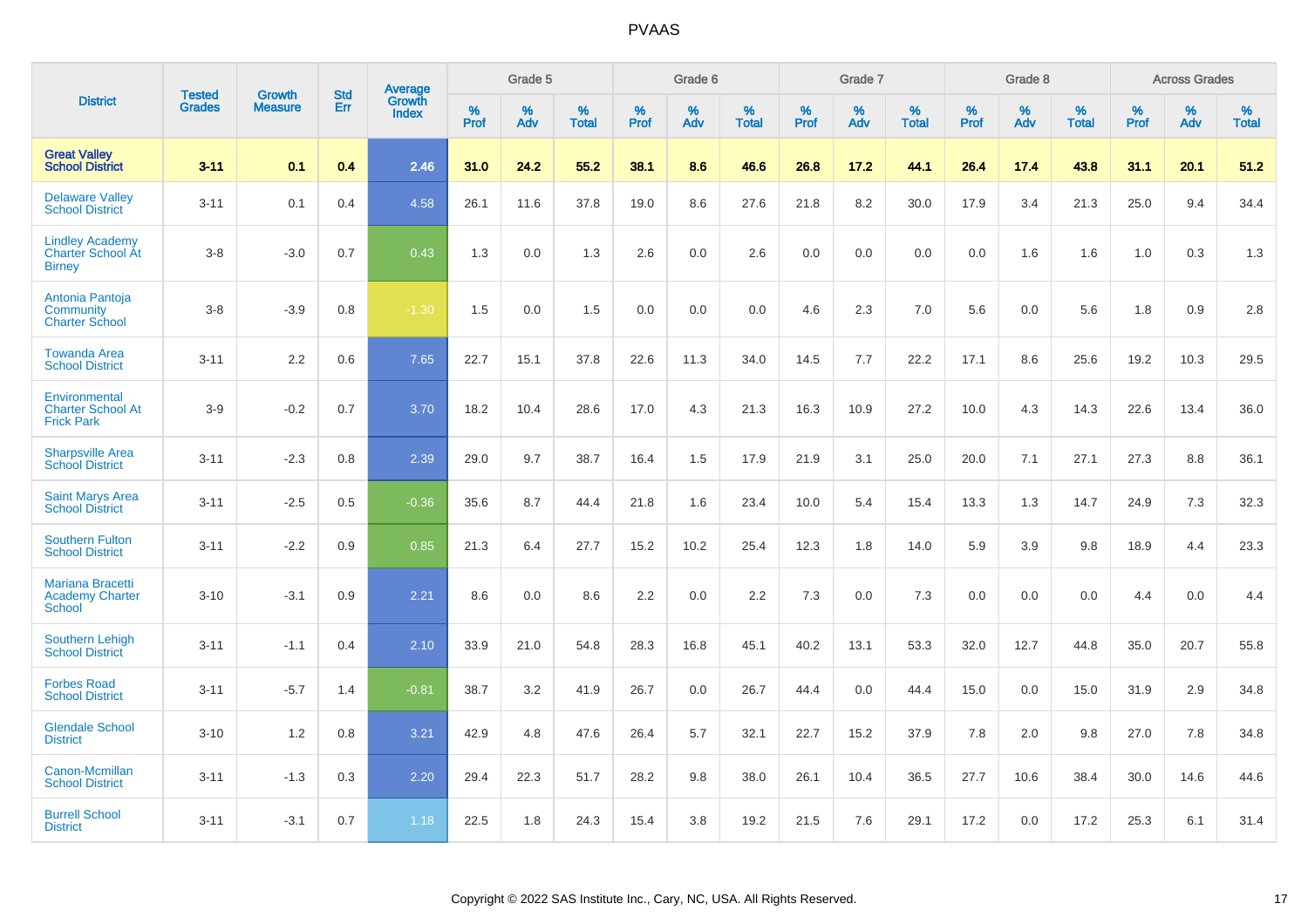| District | Tested Grades | Growth Measure | Std Err | Average Growth Index | Grade 5 | | | Grade 6 | | | Grade 7 | | | Grade 8 | | | Across Grades | | |
|---|---|---|---|---|---|---|---|---|---|---|---|---|---|---|---|---|---|---|---|
| | | | | | % Prof | % Adv | % Total | % Prof | % Adv | % Total | % Prof | % Adv | % Total | % Prof | % Adv | % Total | % Prof | % Adv | % Total |
| **Great Valley School District** | **3-11** | **0.1** | **0.4** | **2.46** | **31.0** | **24.2** | **55.2** | **38.1** | **8.6** | **46.6** | **26.8** | **17.2** | **44.1** | **26.4** | **17.4** | **43.8** | **31.1** | **20.1** | **51.2** |
| Delaware Valley School District | 3-11 | 0.1 | 0.4 | 4.58 | 26.1 | 11.6 | 37.8 | 19.0 | 8.6 | 27.6 | 21.8 | 8.2 | 30.0 | 17.9 | 3.4 | 21.3 | 25.0 | 9.4 | 34.4 |
| Lindley Academy Charter School At Birney | 3-8 | -3.0 | 0.7 | 0.43 | 1.3 | 0.0 | 1.3 | 2.6 | 0.0 | 2.6 | 0.0 | 0.0 | 0.0 | 0.0 | 1.6 | 1.6 | 1.0 | 0.3 | 1.3 |
| Antonia Pantoja Community Charter School | 3-8 | -3.9 | 0.8 | -1.30 | 1.5 | 0.0 | 1.5 | 0.0 | 0.0 | 0.0 | 4.6 | 2.3 | 7.0 | 5.6 | 0.0 | 5.6 | 1.8 | 0.9 | 2.8 |
| Towanda Area School District | 3-11 | 2.2 | 0.6 | 7.65 | 22.7 | 15.1 | 37.8 | 22.6 | 11.3 | 34.0 | 14.5 | 7.7 | 22.2 | 17.1 | 8.6 | 25.6 | 19.2 | 10.3 | 29.5 |
| Environmental Charter School At Frick Park | 3-9 | -0.2 | 0.7 | 3.70 | 18.2 | 10.4 | 28.6 | 17.0 | 4.3 | 21.3 | 16.3 | 10.9 | 27.2 | 10.0 | 4.3 | 14.3 | 22.6 | 13.4 | 36.0 |
| Sharpsville Area School District | 3-11 | -2.3 | 0.8 | 2.39 | 29.0 | 9.7 | 38.7 | 16.4 | 1.5 | 17.9 | 21.9 | 3.1 | 25.0 | 20.0 | 7.1 | 27.1 | 27.3 | 8.8 | 36.1 |
| Saint Marys Area School District | 3-11 | -2.5 | 0.5 | -0.36 | 35.6 | 8.7 | 44.4 | 21.8 | 1.6 | 23.4 | 10.0 | 5.4 | 15.4 | 13.3 | 1.3 | 14.7 | 24.9 | 7.3 | 32.3 |
| Southern Fulton School District | 3-11 | -2.2 | 0.9 | 0.85 | 21.3 | 6.4 | 27.7 | 15.2 | 10.2 | 25.4 | 12.3 | 1.8 | 14.0 | 5.9 | 3.9 | 9.8 | 18.9 | 4.4 | 23.3 |
| Mariana Bracetti Academy Charter School | 3-10 | -3.1 | 0.9 | 2.21 | 8.6 | 0.0 | 8.6 | 2.2 | 0.0 | 2.2 | 7.3 | 0.0 | 7.3 | 0.0 | 0.0 | 0.0 | 4.4 | 0.0 | 4.4 |
| Southern Lehigh School District | 3-11 | -1.1 | 0.4 | 2.10 | 33.9 | 21.0 | 54.8 | 28.3 | 16.8 | 45.1 | 40.2 | 13.1 | 53.3 | 32.0 | 12.7 | 44.8 | 35.0 | 20.7 | 55.8 |
| Forbes Road School District | 3-11 | -5.7 | 1.4 | -0.81 | 38.7 | 3.2 | 41.9 | 26.7 | 0.0 | 26.7 | 44.4 | 0.0 | 44.4 | 15.0 | 0.0 | 15.0 | 31.9 | 2.9 | 34.8 |
| Glendale School District | 3-10 | 1.2 | 0.8 | 3.21 | 42.9 | 4.8 | 47.6 | 26.4 | 5.7 | 32.1 | 22.7 | 15.2 | 37.9 | 7.8 | 2.0 | 9.8 | 27.0 | 7.8 | 34.8 |
| Canon-Mcmillan School District | 3-11 | -1.3 | 0.3 | 2.20 | 29.4 | 22.3 | 51.7 | 28.2 | 9.8 | 38.0 | 26.1 | 10.4 | 36.5 | 27.7 | 10.6 | 38.4 | 30.0 | 14.6 | 44.6 |
| Burrell School District | 3-11 | -3.1 | 0.7 | 1.18 | 22.5 | 1.8 | 24.3 | 15.4 | 3.8 | 19.2 | 21.5 | 7.6 | 29.1 | 17.2 | 0.0 | 17.2 | 25.3 | 6.1 | 31.4 |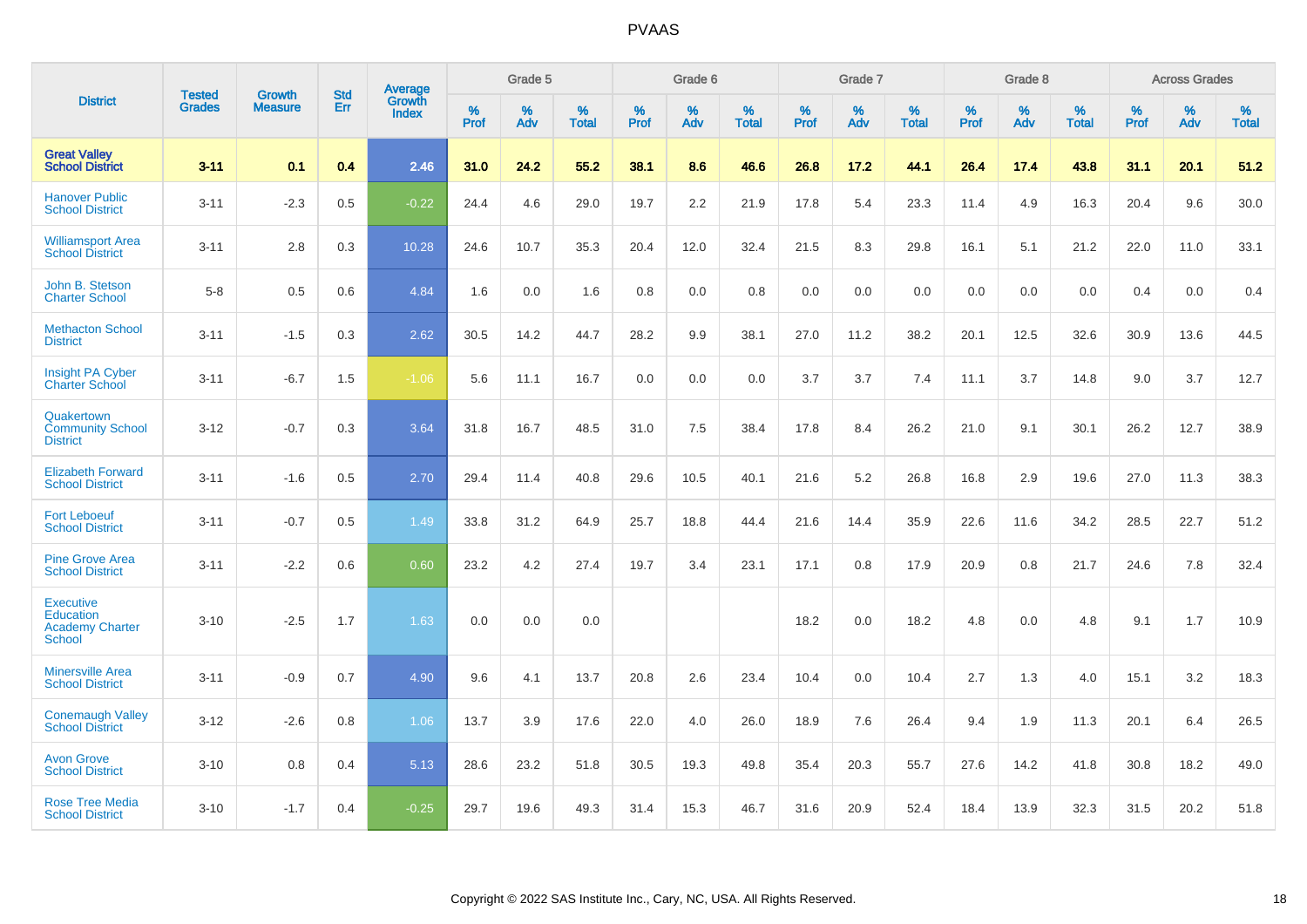# PVAAS

| District | Tested Grades | Growth Measure | Std Err | Average Growth Index | Grade 5 | | | Grade 6 | | | Grade 7 | | | Grade 8 | | | Across Grades | | |
|---|---|---|---|---|---|---|---|---|---|---|---|---|---|---|---|---|---|---|---|
| | | | | | % Prof | % Adv | % Total | % Prof | % Adv | % Total | % Prof | % Adv | % Total | % Prof | % Adv | % Total | % Prof | % Adv | % Total |
| **Great Valley School District** | **3-11** | **0.1** | **0.4** | **2.46** | **31.0** | **24.2** | **55.2** | **38.1** | **8.6** | **46.6** | **26.8** | **17.2** | **44.1** | **26.4** | **17.4** | **43.8** | **31.1** | **20.1** | **51.2** |
| Hanover Public School District | 3-11 | -2.3 | 0.5 | -0.22 | 24.4 | 4.6 | 29.0 | 19.7 | 2.2 | 21.9 | 17.8 | 5.4 | 23.3 | 11.4 | 4.9 | 16.3 | 20.4 | 9.6 | 30.0 |
| Williamsport Area School District | 3-11 | 2.8 | 0.3 | 10.28 | 24.6 | 10.7 | 35.3 | 20.4 | 12.0 | 32.4 | 21.5 | 8.3 | 29.8 | 16.1 | 5.1 | 21.2 | 22.0 | 11.0 | 33.1 |
| John B. Stetson Charter School | 5-8 | 0.5 | 0.6 | 4.84 | 1.6 | 0.0 | 1.6 | 0.8 | 0.0 | 0.8 | 0.0 | 0.0 | 0.0 | 0.0 | 0.0 | 0.0 | 0.4 | 0.0 | 0.4 |
| Methacton School District | 3-11 | -1.5 | 0.3 | 2.62 | 30.5 | 14.2 | 44.7 | 28.2 | 9.9 | 38.1 | 27.0 | 11.2 | 38.2 | 20.1 | 12.5 | 32.6 | 30.9 | 13.6 | 44.5 |
| Insight PA Cyber Charter School | 3-11 | -6.7 | 1.5 | -1.06 | 5.6 | 11.1 | 16.7 | 0.0 | 0.0 | 0.0 | 3.7 | 3.7 | 7.4 | 11.1 | 3.7 | 14.8 | 9.0 | 3.7 | 12.7 |
| Quakertown Community School District | 3-12 | -0.7 | 0.3 | 3.64 | 31.8 | 16.7 | 48.5 | 31.0 | 7.5 | 38.4 | 17.8 | 8.4 | 26.2 | 21.0 | 9.1 | 30.1 | 26.2 | 12.7 | 38.9 |
| Elizabeth Forward School District | 3-11 | -1.6 | 0.5 | 2.70 | 29.4 | 11.4 | 40.8 | 29.6 | 10.5 | 40.1 | 21.6 | 5.2 | 26.8 | 16.8 | 2.9 | 19.6 | 27.0 | 11.3 | 38.3 |
| Fort Leboeuf School District | 3-11 | -0.7 | 0.5 | 1.49 | 33.8 | 31.2 | 64.9 | 25.7 | 18.8 | 44.4 | 21.6 | 14.4 | 35.9 | 22.6 | 11.6 | 34.2 | 28.5 | 22.7 | 51.2 |
| Pine Grove Area School District | 3-11 | -2.2 | 0.6 | 0.60 | 23.2 | 4.2 | 27.4 | 19.7 | 3.4 | 23.1 | 17.1 | 0.8 | 17.9 | 20.9 | 0.8 | 21.7 | 24.6 | 7.8 | 32.4 |
| Executive Education Academy Charter School | 3-10 | -2.5 | 1.7 | 1.63 | 0.0 | 0.0 | 0.0 | | | | 18.2 | 0.0 | 18.2 | 4.8 | 0.0 | 4.8 | 9.1 | 1.7 | 10.9 |
| Minersville Area School District | 3-11 | -0.9 | 0.7 | 4.90 | 9.6 | 4.1 | 13.7 | 20.8 | 2.6 | 23.4 | 10.4 | 0.0 | 10.4 | 2.7 | 1.3 | 4.0 | 15.1 | 3.2 | 18.3 |
| Conemaugh Valley School District | 3-12 | -2.6 | 0.8 | 1.06 | 13.7 | 3.9 | 17.6 | 22.0 | 4.0 | 26.0 | 18.9 | 7.6 | 26.4 | 9.4 | 1.9 | 11.3 | 20.1 | 6.4 | 26.5 |
| Avon Grove School District | 3-10 | 0.8 | 0.4 | 5.13 | 28.6 | 23.2 | 51.8 | 30.5 | 19.3 | 49.8 | 35.4 | 20.3 | 55.7 | 27.6 | 14.2 | 41.8 | 30.8 | 18.2 | 49.0 |
| Rose Tree Media School District | 3-10 | -1.7 | 0.4 | -0.25 | 29.7 | 19.6 | 49.3 | 31.4 | 15.3 | 46.7 | 31.6 | 20.9 | 52.4 | 18.4 | 13.9 | 32.3 | 31.5 | 20.2 | 51.8 |

Copyright © 2022 SAS Institute Inc., Cary, NC, USA. All Rights Reserved.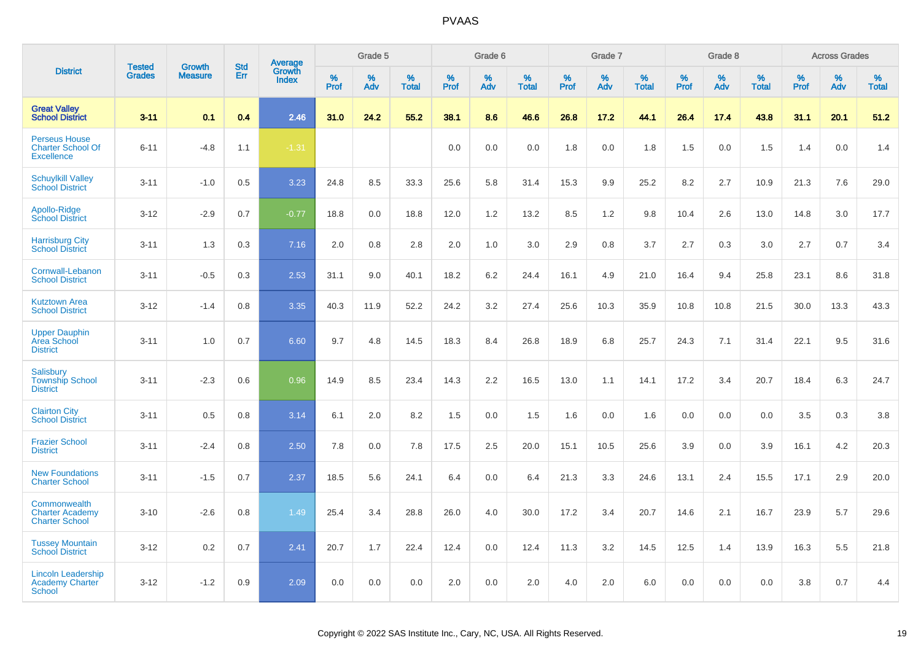# PVAAS

| District | Tested Grades | Growth Measure | Std Err | Average Growth Index | Grade 5 | | | Grade 6 | | | Grade 7 | | | Grade 8 | | | Across Grades | | |
|---|---|---|---|---|---|---|---|---|---|---|---|---|---|---|---|---|---|---|---|
| | | | | | % Prof | % Adv | % Total | % Prof | % Adv | % Total | % Prof | % Adv | % Total | % Prof | % Adv | % Total | % Prof | % Adv | % Total |
| **Great Valley School District** | **3-11** | **0.1** | **0.4** | **2.46** | **31.0** | **24.2** | **55.2** | **38.1** | **8.6** | **46.6** | **26.8** | **17.2** | **44.1** | **26.4** | **17.4** | **43.8** | **31.1** | **20.1** | **51.2** |
| Perseus House Charter School Of Excellence | 6-11 | -4.8 | 1.1 | -1.31 | | | | 0.0 | 0.0 | 0.0 | 1.8 | 0.0 | 1.8 | 1.5 | 0.0 | 1.5 | 1.4 | 0.0 | 1.4 |
| Schuylkill Valley School District | 3-11 | -1.0 | 0.5 | 3.23 | 24.8 | 8.5 | 33.3 | 25.6 | 5.8 | 31.4 | 15.3 | 9.9 | 25.2 | 8.2 | 2.7 | 10.9 | 21.3 | 7.6 | 29.0 |
| Apollo-Ridge School District | 3-12 | -2.9 | 0.7 | -0.77 | 18.8 | 0.0 | 18.8 | 12.0 | 1.2 | 13.2 | 8.5 | 1.2 | 9.8 | 10.4 | 2.6 | 13.0 | 14.8 | 3.0 | 17.7 |
| Harrisburg City School District | 3-11 | 1.3 | 0.3 | 7.16 | 2.0 | 0.8 | 2.8 | 2.0 | 1.0 | 3.0 | 2.9 | 0.8 | 3.7 | 2.7 | 0.3 | 3.0 | 2.7 | 0.7 | 3.4 |
| Cornwall-Lebanon School District | 3-11 | -0.5 | 0.3 | 2.53 | 31.1 | 9.0 | 40.1 | 18.2 | 6.2 | 24.4 | 16.1 | 4.9 | 21.0 | 16.4 | 9.4 | 25.8 | 23.1 | 8.6 | 31.8 |
| Kutztown Area School District | 3-12 | -1.4 | 0.8 | 3.35 | 40.3 | 11.9 | 52.2 | 24.2 | 3.2 | 27.4 | 25.6 | 10.3 | 35.9 | 10.8 | 10.8 | 21.5 | 30.0 | 13.3 | 43.3 |
| Upper Dauphin Area School District | 3-11 | 1.0 | 0.7 | 6.60 | 9.7 | 4.8 | 14.5 | 18.3 | 8.4 | 26.8 | 18.9 | 6.8 | 25.7 | 24.3 | 7.1 | 31.4 | 22.1 | 9.5 | 31.6 |
| Salisbury Township School District | 3-11 | -2.3 | 0.6 | 0.96 | 14.9 | 8.5 | 23.4 | 14.3 | 2.2 | 16.5 | 13.0 | 1.1 | 14.1 | 17.2 | 3.4 | 20.7 | 18.4 | 6.3 | 24.7 |
| Clairton City School District | 3-11 | 0.5 | 0.8 | 3.14 | 6.1 | 2.0 | 8.2 | 1.5 | 0.0 | 1.5 | 1.6 | 0.0 | 1.6 | 0.0 | 0.0 | 0.0 | 3.5 | 0.3 | 3.8 |
| Frazier School District | 3-11 | -2.4 | 0.8 | 2.50 | 7.8 | 0.0 | 7.8 | 17.5 | 2.5 | 20.0 | 15.1 | 10.5 | 25.6 | 3.9 | 0.0 | 3.9 | 16.1 | 4.2 | 20.3 |
| New Foundations Charter School | 3-11 | -1.5 | 0.7 | 2.37 | 18.5 | 5.6 | 24.1 | 6.4 | 0.0 | 6.4 | 21.3 | 3.3 | 24.6 | 13.1 | 2.4 | 15.5 | 17.1 | 2.9 | 20.0 |
| Commonwealth Charter Academy Charter School | 3-10 | -2.6 | 0.8 | 1.49 | 25.4 | 3.4 | 28.8 | 26.0 | 4.0 | 30.0 | 17.2 | 3.4 | 20.7 | 14.6 | 2.1 | 16.7 | 23.9 | 5.7 | 29.6 |
| Tussey Mountain School District | 3-12 | 0.2 | 0.7 | 2.41 | 20.7 | 1.7 | 22.4 | 12.4 | 0.0 | 12.4 | 11.3 | 3.2 | 14.5 | 12.5 | 1.4 | 13.9 | 16.3 | 5.5 | 21.8 |
| Lincoln Leadership Academy Charter School | 3-12 | -1.2 | 0.9 | 2.09 | 0.0 | 0.0 | 0.0 | 2.0 | 0.0 | 2.0 | 4.0 | 2.0 | 6.0 | 0.0 | 0.0 | 0.0 | 3.8 | 0.7 | 4.4 |

Copyright © 2022 SAS Institute Inc., Cary, NC, USA. All Rights Reserved.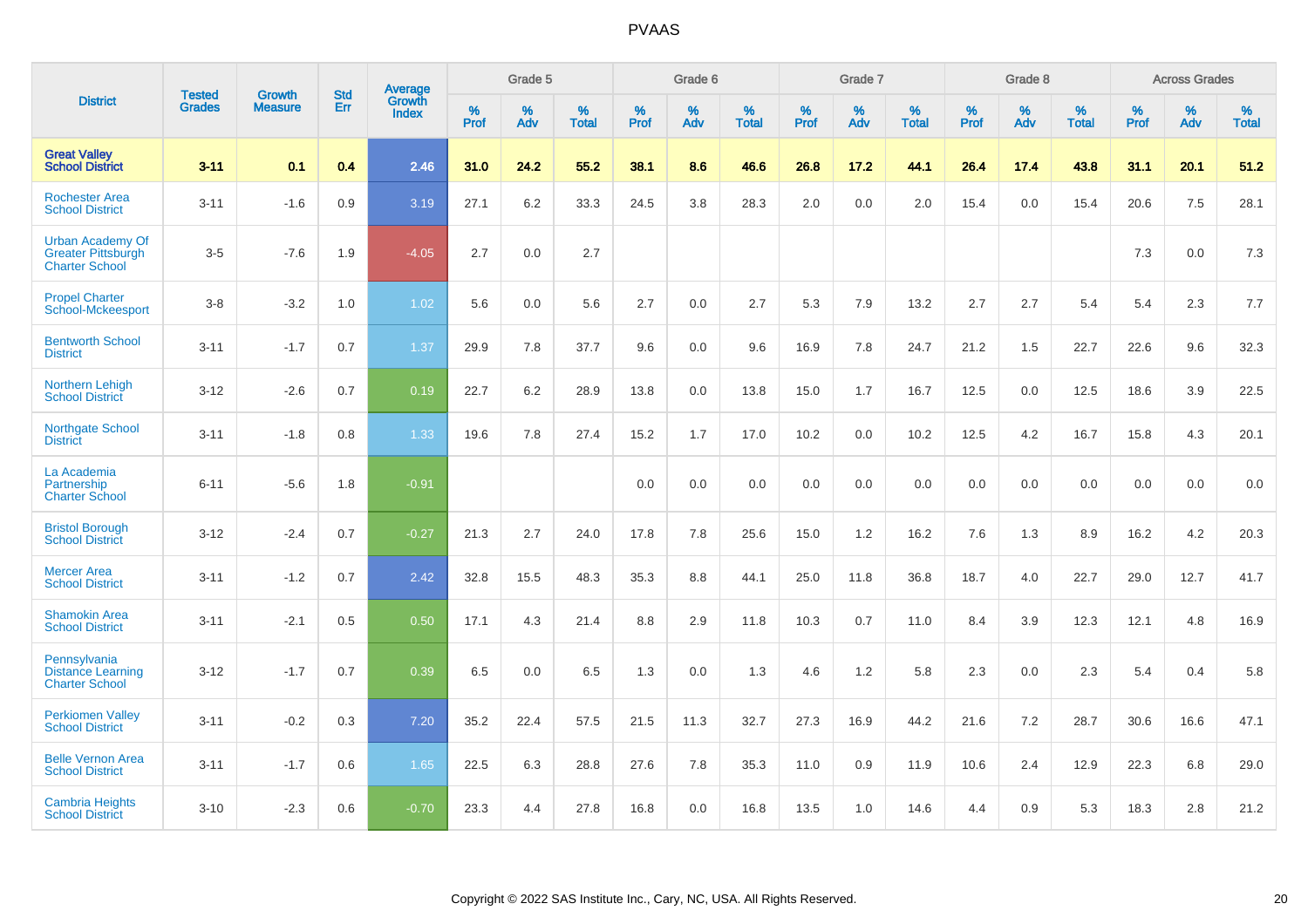| District | Tested Grades | Growth Measure | Std Err | Average Growth Index | Grade 5 | | | Grade 6 | | | Grade 7 | | | Grade 8 | | | Across Grades | | |
|---|---|---|---|---|---|---|---|---|---|---|---|---|---|---|---|---|---|---|---|
| | | | | | % Prof | % Adv | % Total | % Prof | % Adv | % Total | % Prof | % Adv | % Total | % Prof | % Adv | % Total | % Prof | % Adv | % Total |
| **Great Valley School District** | **3-11** | **0.1** | **0.4** | **2.46** | **31.0** | **24.2** | **55.2** | **38.1** | **8.6** | **46.6** | **26.8** | **17.2** | **44.1** | **26.4** | **17.4** | **43.8** | **31.1** | **20.1** | **51.2** |
| Rochester Area School District | 3-11 | -1.6 | 0.9 | 3.19 | 27.1 | 6.2 | 33.3 | 24.5 | 3.8 | 28.3 | 2.0 | 0.0 | 2.0 | 15.4 | 0.0 | 15.4 | 20.6 | 7.5 | 28.1 |
| Urban Academy Of Greater Pittsburgh Charter School | 3-5 | -7.6 | 1.9 | -4.05 | 2.7 | 0.0 | 2.7 | | | | | | | | | | 7.3 | 0.0 | 7.3 |
| Propel Charter School-Mckeesport | 3-8 | -3.2 | 1.0 | 1.02 | 5.6 | 0.0 | 5.6 | 2.7 | 0.0 | 2.7 | 5.3 | 7.9 | 13.2 | 2.7 | 2.7 | 5.4 | 5.4 | 2.3 | 7.7 |
| Bentworth School District | 3-11 | -1.7 | 0.7 | 1.37 | 29.9 | 7.8 | 37.7 | 9.6 | 0.0 | 9.6 | 16.9 | 7.8 | 24.7 | 21.2 | 1.5 | 22.7 | 22.6 | 9.6 | 32.3 |
| Northern Lehigh School District | 3-12 | -2.6 | 0.7 | 0.19 | 22.7 | 6.2 | 28.9 | 13.8 | 0.0 | 13.8 | 15.0 | 1.7 | 16.7 | 12.5 | 0.0 | 12.5 | 18.6 | 3.9 | 22.5 |
| Northgate School District | 3-11 | -1.8 | 0.8 | 1.33 | 19.6 | 7.8 | 27.4 | 15.2 | 1.7 | 17.0 | 10.2 | 0.0 | 10.2 | 12.5 | 4.2 | 16.7 | 15.8 | 4.3 | 20.1 |
| La Academia Partnership Charter School | 6-11 | -5.6 | 1.8 | -0.91 | | | | 0.0 | 0.0 | 0.0 | 0.0 | 0.0 | 0.0 | 0.0 | 0.0 | 0.0 | 0.0 | 0.0 | 0.0 |
| Bristol Borough School District | 3-12 | -2.4 | 0.7 | -0.27 | 21.3 | 2.7 | 24.0 | 17.8 | 7.8 | 25.6 | 15.0 | 1.2 | 16.2 | 7.6 | 1.3 | 8.9 | 16.2 | 4.2 | 20.3 |
| Mercer Area School District | 3-11 | -1.2 | 0.7 | 2.42 | 32.8 | 15.5 | 48.3 | 35.3 | 8.8 | 44.1 | 25.0 | 11.8 | 36.8 | 18.7 | 4.0 | 22.7 | 29.0 | 12.7 | 41.7 |
| Shamokin Area School District | 3-11 | -2.1 | 0.5 | 0.50 | 17.1 | 4.3 | 21.4 | 8.8 | 2.9 | 11.8 | 10.3 | 0.7 | 11.0 | 8.4 | 3.9 | 12.3 | 12.1 | 4.8 | 16.9 |
| Pennsylvania Distance Learning Charter School | 3-12 | -1.7 | 0.7 | 0.39 | 6.5 | 0.0 | 6.5 | 1.3 | 0.0 | 1.3 | 4.6 | 1.2 | 5.8 | 2.3 | 0.0 | 2.3 | 5.4 | 0.4 | 5.8 |
| Perkiomen Valley School District | 3-11 | -0.2 | 0.3 | 7.20 | 35.2 | 22.4 | 57.5 | 21.5 | 11.3 | 32.7 | 27.3 | 16.9 | 44.2 | 21.6 | 7.2 | 28.7 | 30.6 | 16.6 | 47.1 |
| Belle Vernon Area School District | 3-11 | -1.7 | 0.6 | 1.65 | 22.5 | 6.3 | 28.8 | 27.6 | 7.8 | 35.3 | 11.0 | 0.9 | 11.9 | 10.6 | 2.4 | 12.9 | 22.3 | 6.8 | 29.0 |
| Cambria Heights School District | 3-10 | -2.3 | 0.6 | -0.70 | 23.3 | 4.4 | 27.8 | 16.8 | 0.0 | 16.8 | 13.5 | 1.0 | 14.6 | 4.4 | 0.9 | 5.3 | 18.3 | 2.8 | 21.2 |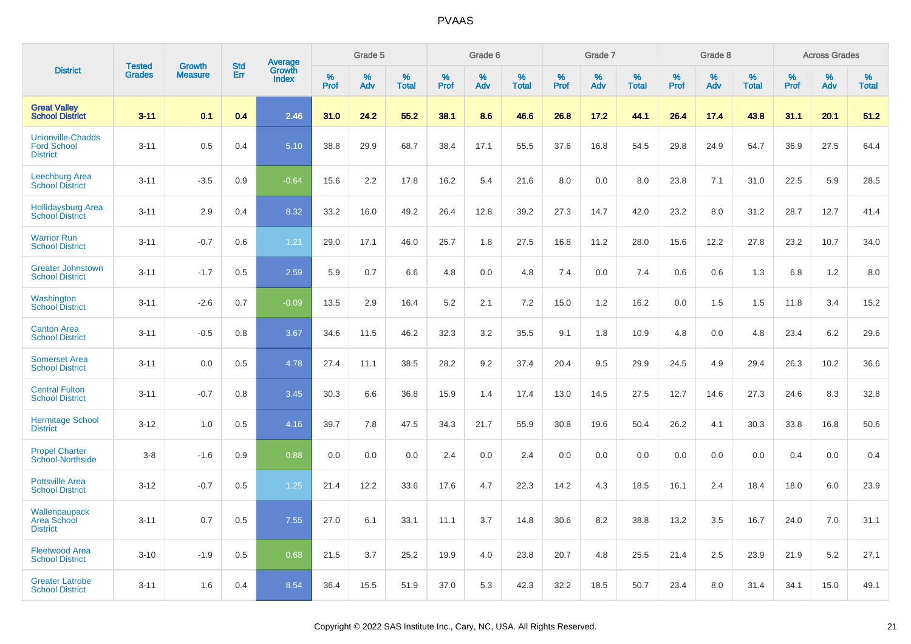# PVAAS

| District | Tested Grades | Growth Measure | Std Err | Average Growth Index | Grade 5 | | | Grade 6 | | | Grade 7 | | | Grade 8 | | | Across Grades | | |
|---|---|---|---|---|---|---|---|---|---|---|---|---|---|---|---|---|---|---|---|
| | | | | | % Prof | % Adv | % Total | % Prof | % Adv | % Total | % Prof | % Adv | % Total | % Prof | % Adv | % Total | % Prof | % Adv | % Total |
| **Great Valley School District** | **3-11** | **0.1** | **0.4** | **2.46** | **31.0** | **24.2** | **55.2** | **38.1** | **8.6** | **46.6** | **26.8** | **17.2** | **44.1** | **26.4** | **17.4** | **43.8** | **31.1** | **20.1** | **51.2** |
| Unionville-Chadds Ford School District | 3-11 | 0.5 | 0.4 | 5.10 | 38.8 | 29.9 | 68.7 | 38.4 | 17.1 | 55.5 | 37.6 | 16.8 | 54.5 | 29.8 | 24.9 | 54.7 | 36.9 | 27.5 | 64.4 |
| Leechburg Area School District | 3-11 | -3.5 | 0.9 | -0.64 | 15.6 | 2.2 | 17.8 | 16.2 | 5.4 | 21.6 | 8.0 | 0.0 | 8.0 | 23.8 | 7.1 | 31.0 | 22.5 | 5.9 | 28.5 |
| Hollidaysburg Area School District | 3-11 | 2.9 | 0.4 | 8.32 | 33.2 | 16.0 | 49.2 | 26.4 | 12.8 | 39.2 | 27.3 | 14.7 | 42.0 | 23.2 | 8.0 | 31.2 | 28.7 | 12.7 | 41.4 |
| Warrior Run School District | 3-11 | -0.7 | 0.6 | 1.21 | 29.0 | 17.1 | 46.0 | 25.7 | 1.8 | 27.5 | 16.8 | 11.2 | 28.0 | 15.6 | 12.2 | 27.8 | 23.2 | 10.7 | 34.0 |
| Greater Johnstown School District | 3-11 | -1.7 | 0.5 | 2.59 | 5.9 | 0.7 | 6.6 | 4.8 | 0.0 | 4.8 | 7.4 | 0.0 | 7.4 | 0.6 | 0.6 | 1.3 | 6.8 | 1.2 | 8.0 |
| Washington School District | 3-11 | -2.6 | 0.7 | -0.09 | 13.5 | 2.9 | 16.4 | 5.2 | 2.1 | 7.2 | 15.0 | 1.2 | 16.2 | 0.0 | 1.5 | 1.5 | 11.8 | 3.4 | 15.2 |
| Canton Area School District | 3-11 | -0.5 | 0.8 | 3.67 | 34.6 | 11.5 | 46.2 | 32.3 | 3.2 | 35.5 | 9.1 | 1.8 | 10.9 | 4.8 | 0.0 | 4.8 | 23.4 | 6.2 | 29.6 |
| Somerset Area School District | 3-11 | 0.0 | 0.5 | 4.78 | 27.4 | 11.1 | 38.5 | 28.2 | 9.2 | 37.4 | 20.4 | 9.5 | 29.9 | 24.5 | 4.9 | 29.4 | 26.3 | 10.2 | 36.6 |
| Central Fulton School District | 3-11 | -0.7 | 0.8 | 3.45 | 30.3 | 6.6 | 36.8 | 15.9 | 1.4 | 17.4 | 13.0 | 14.5 | 27.5 | 12.7 | 14.6 | 27.3 | 24.6 | 8.3 | 32.8 |
| Hermitage School District | 3-12 | 1.0 | 0.5 | 4.16 | 39.7 | 7.8 | 47.5 | 34.3 | 21.7 | 55.9 | 30.8 | 19.6 | 50.4 | 26.2 | 4.1 | 30.3 | 33.8 | 16.8 | 50.6 |
| Propel Charter School-Northside | 3-8 | -1.6 | 0.9 | 0.88 | 0.0 | 0.0 | 0.0 | 2.4 | 0.0 | 2.4 | 0.0 | 0.0 | 0.0 | 0.0 | 0.0 | 0.0 | 0.4 | 0.0 | 0.4 |
| Pottsville Area School District | 3-12 | -0.7 | 0.5 | 1.25 | 21.4 | 12.2 | 33.6 | 17.6 | 4.7 | 22.3 | 14.2 | 4.3 | 18.5 | 16.1 | 2.4 | 18.4 | 18.0 | 6.0 | 23.9 |
| Wallenpaupack Area School District | 3-11 | 0.7 | 0.5 | 7.55 | 27.0 | 6.1 | 33.1 | 11.1 | 3.7 | 14.8 | 30.6 | 8.2 | 38.8 | 13.2 | 3.5 | 16.7 | 24.0 | 7.0 | 31.1 |
| Fleetwood Area School District | 3-10 | -1.9 | 0.5 | 0.68 | 21.5 | 3.7 | 25.2 | 19.9 | 4.0 | 23.8 | 20.7 | 4.8 | 25.5 | 21.4 | 2.5 | 23.9 | 21.9 | 5.2 | 27.1 |
| Greater Latrobe School District | 3-11 | 1.6 | 0.4 | 8.54 | 36.4 | 15.5 | 51.9 | 37.0 | 5.3 | 42.3 | 32.2 | 18.5 | 50.7 | 23.4 | 8.0 | 31.4 | 34.1 | 15.0 | 49.1 |

Copyright © 2022 SAS Institute Inc., Cary, NC, USA. All Rights Reserved.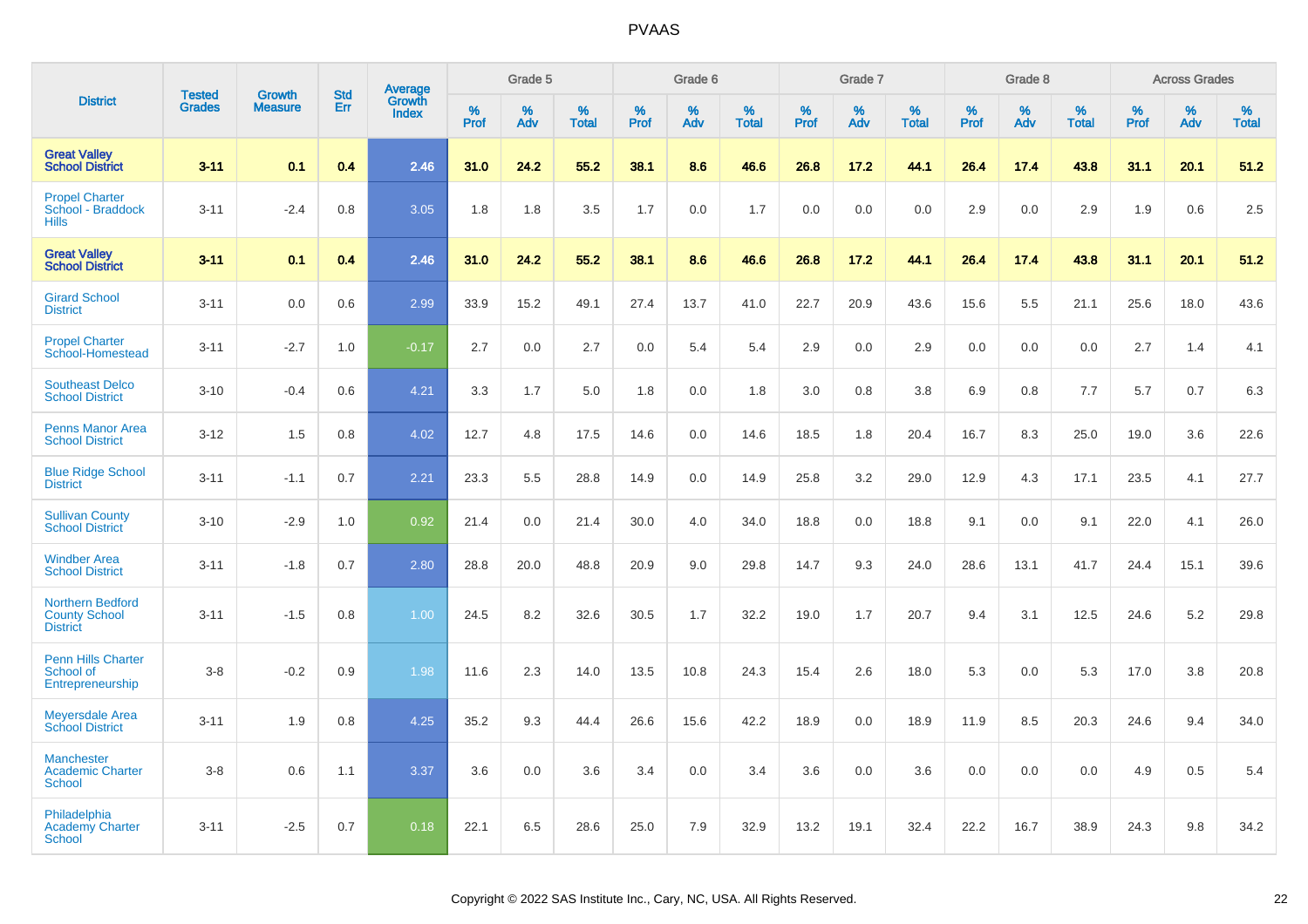| District | Tested Grades | Growth Measure | Std Err | Average Growth Index | Grade 5 | | | Grade 6 | | | Grade 7 | | | Grade 8 | | | Across Grades | | |
|---|---|---|---|---|---|---|---|---|---|---|---|---|---|---|---|---|---|---|---|
| | | | | | % Prof | % Adv | % Total | % Prof | % Adv | % Total | % Prof | % Adv | % Total | % Prof | % Adv | % Total | % Prof | % Adv | % Total |
| **Great Valley School District** | **3-11** | **0.1** | **0.4** | **2.46** | **31.0** | **24.2** | **55.2** | **38.1** | **8.6** | **46.6** | **26.8** | **17.2** | **44.1** | **26.4** | **17.4** | **43.8** | **31.1** | **20.1** | **51.2** |
| Propel Charter School - Braddock Hills | 3-11 | -2.4 | 0.8 | 3.05 | 1.8 | 1.8 | 3.5 | 1.7 | 0.0 | 1.7 | 0.0 | 0.0 | 0.0 | 2.9 | 0.0 | 2.9 | 1.9 | 0.6 | 2.5 |
| **Great Valley School District** | **3-11** | **0.1** | **0.4** | **2.46** | **31.0** | **24.2** | **55.2** | **38.1** | **8.6** | **46.6** | **26.8** | **17.2** | **44.1** | **26.4** | **17.4** | **43.8** | **31.1** | **20.1** | **51.2** |
| Girard School District | 3-11 | 0.0 | 0.6 | 2.99 | 33.9 | 15.2 | 49.1 | 27.4 | 13.7 | 41.0 | 22.7 | 20.9 | 43.6 | 15.6 | 5.5 | 21.1 | 25.6 | 18.0 | 43.6 |
| Propel Charter School-Homestead | 3-11 | -2.7 | 1.0 | -0.17 | 2.7 | 0.0 | 2.7 | 0.0 | 5.4 | 5.4 | 2.9 | 0.0 | 2.9 | 0.0 | 0.0 | 0.0 | 2.7 | 1.4 | 4.1 |
| Southeast Delco School District | 3-10 | -0.4 | 0.6 | 4.21 | 3.3 | 1.7 | 5.0 | 1.8 | 0.0 | 1.8 | 3.0 | 0.8 | 3.8 | 6.9 | 0.8 | 7.7 | 5.7 | 0.7 | 6.3 |
| Penns Manor Area School District | 3-12 | 1.5 | 0.8 | 4.02 | 12.7 | 4.8 | 17.5 | 14.6 | 0.0 | 14.6 | 18.5 | 1.8 | 20.4 | 16.7 | 8.3 | 25.0 | 19.0 | 3.6 | 22.6 |
| Blue Ridge School District | 3-11 | -1.1 | 0.7 | 2.21 | 23.3 | 5.5 | 28.8 | 14.9 | 0.0 | 14.9 | 25.8 | 3.2 | 29.0 | 12.9 | 4.3 | 17.1 | 23.5 | 4.1 | 27.7 |
| Sullivan County School District | 3-10 | -2.9 | 1.0 | 0.92 | 21.4 | 0.0 | 21.4 | 30.0 | 4.0 | 34.0 | 18.8 | 0.0 | 18.8 | 9.1 | 0.0 | 9.1 | 22.0 | 4.1 | 26.0 |
| Windber Area School District | 3-11 | -1.8 | 0.7 | 2.80 | 28.8 | 20.0 | 48.8 | 20.9 | 9.0 | 29.8 | 14.7 | 9.3 | 24.0 | 28.6 | 13.1 | 41.7 | 24.4 | 15.1 | 39.6 |
| Northern Bedford County School District | 3-11 | -1.5 | 0.8 | 1.00 | 24.5 | 8.2 | 32.6 | 30.5 | 1.7 | 32.2 | 19.0 | 1.7 | 20.7 | 9.4 | 3.1 | 12.5 | 24.6 | 5.2 | 29.8 |
| Penn Hills Charter School of Entrepreneurship | 3-8 | -0.2 | 0.9 | 1.98 | 11.6 | 2.3 | 14.0 | 13.5 | 10.8 | 24.3 | 15.4 | 2.6 | 18.0 | 5.3 | 0.0 | 5.3 | 17.0 | 3.8 | 20.8 |
| Meyersdale Area School District | 3-11 | 1.9 | 0.8 | 4.25 | 35.2 | 9.3 | 44.4 | 26.6 | 15.6 | 42.2 | 18.9 | 0.0 | 18.9 | 11.9 | 8.5 | 20.3 | 24.6 | 9.4 | 34.0 |
| Manchester Academic Charter School | 3-8 | 0.6 | 1.1 | 3.37 | 3.6 | 0.0 | 3.6 | 3.4 | 0.0 | 3.4 | 3.6 | 0.0 | 3.6 | 0.0 | 0.0 | 0.0 | 4.9 | 0.5 | 5.4 |
| Philadelphia Academy Charter School | 3-11 | -2.5 | 0.7 | 0.18 | 22.1 | 6.5 | 28.6 | 25.0 | 7.9 | 32.9 | 13.2 | 19.1 | 32.4 | 22.2 | 16.7 | 38.9 | 24.3 | 9.8 | 34.2 |

Copyright © 2022 SAS Institute Inc., Cary, NC, USA. All Rights Reserved.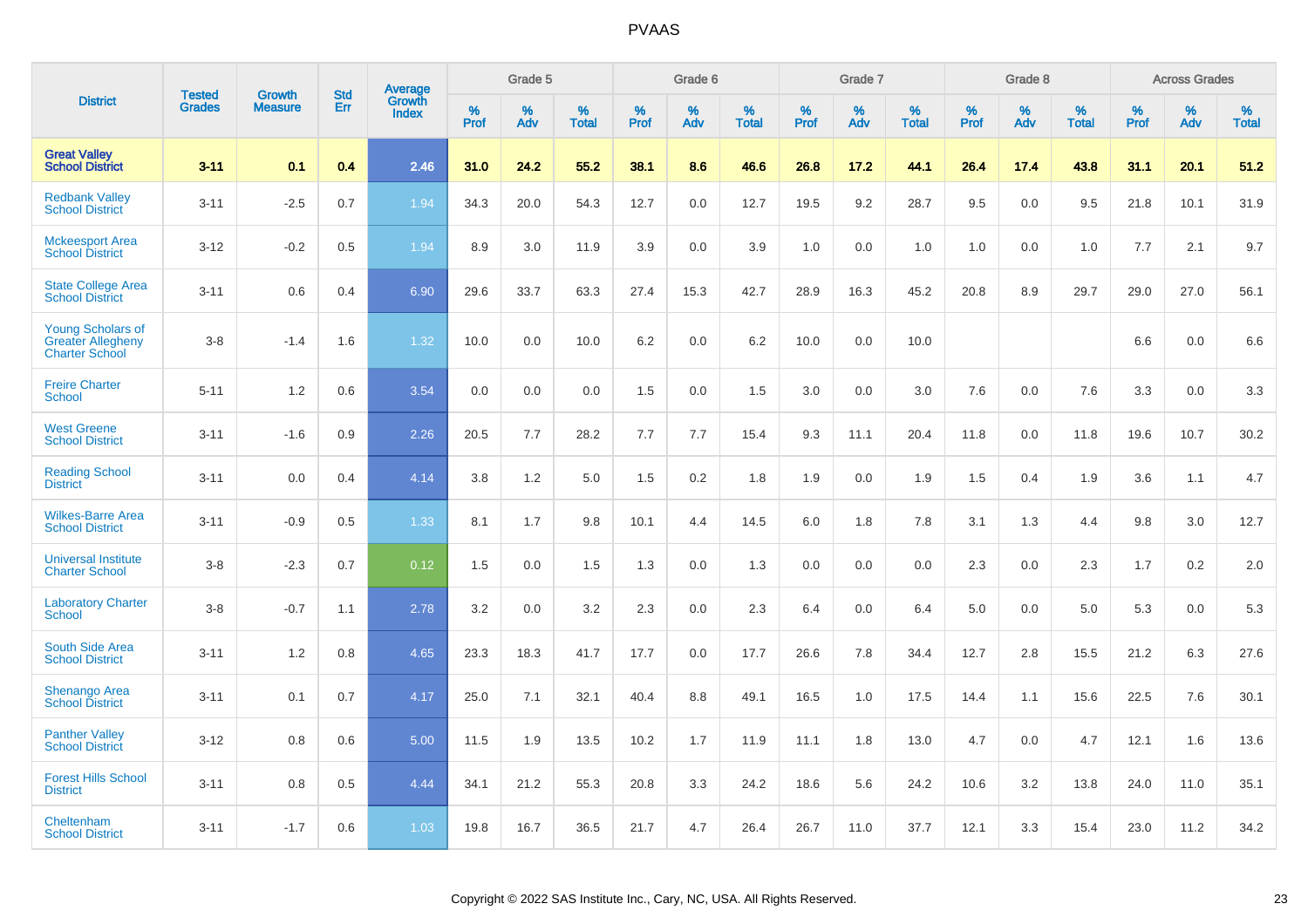# PVAAS

| District | Tested Grades | Growth Measure | Std Err | Average Growth Index | Grade 5 | | | Grade 6 | | | Grade 7 | | | Grade 8 | | | Across Grades | | |
|---|---|---|---|---|---|---|---|---|---|---|---|---|---|---|---|---|---|---|---|
| | | | | | % Prof | % Adv | % Total | % Prof | % Adv | % Total | % Prof | % Adv | % Total | % Prof | % Adv | % Total | % Prof | % Adv | % Total |
| **Great Valley School District** | **3-11** | **0.1** | **0.4** | **2.46** | **31.0** | **24.2** | **55.2** | **38.1** | **8.6** | **46.6** | **26.8** | **17.2** | **44.1** | **26.4** | **17.4** | **43.8** | **31.1** | **20.1** | **51.2** |
| Redbank Valley School District | 3-11 | -2.5 | 0.7 | 1.94 | 34.3 | 20.0 | 54.3 | 12.7 | 0.0 | 12.7 | 19.5 | 9.2 | 28.7 | 9.5 | 0.0 | 9.5 | 21.8 | 10.1 | 31.9 |
| Mckeesport Area School District | 3-12 | -0.2 | 0.5 | 1.94 | 8.9 | 3.0 | 11.9 | 3.9 | 0.0 | 3.9 | 1.0 | 0.0 | 1.0 | 1.0 | 0.0 | 1.0 | 7.7 | 2.1 | 9.7 |
| State College Area School District | 3-11 | 0.6 | 0.4 | 6.90 | 29.6 | 33.7 | 63.3 | 27.4 | 15.3 | 42.7 | 28.9 | 16.3 | 45.2 | 20.8 | 8.9 | 29.7 | 29.0 | 27.0 | 56.1 |
| Young Scholars of Greater Allegheny Charter School | 3-8 | -1.4 | 1.6 | 1.32 | 10.0 | 0.0 | 10.0 | 6.2 | 0.0 | 6.2 | 10.0 | 0.0 | 10.0 | | | | 6.6 | 0.0 | 6.6 |
| Freire Charter School | 5-11 | 1.2 | 0.6 | 3.54 | 0.0 | 0.0 | 0.0 | 1.5 | 0.0 | 1.5 | 3.0 | 0.0 | 3.0 | 7.6 | 0.0 | 7.6 | 3.3 | 0.0 | 3.3 |
| West Greene School District | 3-11 | -1.6 | 0.9 | 2.26 | 20.5 | 7.7 | 28.2 | 7.7 | 7.7 | 15.4 | 9.3 | 11.1 | 20.4 | 11.8 | 0.0 | 11.8 | 19.6 | 10.7 | 30.2 |
| Reading School District | 3-11 | 0.0 | 0.4 | 4.14 | 3.8 | 1.2 | 5.0 | 1.5 | 0.2 | 1.8 | 1.9 | 0.0 | 1.9 | 1.5 | 0.4 | 1.9 | 3.6 | 1.1 | 4.7 |
| Wilkes-Barre Area School District | 3-11 | -0.9 | 0.5 | 1.33 | 8.1 | 1.7 | 9.8 | 10.1 | 4.4 | 14.5 | 6.0 | 1.8 | 7.8 | 3.1 | 1.3 | 4.4 | 9.8 | 3.0 | 12.7 |
| Universal Institute Charter School | 3-8 | -2.3 | 0.7 | 0.12 | 1.5 | 0.0 | 1.5 | 1.3 | 0.0 | 1.3 | 0.0 | 0.0 | 0.0 | 2.3 | 0.0 | 2.3 | 1.7 | 0.2 | 2.0 |
| Laboratory Charter School | 3-8 | -0.7 | 1.1 | 2.78 | 3.2 | 0.0 | 3.2 | 2.3 | 0.0 | 2.3 | 6.4 | 0.0 | 6.4 | 5.0 | 0.0 | 5.0 | 5.3 | 0.0 | 5.3 |
| South Side Area School District | 3-11 | 1.2 | 0.8 | 4.65 | 23.3 | 18.3 | 41.7 | 17.7 | 0.0 | 17.7 | 26.6 | 7.8 | 34.4 | 12.7 | 2.8 | 15.5 | 21.2 | 6.3 | 27.6 |
| Shenango Area School District | 3-11 | 0.1 | 0.7 | 4.17 | 25.0 | 7.1 | 32.1 | 40.4 | 8.8 | 49.1 | 16.5 | 1.0 | 17.5 | 14.4 | 1.1 | 15.6 | 22.5 | 7.6 | 30.1 |
| Panther Valley School District | 3-12 | 0.8 | 0.6 | 5.00 | 11.5 | 1.9 | 13.5 | 10.2 | 1.7 | 11.9 | 11.1 | 1.8 | 13.0 | 4.7 | 0.0 | 4.7 | 12.1 | 1.6 | 13.6 |
| Forest Hills School District | 3-11 | 0.8 | 0.5 | 4.44 | 34.1 | 21.2 | 55.3 | 20.8 | 3.3 | 24.2 | 18.6 | 5.6 | 24.2 | 10.6 | 3.2 | 13.8 | 24.0 | 11.0 | 35.1 |
| Cheltenham School District | 3-11 | -1.7 | 0.6 | 1.03 | 19.8 | 16.7 | 36.5 | 21.7 | 4.7 | 26.4 | 26.7 | 11.0 | 37.7 | 12.1 | 3.3 | 15.4 | 23.0 | 11.2 | 34.2 |

Copyright © 2022 SAS Institute Inc., Cary, NC, USA. All Rights Reserved.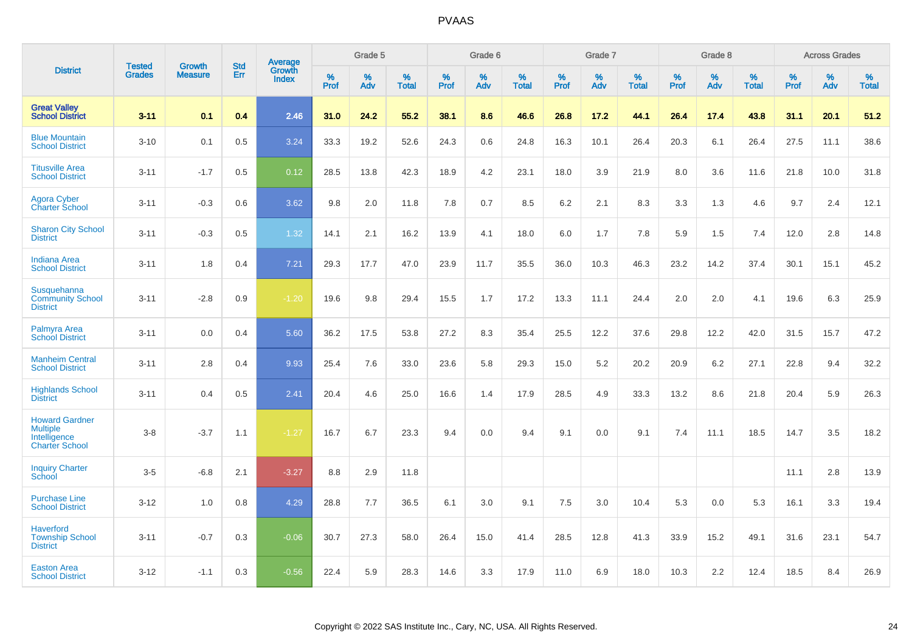# PVAAS

| District | Tested Grades | Growth Measure | Std Err | Average Growth Index | Grade 5 | | | Grade 6 | | | Grade 7 | | | Grade 8 | | | Across Grades | | |
|---|---|---|---|---|---|---|---|---|---|---|---|---|---|---|---|---|---|---|---|
| | | | | | % Prof | % Adv | % Total | % Prof | % Adv | % Total | % Prof | % Adv | % Total | % Prof | % Adv | % Total | % Prof | % Adv | % Total |
| **Great Valley School District** | **3-11** | **0.1** | **0.4** | **2.46** | **31.0** | **24.2** | **55.2** | **38.1** | **8.6** | **46.6** | **26.8** | **17.2** | **44.1** | **26.4** | **17.4** | **43.8** | **31.1** | **20.1** | **51.2** |
| Blue Mountain School District | 3-10 | 0.1 | 0.5 | 3.24 | 33.3 | 19.2 | 52.6 | 24.3 | 0.6 | 24.8 | 16.3 | 10.1 | 26.4 | 20.3 | 6.1 | 26.4 | 27.5 | 11.1 | 38.6 |
| Titusville Area School District | 3-11 | -1.7 | 0.5 | 0.12 | 28.5 | 13.8 | 42.3 | 18.9 | 4.2 | 23.1 | 18.0 | 3.9 | 21.9 | 8.0 | 3.6 | 11.6 | 21.8 | 10.0 | 31.8 |
| Agora Cyber Charter School | 3-11 | -0.3 | 0.6 | 3.62 | 9.8 | 2.0 | 11.8 | 7.8 | 0.7 | 8.5 | 6.2 | 2.1 | 8.3 | 3.3 | 1.3 | 4.6 | 9.7 | 2.4 | 12.1 |
| Sharon City School District | 3-11 | -0.3 | 0.5 | 1.32 | 14.1 | 2.1 | 16.2 | 13.9 | 4.1 | 18.0 | 6.0 | 1.7 | 7.8 | 5.9 | 1.5 | 7.4 | 12.0 | 2.8 | 14.8 |
| Indiana Area School District | 3-11 | 1.8 | 0.4 | 7.21 | 29.3 | 17.7 | 47.0 | 23.9 | 11.7 | 35.5 | 36.0 | 10.3 | 46.3 | 23.2 | 14.2 | 37.4 | 30.1 | 15.1 | 45.2 |
| Susquehanna Community School District | 3-11 | -2.8 | 0.9 | -1.20 | 19.6 | 9.8 | 29.4 | 15.5 | 1.7 | 17.2 | 13.3 | 11.1 | 24.4 | 2.0 | 2.0 | 4.1 | 19.6 | 6.3 | 25.9 |
| Palmyra Area School District | 3-11 | 0.0 | 0.4 | 5.60 | 36.2 | 17.5 | 53.8 | 27.2 | 8.3 | 35.4 | 25.5 | 12.2 | 37.6 | 29.8 | 12.2 | 42.0 | 31.5 | 15.7 | 47.2 |
| Manheim Central School District | 3-11 | 2.8 | 0.4 | 9.93 | 25.4 | 7.6 | 33.0 | 23.6 | 5.8 | 29.3 | 15.0 | 5.2 | 20.2 | 20.9 | 6.2 | 27.1 | 22.8 | 9.4 | 32.2 |
| Highlands School District | 3-11 | 0.4 | 0.5 | 2.41 | 20.4 | 4.6 | 25.0 | 16.6 | 1.4 | 17.9 | 28.5 | 4.9 | 33.3 | 13.2 | 8.6 | 21.8 | 20.4 | 5.9 | 26.3 |
| Howard Gardner Multiple Intelligence Charter School | 3-8 | -3.7 | 1.1 | -1.27 | 16.7 | 6.7 | 23.3 | 9.4 | 0.0 | 9.4 | 9.1 | 0.0 | 9.1 | 7.4 | 11.1 | 18.5 | 14.7 | 3.5 | 18.2 |
| Inquiry Charter School | 3-5 | -6.8 | 2.1 | -3.27 | 8.8 | 2.9 | 11.8 | | | | | | | | | | 11.1 | 2.8 | 13.9 |
| Purchase Line School District | 3-12 | 1.0 | 0.8 | 4.29 | 28.8 | 7.7 | 36.5 | 6.1 | 3.0 | 9.1 | 7.5 | 3.0 | 10.4 | 5.3 | 0.0 | 5.3 | 16.1 | 3.3 | 19.4 |
| Haverford Township School District | 3-11 | -0.7 | 0.3 | -0.06 | 30.7 | 27.3 | 58.0 | 26.4 | 15.0 | 41.4 | 28.5 | 12.8 | 41.3 | 33.9 | 15.2 | 49.1 | 31.6 | 23.1 | 54.7 |
| Easton Area School District | 3-12 | -1.1 | 0.3 | -0.56 | 22.4 | 5.9 | 28.3 | 14.6 | 3.3 | 17.9 | 11.0 | 6.9 | 18.0 | 10.3 | 2.2 | 12.4 | 18.5 | 8.4 | 26.9 |

Copyright © 2022 SAS Institute Inc., Cary, NC, USA. All Rights Reserved.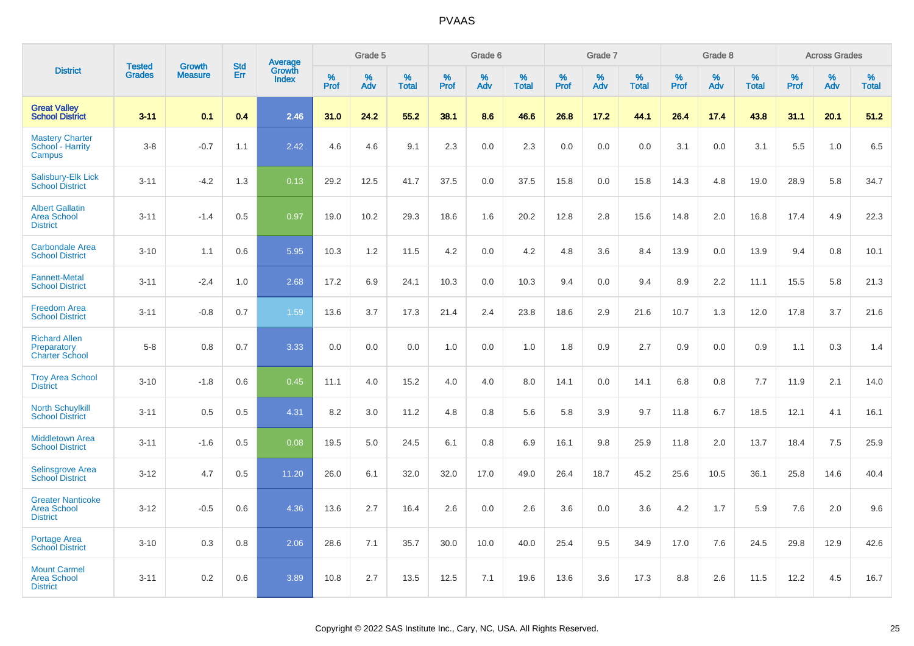# PVAAS

| District | Tested Grades | Growth Measure | Std Err | Average Growth Index | Grade 5 | | | Grade 6 | | | Grade 7 | | | Grade 8 | | | Across Grades | | |
|---|---|---|---|---|---|---|---|---|---|---|---|---|---|---|---|---|---|---|---|
| | | | | | % Prof | % Adv | % Total | % Prof | % Adv | % Total | % Prof | % Adv | % Total | % Prof | % Adv | % Total | % Prof | % Adv | % Total |
| **Great Valley School District** | **3-11** | **0.1** | **0.4** | **2.46** | **31.0** | **24.2** | **55.2** | **38.1** | **8.6** | **46.6** | **26.8** | **17.2** | **44.1** | **26.4** | **17.4** | **43.8** | **31.1** | **20.1** | **51.2** |
| Mastery Charter School - Harrity Campus | 3-8 | -0.7 | 1.1 | 2.42 | 4.6 | 4.6 | 9.1 | 2.3 | 0.0 | 2.3 | 0.0 | 0.0 | 0.0 | 3.1 | 0.0 | 3.1 | 5.5 | 1.0 | 6.5 |
| Salisbury-Elk Lick School District | 3-11 | -4.2 | 1.3 | 0.13 | 29.2 | 12.5 | 41.7 | 37.5 | 0.0 | 37.5 | 15.8 | 0.0 | 15.8 | 14.3 | 4.8 | 19.0 | 28.9 | 5.8 | 34.7 |
| Albert Gallatin Area School District | 3-11 | -1.4 | 0.5 | 0.97 | 19.0 | 10.2 | 29.3 | 18.6 | 1.6 | 20.2 | 12.8 | 2.8 | 15.6 | 14.8 | 2.0 | 16.8 | 17.4 | 4.9 | 22.3 |
| Carbondale Area School District | 3-10 | 1.1 | 0.6 | 5.95 | 10.3 | 1.2 | 11.5 | 4.2 | 0.0 | 4.2 | 4.8 | 3.6 | 8.4 | 13.9 | 0.0 | 13.9 | 9.4 | 0.8 | 10.1 |
| Fannett-Metal School District | 3-11 | -2.4 | 1.0 | 2.68 | 17.2 | 6.9 | 24.1 | 10.3 | 0.0 | 10.3 | 9.4 | 0.0 | 9.4 | 8.9 | 2.2 | 11.1 | 15.5 | 5.8 | 21.3 |
| Freedom Area School District | 3-11 | -0.8 | 0.7 | 1.59 | 13.6 | 3.7 | 17.3 | 21.4 | 2.4 | 23.8 | 18.6 | 2.9 | 21.6 | 10.7 | 1.3 | 12.0 | 17.8 | 3.7 | 21.6 |
| Richard Allen Preparatory Charter School | 5-8 | 0.8 | 0.7 | 3.33 | 0.0 | 0.0 | 0.0 | 1.0 | 0.0 | 1.0 | 1.8 | 0.9 | 2.7 | 0.9 | 0.0 | 0.9 | 1.1 | 0.3 | 1.4 |
| Troy Area School District | 3-10 | -1.8 | 0.6 | 0.45 | 11.1 | 4.0 | 15.2 | 4.0 | 4.0 | 8.0 | 14.1 | 0.0 | 14.1 | 6.8 | 0.8 | 7.7 | 11.9 | 2.1 | 14.0 |
| North Schuylkill School District | 3-11 | 0.5 | 0.5 | 4.31 | 8.2 | 3.0 | 11.2 | 4.8 | 0.8 | 5.6 | 5.8 | 3.9 | 9.7 | 11.8 | 6.7 | 18.5 | 12.1 | 4.1 | 16.1 |
| Middletown Area School District | 3-11 | -1.6 | 0.5 | 0.08 | 19.5 | 5.0 | 24.5 | 6.1 | 0.8 | 6.9 | 16.1 | 9.8 | 25.9 | 11.8 | 2.0 | 13.7 | 18.4 | 7.5 | 25.9 |
| Selinsgrove Area School District | 3-12 | 4.7 | 0.5 | 11.20 | 26.0 | 6.1 | 32.0 | 32.0 | 17.0 | 49.0 | 26.4 | 18.7 | 45.2 | 25.6 | 10.5 | 36.1 | 25.8 | 14.6 | 40.4 |
| Greater Nanticoke Area School District | 3-12 | -0.5 | 0.6 | 4.36 | 13.6 | 2.7 | 16.4 | 2.6 | 0.0 | 2.6 | 3.6 | 0.0 | 3.6 | 4.2 | 1.7 | 5.9 | 7.6 | 2.0 | 9.6 |
| Portage Area School District | 3-10 | 0.3 | 0.8 | 2.06 | 28.6 | 7.1 | 35.7 | 30.0 | 10.0 | 40.0 | 25.4 | 9.5 | 34.9 | 17.0 | 7.6 | 24.5 | 29.8 | 12.9 | 42.6 |
| Mount Carmel Area School District | 3-11 | 0.2 | 0.6 | 3.89 | 10.8 | 2.7 | 13.5 | 12.5 | 7.1 | 19.6 | 13.6 | 3.6 | 17.3 | 8.8 | 2.6 | 11.5 | 12.2 | 4.5 | 16.7 |

Copyright © 2022 SAS Institute Inc., Cary, NC, USA. All Rights Reserved.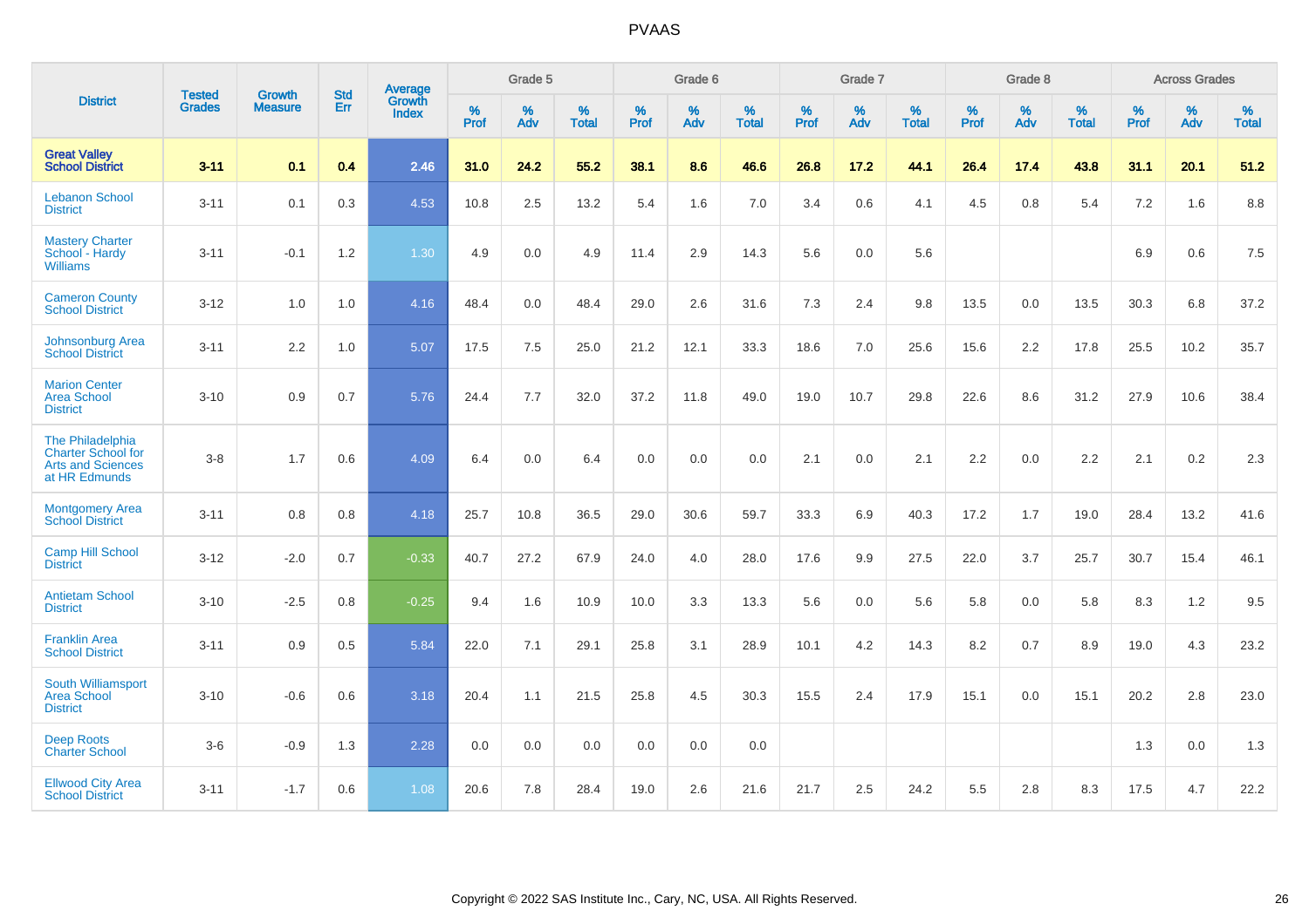| District | Tested Grades | Growth Measure | Std Err | Average Growth Index | Grade 5 | | | Grade 6 | | | Grade 7 | | | Grade 8 | | | Across Grades | | |
|---|---|---|---|---|---|---|---|---|---|---|---|---|---|---|---|---|---|---|---|
| | | | | | % Prof | % Adv | % Total | % Prof | % Adv | % Total | % Prof | % Adv | % Total | % Prof | % Adv | % Total | % Prof | % Adv | % Total |
| **Great Valley School District** | **3-11** | **0.1** | **0.4** | **2.46** | **31.0** | **24.2** | **55.2** | **38.1** | **8.6** | **46.6** | **26.8** | **17.2** | **44.1** | **26.4** | **17.4** | **43.8** | **31.1** | **20.1** | **51.2** |
| Lebanon School District | 3-11 | 0.1 | 0.3 | 4.53 | 10.8 | 2.5 | 13.2 | 5.4 | 1.6 | 7.0 | 3.4 | 0.6 | 4.1 | 4.5 | 0.8 | 5.4 | 7.2 | 1.6 | 8.8 |
| Mastery Charter School - Hardy Williams | 3-11 | -0.1 | 1.2 | 1.30 | 4.9 | 0.0 | 4.9 | 11.4 | 2.9 | 14.3 | 5.6 | 0.0 | 5.6 | | | | 6.9 | 0.6 | 7.5 |
| Cameron County School District | 3-12 | 1.0 | 1.0 | 4.16 | 48.4 | 0.0 | 48.4 | 29.0 | 2.6 | 31.6 | 7.3 | 2.4 | 9.8 | 13.5 | 0.0 | 13.5 | 30.3 | 6.8 | 37.2 |
| Johnsonburg Area School District | 3-11 | 2.2 | 1.0 | 5.07 | 17.5 | 7.5 | 25.0 | 21.2 | 12.1 | 33.3 | 18.6 | 7.0 | 25.6 | 15.6 | 2.2 | 17.8 | 25.5 | 10.2 | 35.7 |
| Marion Center Area School District | 3-10 | 0.9 | 0.7 | 5.76 | 24.4 | 7.7 | 32.0 | 37.2 | 11.8 | 49.0 | 19.0 | 10.7 | 29.8 | 22.6 | 8.6 | 31.2 | 27.9 | 10.6 | 38.4 |
| The Philadelphia Charter School for Arts and Sciences at HR Edmunds | 3-8 | 1.7 | 0.6 | 4.09 | 6.4 | 0.0 | 6.4 | 0.0 | 0.0 | 0.0 | 2.1 | 0.0 | 2.1 | 2.2 | 0.0 | 2.2 | 2.1 | 0.2 | 2.3 |
| Montgomery Area School District | 3-11 | 0.8 | 0.8 | 4.18 | 25.7 | 10.8 | 36.5 | 29.0 | 30.6 | 59.7 | 33.3 | 6.9 | 40.3 | 17.2 | 1.7 | 19.0 | 28.4 | 13.2 | 41.6 |
| Camp Hill School District | 3-12 | -2.0 | 0.7 | -0.33 | 40.7 | 27.2 | 67.9 | 24.0 | 4.0 | 28.0 | 17.6 | 9.9 | 27.5 | 22.0 | 3.7 | 25.7 | 30.7 | 15.4 | 46.1 |
| Antietam School District | 3-10 | -2.5 | 0.8 | -0.25 | 9.4 | 1.6 | 10.9 | 10.0 | 3.3 | 13.3 | 5.6 | 0.0 | 5.6 | 5.8 | 0.0 | 5.8 | 8.3 | 1.2 | 9.5 |
| Franklin Area School District | 3-11 | 0.9 | 0.5 | 5.84 | 22.0 | 7.1 | 29.1 | 25.8 | 3.1 | 28.9 | 10.1 | 4.2 | 14.3 | 8.2 | 0.7 | 8.9 | 19.0 | 4.3 | 23.2 |
| South Williamsport Area School District | 3-10 | -0.6 | 0.6 | 3.18 | 20.4 | 1.1 | 21.5 | 25.8 | 4.5 | 30.3 | 15.5 | 2.4 | 17.9 | 15.1 | 0.0 | 15.1 | 20.2 | 2.8 | 23.0 |
| Deep Roots Charter School | 3-6 | -0.9 | 1.3 | 2.28 | 0.0 | 0.0 | 0.0 | 0.0 | 0.0 | 0.0 | | | | | | | 1.3 | 0.0 | 1.3 |
| Ellwood City Area School District | 3-11 | -1.7 | 0.6 | 1.08 | 20.6 | 7.8 | 28.4 | 19.0 | 2.6 | 21.6 | 21.7 | 2.5 | 24.2 | 5.5 | 2.8 | 8.3 | 17.5 | 4.7 | 22.2 |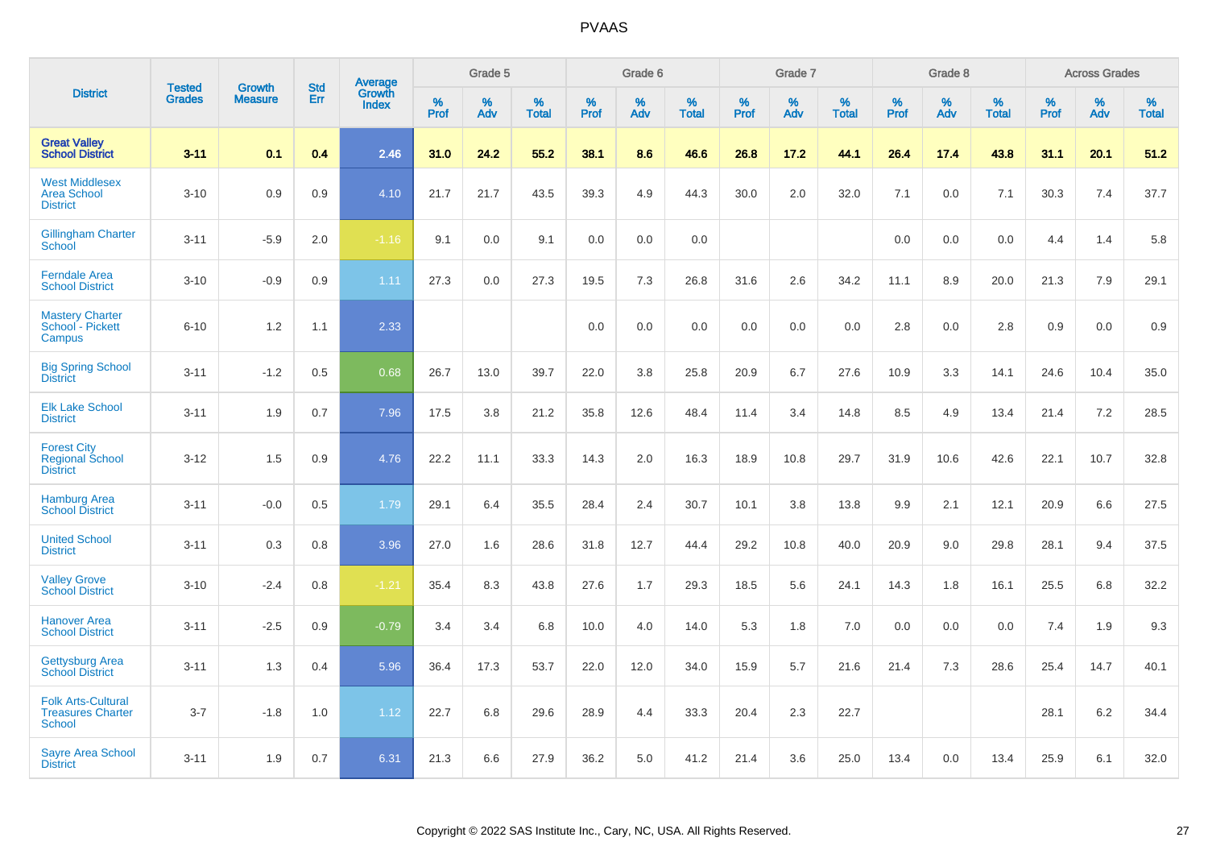| District | Tested Grades | Growth Measure | Std Err | Average Growth Index | Grade 5 | | | Grade 6 | | | Grade 7 | | | Grade 8 | | | Across Grades | | |
|---|---|---|---|---|---|---|---|---|---|---|---|---|---|---|---|---|---|---|---|
| | | | | | % Prof | % Adv | % Total | % Prof | % Adv | % Total | % Prof | % Adv | % Total | % Prof | % Adv | % Total | % Prof | % Adv | % Total |
| **Great Valley School District** | **3-11** | **0.1** | **0.4** | **2.46** | **31.0** | **24.2** | **55.2** | **38.1** | **8.6** | **46.6** | **26.8** | **17.2** | **44.1** | **26.4** | **17.4** | **43.8** | **31.1** | **20.1** | **51.2** |
| West Middlesex Area School District | 3-10 | 0.9 | 0.9 | 4.10 | 21.7 | 21.7 | 43.5 | 39.3 | 4.9 | 44.3 | 30.0 | 2.0 | 32.0 | 7.1 | 0.0 | 7.1 | 30.3 | 7.4 | 37.7 |
| Gillingham Charter School | 3-11 | -5.9 | 2.0 | -1.16 | 9.1 | 0.0 | 9.1 | 0.0 | 0.0 | 0.0 | | | | 0.0 | 0.0 | 0.0 | 4.4 | 1.4 | 5.8 |
| Ferndale Area School District | 3-10 | -0.9 | 0.9 | 1.11 | 27.3 | 0.0 | 27.3 | 19.5 | 7.3 | 26.8 | 31.6 | 2.6 | 34.2 | 11.1 | 8.9 | 20.0 | 21.3 | 7.9 | 29.1 |
| Mastery Charter School - Pickett Campus | 6-10 | 1.2 | 1.1 | 2.33 | | | | 0.0 | 0.0 | 0.0 | 0.0 | 0.0 | 0.0 | 2.8 | 0.0 | 2.8 | 0.9 | 0.0 | 0.9 |
| Big Spring School District | 3-11 | -1.2 | 0.5 | 0.68 | 26.7 | 13.0 | 39.7 | 22.0 | 3.8 | 25.8 | 20.9 | 6.7 | 27.6 | 10.9 | 3.3 | 14.1 | 24.6 | 10.4 | 35.0 |
| Elk Lake School District | 3-11 | 1.9 | 0.7 | 7.96 | 17.5 | 3.8 | 21.2 | 35.8 | 12.6 | 48.4 | 11.4 | 3.4 | 14.8 | 8.5 | 4.9 | 13.4 | 21.4 | 7.2 | 28.5 |
| Forest City Regional School District | 3-12 | 1.5 | 0.9 | 4.76 | 22.2 | 11.1 | 33.3 | 14.3 | 2.0 | 16.3 | 18.9 | 10.8 | 29.7 | 31.9 | 10.6 | 42.6 | 22.1 | 10.7 | 32.8 |
| Hamburg Area School District | 3-11 | -0.0 | 0.5 | 1.79 | 29.1 | 6.4 | 35.5 | 28.4 | 2.4 | 30.7 | 10.1 | 3.8 | 13.8 | 9.9 | 2.1 | 12.1 | 20.9 | 6.6 | 27.5 |
| United School District | 3-11 | 0.3 | 0.8 | 3.96 | 27.0 | 1.6 | 28.6 | 31.8 | 12.7 | 44.4 | 29.2 | 10.8 | 40.0 | 20.9 | 9.0 | 29.8 | 28.1 | 9.4 | 37.5 |
| Valley Grove School District | 3-10 | -2.4 | 0.8 | -1.21 | 35.4 | 8.3 | 43.8 | 27.6 | 1.7 | 29.3 | 18.5 | 5.6 | 24.1 | 14.3 | 1.8 | 16.1 | 25.5 | 6.8 | 32.2 |
| Hanover Area School District | 3-11 | -2.5 | 0.9 | -0.79 | 3.4 | 3.4 | 6.8 | 10.0 | 4.0 | 14.0 | 5.3 | 1.8 | 7.0 | 0.0 | 0.0 | 0.0 | 7.4 | 1.9 | 9.3 |
| Gettysburg Area School District | 3-11 | 1.3 | 0.4 | 5.96 | 36.4 | 17.3 | 53.7 | 22.0 | 12.0 | 34.0 | 15.9 | 5.7 | 21.6 | 21.4 | 7.3 | 28.6 | 25.4 | 14.7 | 40.1 |
| Folk Arts-Cultural Treasures Charter School | 3-7 | -1.8 | 1.0 | 1.12 | 22.7 | 6.8 | 29.6 | 28.9 | 4.4 | 33.3 | 20.4 | 2.3 | 22.7 | | | | 28.1 | 6.2 | 34.4 |
| Sayre Area School District | 3-11 | 1.9 | 0.7 | 6.31 | 21.3 | 6.6 | 27.9 | 36.2 | 5.0 | 41.2 | 21.4 | 3.6 | 25.0 | 13.4 | 0.0 | 13.4 | 25.9 | 6.1 | 32.0 |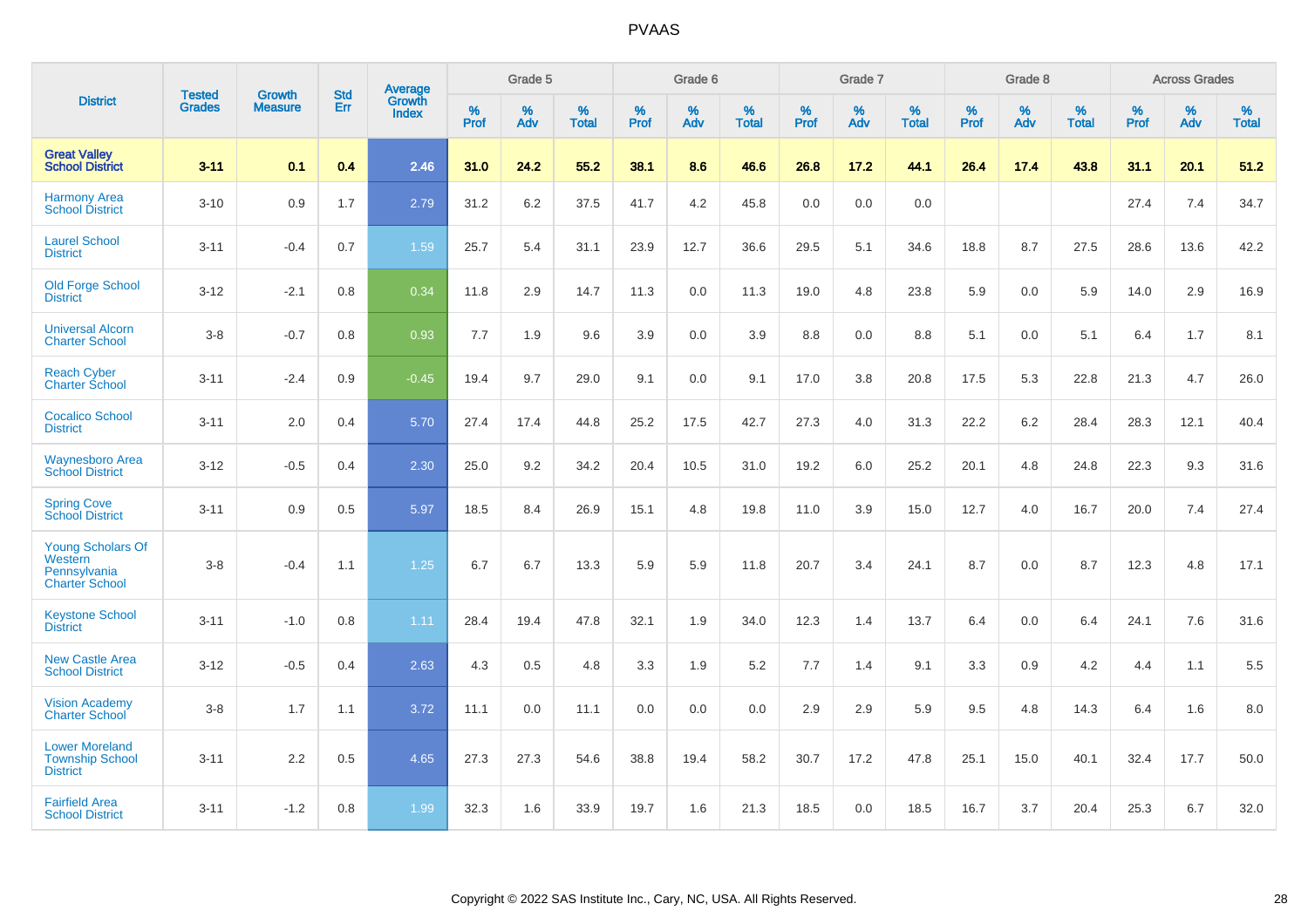# PVAAS

| District | Tested Grades | Growth Measure | Std Err | Average Growth Index | Grade 5 | | | Grade 6 | | | Grade 7 | | | Grade 8 | | | Across Grades | | |
|---|---|---|---|---|---|---|---|---|---|---|---|---|---|---|---|---|---|---|---|
| | | | | | % Prof | % Adv | % Total | % Prof | % Adv | % Total | % Prof | % Adv | % Total | % Prof | % Adv | % Total | % Prof | % Adv | % Total |
| **Great Valley School District** | **3-11** | **0.1** | **0.4** | **2.46** | **31.0** | **24.2** | **55.2** | **38.1** | **8.6** | **46.6** | **26.8** | **17.2** | **44.1** | **26.4** | **17.4** | **43.8** | **31.1** | **20.1** | **51.2** |
| Harmony Area School District | 3-10 | 0.9 | 1.7 | 2.79 | 31.2 | 6.2 | 37.5 | 41.7 | 4.2 | 45.8 | 0.0 | 0.0 | 0.0 | | | | 27.4 | 7.4 | 34.7 |
| Laurel School District | 3-11 | -0.4 | 0.7 | 1.59 | 25.7 | 5.4 | 31.1 | 23.9 | 12.7 | 36.6 | 29.5 | 5.1 | 34.6 | 18.8 | 8.7 | 27.5 | 28.6 | 13.6 | 42.2 |
| Old Forge School District | 3-12 | -2.1 | 0.8 | 0.34 | 11.8 | 2.9 | 14.7 | 11.3 | 0.0 | 11.3 | 19.0 | 4.8 | 23.8 | 5.9 | 0.0 | 5.9 | 14.0 | 2.9 | 16.9 |
| Universal Alcorn Charter School | 3-8 | -0.7 | 0.8 | 0.93 | 7.7 | 1.9 | 9.6 | 3.9 | 0.0 | 3.9 | 8.8 | 0.0 | 8.8 | 5.1 | 0.0 | 5.1 | 6.4 | 1.7 | 8.1 |
| Reach Cyber Charter School | 3-11 | -2.4 | 0.9 | -0.45 | 19.4 | 9.7 | 29.0 | 9.1 | 0.0 | 9.1 | 17.0 | 3.8 | 20.8 | 17.5 | 5.3 | 22.8 | 21.3 | 4.7 | 26.0 |
| Cocalico School District | 3-11 | 2.0 | 0.4 | 5.70 | 27.4 | 17.4 | 44.8 | 25.2 | 17.5 | 42.7 | 27.3 | 4.0 | 31.3 | 22.2 | 6.2 | 28.4 | 28.3 | 12.1 | 40.4 |
| Waynesboro Area School District | 3-12 | -0.5 | 0.4 | 2.30 | 25.0 | 9.2 | 34.2 | 20.4 | 10.5 | 31.0 | 19.2 | 6.0 | 25.2 | 20.1 | 4.8 | 24.8 | 22.3 | 9.3 | 31.6 |
| Spring Cove School District | 3-11 | 0.9 | 0.5 | 5.97 | 18.5 | 8.4 | 26.9 | 15.1 | 4.8 | 19.8 | 11.0 | 3.9 | 15.0 | 12.7 | 4.0 | 16.7 | 20.0 | 7.4 | 27.4 |
| Young Scholars Of Western Pennsylvania Charter School | 3-8 | -0.4 | 1.1 | 1.25 | 6.7 | 6.7 | 13.3 | 5.9 | 5.9 | 11.8 | 20.7 | 3.4 | 24.1 | 8.7 | 0.0 | 8.7 | 12.3 | 4.8 | 17.1 |
| Keystone School District | 3-11 | -1.0 | 0.8 | 1.11 | 28.4 | 19.4 | 47.8 | 32.1 | 1.9 | 34.0 | 12.3 | 1.4 | 13.7 | 6.4 | 0.0 | 6.4 | 24.1 | 7.6 | 31.6 |
| New Castle Area School District | 3-12 | -0.5 | 0.4 | 2.63 | 4.3 | 0.5 | 4.8 | 3.3 | 1.9 | 5.2 | 7.7 | 1.4 | 9.1 | 3.3 | 0.9 | 4.2 | 4.4 | 1.1 | 5.5 |
| Vision Academy Charter School | 3-8 | 1.7 | 1.1 | 3.72 | 11.1 | 0.0 | 11.1 | 0.0 | 0.0 | 0.0 | 2.9 | 2.9 | 5.9 | 9.5 | 4.8 | 14.3 | 6.4 | 1.6 | 8.0 |
| Lower Moreland Township School District | 3-11 | 2.2 | 0.5 | 4.65 | 27.3 | 27.3 | 54.6 | 38.8 | 19.4 | 58.2 | 30.7 | 17.2 | 47.8 | 25.1 | 15.0 | 40.1 | 32.4 | 17.7 | 50.0 |
| Fairfield Area School District | 3-11 | -1.2 | 0.8 | 1.99 | 32.3 | 1.6 | 33.9 | 19.7 | 1.6 | 21.3 | 18.5 | 0.0 | 18.5 | 16.7 | 3.7 | 20.4 | 25.3 | 6.7 | 32.0 |

Copyright © 2022 SAS Institute Inc., Cary, NC, USA. All Rights Reserved.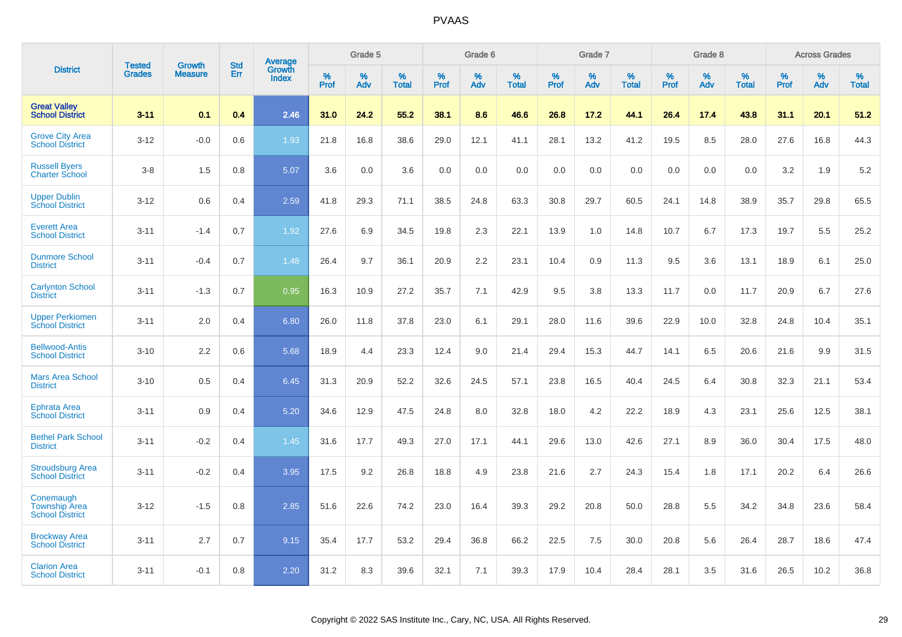# PVAAS

| District | Tested Grades | Growth Measure | Std Err | Average Growth Index | Grade 5 | | | Grade 6 | | | Grade 7 | | | Grade 8 | | | Across Grades | | |
|---|---|---|---|---|---|---|---|---|---|---|---|---|---|---|---|---|---|---|---|
| | | | | | % Prof | % Adv | % Total | % Prof | % Adv | % Total | % Prof | % Adv | % Total | % Prof | % Adv | % Total | % Prof | % Adv | % Total |
| **Great Valley School District** | **3-11** | **0.1** | **0.4** | **2.46** | **31.0** | **24.2** | **55.2** | **38.1** | **8.6** | **46.6** | **26.8** | **17.2** | **44.1** | **26.4** | **17.4** | **43.8** | **31.1** | **20.1** | **51.2** |
| Grove City Area School District | 3-12 | -0.0 | 0.6 | 1.93 | 21.8 | 16.8 | 38.6 | 29.0 | 12.1 | 41.1 | 28.1 | 13.2 | 41.2 | 19.5 | 8.5 | 28.0 | 27.6 | 16.8 | 44.3 |
| Russell Byers Charter School | 3-8 | 1.5 | 0.8 | 5.07 | 3.6 | 0.0 | 3.6 | 0.0 | 0.0 | 0.0 | 0.0 | 0.0 | 0.0 | 0.0 | 0.0 | 0.0 | 3.2 | 1.9 | 5.2 |
| Upper Dublin School District | 3-12 | 0.6 | 0.4 | 2.59 | 41.8 | 29.3 | 71.1 | 38.5 | 24.8 | 63.3 | 30.8 | 29.7 | 60.5 | 24.1 | 14.8 | 38.9 | 35.7 | 29.8 | 65.5 |
| Everett Area School District | 3-11 | -1.4 | 0.7 | 1.92 | 27.6 | 6.9 | 34.5 | 19.8 | 2.3 | 22.1 | 13.9 | 1.0 | 14.8 | 10.7 | 6.7 | 17.3 | 19.7 | 5.5 | 25.2 |
| Dunmore School District | 3-11 | -0.4 | 0.7 | 1.48 | 26.4 | 9.7 | 36.1 | 20.9 | 2.2 | 23.1 | 10.4 | 0.9 | 11.3 | 9.5 | 3.6 | 13.1 | 18.9 | 6.1 | 25.0 |
| Carlynton School District | 3-11 | -1.3 | 0.7 | 0.95 | 16.3 | 10.9 | 27.2 | 35.7 | 7.1 | 42.9 | 9.5 | 3.8 | 13.3 | 11.7 | 0.0 | 11.7 | 20.9 | 6.7 | 27.6 |
| Upper Perkiomen School District | 3-11 | 2.0 | 0.4 | 6.80 | 26.0 | 11.8 | 37.8 | 23.0 | 6.1 | 29.1 | 28.0 | 11.6 | 39.6 | 22.9 | 10.0 | 32.8 | 24.8 | 10.4 | 35.1 |
| Bellwood-Antis School District | 3-10 | 2.2 | 0.6 | 5.68 | 18.9 | 4.4 | 23.3 | 12.4 | 9.0 | 21.4 | 29.4 | 15.3 | 44.7 | 14.1 | 6.5 | 20.6 | 21.6 | 9.9 | 31.5 |
| Mars Area School District | 3-10 | 0.5 | 0.4 | 6.45 | 31.3 | 20.9 | 52.2 | 32.6 | 24.5 | 57.1 | 23.8 | 16.5 | 40.4 | 24.5 | 6.4 | 30.8 | 32.3 | 21.1 | 53.4 |
| Ephrata Area School District | 3-11 | 0.9 | 0.4 | 5.20 | 34.6 | 12.9 | 47.5 | 24.8 | 8.0 | 32.8 | 18.0 | 4.2 | 22.2 | 18.9 | 4.3 | 23.1 | 25.6 | 12.5 | 38.1 |
| Bethel Park School District | 3-11 | -0.2 | 0.4 | 1.45 | 31.6 | 17.7 | 49.3 | 27.0 | 17.1 | 44.1 | 29.6 | 13.0 | 42.6 | 27.1 | 8.9 | 36.0 | 30.4 | 17.5 | 48.0 |
| Stroudsburg Area School District | 3-11 | -0.2 | 0.4 | 3.95 | 17.5 | 9.2 | 26.8 | 18.8 | 4.9 | 23.8 | 21.6 | 2.7 | 24.3 | 15.4 | 1.8 | 17.1 | 20.2 | 6.4 | 26.6 |
| Conemaugh Township Area School District | 3-12 | -1.5 | 0.8 | 2.85 | 51.6 | 22.6 | 74.2 | 23.0 | 16.4 | 39.3 | 29.2 | 20.8 | 50.0 | 28.8 | 5.5 | 34.2 | 34.8 | 23.6 | 58.4 |
| Brockway Area School District | 3-11 | 2.7 | 0.7 | 9.15 | 35.4 | 17.7 | 53.2 | 29.4 | 36.8 | 66.2 | 22.5 | 7.5 | 30.0 | 20.8 | 5.6 | 26.4 | 28.7 | 18.6 | 47.4 |
| Clarion Area School District | 3-11 | -0.1 | 0.8 | 2.20 | 31.2 | 8.3 | 39.6 | 32.1 | 7.1 | 39.3 | 17.9 | 10.4 | 28.4 | 28.1 | 3.5 | 31.6 | 26.5 | 10.2 | 36.8 |

Copyright © 2022 SAS Institute Inc., Cary, NC, USA. All Rights Reserved.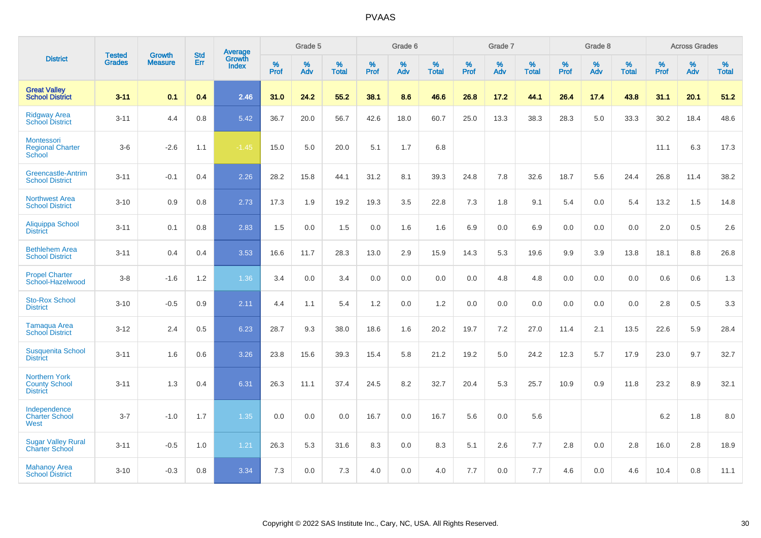# PVAAS

| District | Tested Grades | Growth Measure | Std Err | Average Growth Index | Grade 5 | | | Grade 6 | | | Grade 7 | | | Grade 8 | | | Across Grades | | |
|---|---|---|---|---|---|---|---|---|---|---|---|---|---|---|---|---|---|---|---|
| | | | | | % Prof | % Adv | % Total | % Prof | % Adv | % Total | % Prof | % Adv | % Total | % Prof | % Adv | % Total | % Prof | % Adv | % Total |
| **Great Valley School District** | **3-11** | **0.1** | **0.4** | **2.46** | **31.0** | **24.2** | **55.2** | **38.1** | **8.6** | **46.6** | **26.8** | **17.2** | **44.1** | **26.4** | **17.4** | **43.8** | **31.1** | **20.1** | **51.2** |
| Ridgway Area School District | 3-11 | 4.4 | 0.8 | 5.42 | 36.7 | 20.0 | 56.7 | 42.6 | 18.0 | 60.7 | 25.0 | 13.3 | 38.3 | 28.3 | 5.0 | 33.3 | 30.2 | 18.4 | 48.6 |
| Montessori Regional Charter School | 3-6 | -2.6 | 1.1 | -1.45 | 15.0 | 5.0 | 20.0 | 5.1 | 1.7 | 6.8 | | | | | | | 11.1 | 6.3 | 17.3 |
| Greencastle-Antrim School District | 3-11 | -0.1 | 0.4 | 2.26 | 28.2 | 15.8 | 44.1 | 31.2 | 8.1 | 39.3 | 24.8 | 7.8 | 32.6 | 18.7 | 5.6 | 24.4 | 26.8 | 11.4 | 38.2 |
| Northwest Area School District | 3-10 | 0.9 | 0.8 | 2.73 | 17.3 | 1.9 | 19.2 | 19.3 | 3.5 | 22.8 | 7.3 | 1.8 | 9.1 | 5.4 | 0.0 | 5.4 | 13.2 | 1.5 | 14.8 |
| Aliquippa School District | 3-11 | 0.1 | 0.8 | 2.83 | 1.5 | 0.0 | 1.5 | 0.0 | 1.6 | 1.6 | 6.9 | 0.0 | 6.9 | 0.0 | 0.0 | 0.0 | 2.0 | 0.5 | 2.6 |
| Bethlehem Area School District | 3-11 | 0.4 | 0.4 | 3.53 | 16.6 | 11.7 | 28.3 | 13.0 | 2.9 | 15.9 | 14.3 | 5.3 | 19.6 | 9.9 | 3.9 | 13.8 | 18.1 | 8.8 | 26.8 |
| Propel Charter School-Hazelwood | 3-8 | -1.6 | 1.2 | 1.36 | 3.4 | 0.0 | 3.4 | 0.0 | 0.0 | 0.0 | 0.0 | 4.8 | 4.8 | 0.0 | 0.0 | 0.0 | 0.6 | 0.6 | 1.3 |
| Sto-Rox School District | 3-10 | -0.5 | 0.9 | 2.11 | 4.4 | 1.1 | 5.4 | 1.2 | 0.0 | 1.2 | 0.0 | 0.0 | 0.0 | 0.0 | 0.0 | 0.0 | 2.8 | 0.5 | 3.3 |
| Tamaqua Area School District | 3-12 | 2.4 | 0.5 | 6.23 | 28.7 | 9.3 | 38.0 | 18.6 | 1.6 | 20.2 | 19.7 | 7.2 | 27.0 | 11.4 | 2.1 | 13.5 | 22.6 | 5.9 | 28.4 |
| Susquenita School District | 3-11 | 1.6 | 0.6 | 3.26 | 23.8 | 15.6 | 39.3 | 15.4 | 5.8 | 21.2 | 19.2 | 5.0 | 24.2 | 12.3 | 5.7 | 17.9 | 23.0 | 9.7 | 32.7 |
| Northern York County School District | 3-11 | 1.3 | 0.4 | 6.31 | 26.3 | 11.1 | 37.4 | 24.5 | 8.2 | 32.7 | 20.4 | 5.3 | 25.7 | 10.9 | 0.9 | 11.8 | 23.2 | 8.9 | 32.1 |
| Independence Charter School West | 3-7 | -1.0 | 1.7 | 1.35 | 0.0 | 0.0 | 0.0 | 16.7 | 0.0 | 16.7 | 5.6 | 0.0 | 5.6 | | | | 6.2 | 1.8 | 8.0 |
| Sugar Valley Rural Charter School | 3-11 | -0.5 | 1.0 | 1.21 | 26.3 | 5.3 | 31.6 | 8.3 | 0.0 | 8.3 | 5.1 | 2.6 | 7.7 | 2.8 | 0.0 | 2.8 | 16.0 | 2.8 | 18.9 |
| Mahanoy Area School District | 3-10 | -0.3 | 0.8 | 3.34 | 7.3 | 0.0 | 7.3 | 4.0 | 0.0 | 4.0 | 7.7 | 0.0 | 7.7 | 4.6 | 0.0 | 4.6 | 10.4 | 0.8 | 11.1 |

Copyright © 2022 SAS Institute Inc., Cary, NC, USA. All Rights Reserved.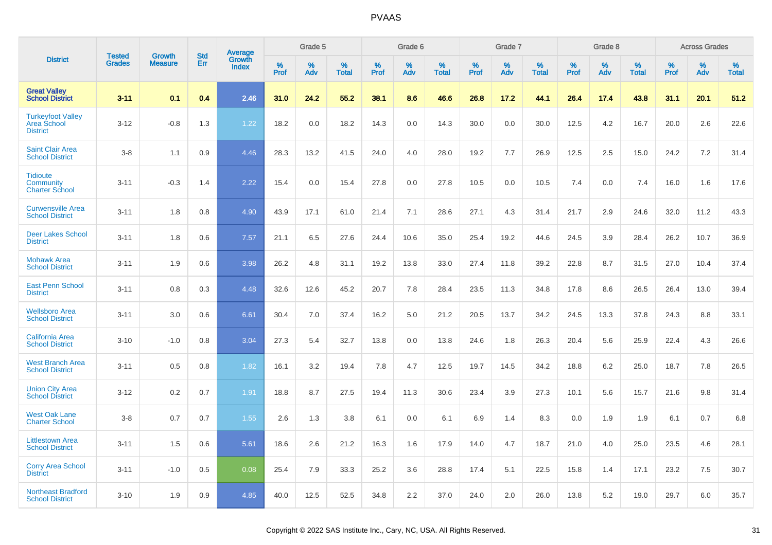| District | Tested Grades | Growth Measure | Std Err | Average Growth Index | Grade 5 | | | Grade 6 | | | Grade 7 | | | Grade 8 | | | Across Grades | | |
|---|---|---|---|---|---|---|---|---|---|---|---|---|---|---|---|---|---|---|---|
| | | | | | % Prof | % Adv | % Total | % Prof | % Adv | % Total | % Prof | % Adv | % Total | % Prof | % Adv | % Total | % Prof | % Adv | % Total |
| **Great Valley School District** | **3-11** | **0.1** | **0.4** | **2.46** | **31.0** | **24.2** | **55.2** | **38.1** | **8.6** | **46.6** | **26.8** | **17.2** | **44.1** | **26.4** | **17.4** | **43.8** | **31.1** | **20.1** | **51.2** |
| Turkeyfoot Valley Area School District | 3-12 | -0.8 | 1.3 | 1.22 | 18.2 | 0.0 | 18.2 | 14.3 | 0.0 | 14.3 | 30.0 | 0.0 | 30.0 | 12.5 | 4.2 | 16.7 | 20.0 | 2.6 | 22.6 |
| Saint Clair Area School District | 3-8 | 1.1 | 0.9 | 4.46 | 28.3 | 13.2 | 41.5 | 24.0 | 4.0 | 28.0 | 19.2 | 7.7 | 26.9 | 12.5 | 2.5 | 15.0 | 24.2 | 7.2 | 31.4 |
| Tidioute Community Charter School | 3-11 | -0.3 | 1.4 | 2.22 | 15.4 | 0.0 | 15.4 | 27.8 | 0.0 | 27.8 | 10.5 | 0.0 | 10.5 | 7.4 | 0.0 | 7.4 | 16.0 | 1.6 | 17.6 |
| Curwensville Area School District | 3-11 | 1.8 | 0.8 | 4.90 | 43.9 | 17.1 | 61.0 | 21.4 | 7.1 | 28.6 | 27.1 | 4.3 | 31.4 | 21.7 | 2.9 | 24.6 | 32.0 | 11.2 | 43.3 |
| Deer Lakes School District | 3-11 | 1.8 | 0.6 | 7.57 | 21.1 | 6.5 | 27.6 | 24.4 | 10.6 | 35.0 | 25.4 | 19.2 | 44.6 | 24.5 | 3.9 | 28.4 | 26.2 | 10.7 | 36.9 |
| Mohawk Area School District | 3-11 | 1.9 | 0.6 | 3.98 | 26.2 | 4.8 | 31.1 | 19.2 | 13.8 | 33.0 | 27.4 | 11.8 | 39.2 | 22.8 | 8.7 | 31.5 | 27.0 | 10.4 | 37.4 |
| East Penn School District | 3-11 | 0.8 | 0.3 | 4.48 | 32.6 | 12.6 | 45.2 | 20.7 | 7.8 | 28.4 | 23.5 | 11.3 | 34.8 | 17.8 | 8.6 | 26.5 | 26.4 | 13.0 | 39.4 |
| Wellsboro Area School District | 3-11 | 3.0 | 0.6 | 6.61 | 30.4 | 7.0 | 37.4 | 16.2 | 5.0 | 21.2 | 20.5 | 13.7 | 34.2 | 24.5 | 13.3 | 37.8 | 24.3 | 8.8 | 33.1 |
| California Area School District | 3-10 | -1.0 | 0.8 | 3.04 | 27.3 | 5.4 | 32.7 | 13.8 | 0.0 | 13.8 | 24.6 | 1.8 | 26.3 | 20.4 | 5.6 | 25.9 | 22.4 | 4.3 | 26.6 |
| West Branch Area School District | 3-11 | 0.5 | 0.8 | 1.82 | 16.1 | 3.2 | 19.4 | 7.8 | 4.7 | 12.5 | 19.7 | 14.5 | 34.2 | 18.8 | 6.2 | 25.0 | 18.7 | 7.8 | 26.5 |
| Union City Area School District | 3-12 | 0.2 | 0.7 | 1.91 | 18.8 | 8.7 | 27.5 | 19.4 | 11.3 | 30.6 | 23.4 | 3.9 | 27.3 | 10.1 | 5.6 | 15.7 | 21.6 | 9.8 | 31.4 |
| West Oak Lane Charter School | 3-8 | 0.7 | 0.7 | 1.55 | 2.6 | 1.3 | 3.8 | 6.1 | 0.0 | 6.1 | 6.9 | 1.4 | 8.3 | 0.0 | 1.9 | 1.9 | 6.1 | 0.7 | 6.8 |
| Littlestown Area School District | 3-11 | 1.5 | 0.6 | 5.61 | 18.6 | 2.6 | 21.2 | 16.3 | 1.6 | 17.9 | 14.0 | 4.7 | 18.7 | 21.0 | 4.0 | 25.0 | 23.5 | 4.6 | 28.1 |
| Corry Area School District | 3-11 | -1.0 | 0.5 | 0.08 | 25.4 | 7.9 | 33.3 | 25.2 | 3.6 | 28.8 | 17.4 | 5.1 | 22.5 | 15.8 | 1.4 | 17.1 | 23.2 | 7.5 | 30.7 |
| Northeast Bradford School District | 3-10 | 1.9 | 0.9 | 4.85 | 40.0 | 12.5 | 52.5 | 34.8 | 2.2 | 37.0 | 24.0 | 2.0 | 26.0 | 13.8 | 5.2 | 19.0 | 29.7 | 6.0 | 35.7 |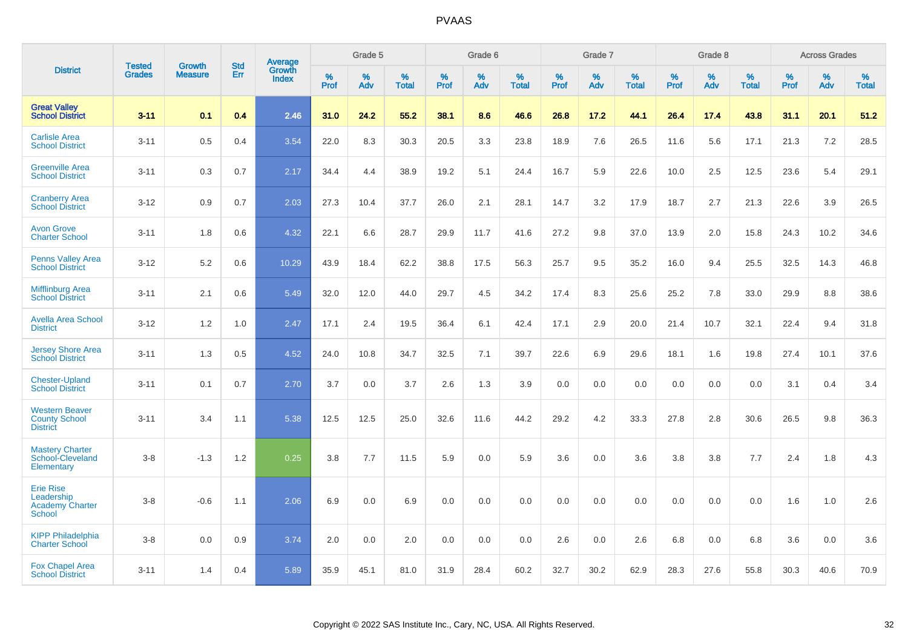| District | Tested Grades | Growth Measure | Std Err | Average Growth Index | Grade 5 | | | Grade 6 | | | Grade 7 | | | Grade 8 | | | Across Grades | | |
|---|---|---|---|---|---|---|---|---|---|---|---|---|---|---|---|---|---|---|---|
| | | | | | % Prof | % Adv | % Total | % Prof | % Adv | % Total | % Prof | % Adv | % Total | % Prof | % Adv | % Total | % Prof | % Adv | % Total |
| **Great Valley School District** | **3-11** | **0.1** | **0.4** | **2.46** | **31.0** | **24.2** | **55.2** | **38.1** | **8.6** | **46.6** | **26.8** | **17.2** | **44.1** | **26.4** | **17.4** | **43.8** | **31.1** | **20.1** | **51.2** |
| Carlisle Area School District | 3-11 | 0.5 | 0.4 | 3.54 | 22.0 | 8.3 | 30.3 | 20.5 | 3.3 | 23.8 | 18.9 | 7.6 | 26.5 | 11.6 | 5.6 | 17.1 | 21.3 | 7.2 | 28.5 |
| Greenville Area School District | 3-11 | 0.3 | 0.7 | 2.17 | 34.4 | 4.4 | 38.9 | 19.2 | 5.1 | 24.4 | 16.7 | 5.9 | 22.6 | 10.0 | 2.5 | 12.5 | 23.6 | 5.4 | 29.1 |
| Cranberry Area School District | 3-12 | 0.9 | 0.7 | 2.03 | 27.3 | 10.4 | 37.7 | 26.0 | 2.1 | 28.1 | 14.7 | 3.2 | 17.9 | 18.7 | 2.7 | 21.3 | 22.6 | 3.9 | 26.5 |
| Avon Grove Charter School | 3-11 | 1.8 | 0.6 | 4.32 | 22.1 | 6.6 | 28.7 | 29.9 | 11.7 | 41.6 | 27.2 | 9.8 | 37.0 | 13.9 | 2.0 | 15.8 | 24.3 | 10.2 | 34.6 |
| Penns Valley Area School District | 3-12 | 5.2 | 0.6 | 10.29 | 43.9 | 18.4 | 62.2 | 38.8 | 17.5 | 56.3 | 25.7 | 9.5 | 35.2 | 16.0 | 9.4 | 25.5 | 32.5 | 14.3 | 46.8 |
| Mifflinburg Area School District | 3-11 | 2.1 | 0.6 | 5.49 | 32.0 | 12.0 | 44.0 | 29.7 | 4.5 | 34.2 | 17.4 | 8.3 | 25.6 | 25.2 | 7.8 | 33.0 | 29.9 | 8.8 | 38.6 |
| Avella Area School District | 3-12 | 1.2 | 1.0 | 2.47 | 17.1 | 2.4 | 19.5 | 36.4 | 6.1 | 42.4 | 17.1 | 2.9 | 20.0 | 21.4 | 10.7 | 32.1 | 22.4 | 9.4 | 31.8 |
| Jersey Shore Area School District | 3-11 | 1.3 | 0.5 | 4.52 | 24.0 | 10.8 | 34.7 | 32.5 | 7.1 | 39.7 | 22.6 | 6.9 | 29.6 | 18.1 | 1.6 | 19.8 | 27.4 | 10.1 | 37.6 |
| Chester-Upland School District | 3-11 | 0.1 | 0.7 | 2.70 | 3.7 | 0.0 | 3.7 | 2.6 | 1.3 | 3.9 | 0.0 | 0.0 | 0.0 | 0.0 | 0.0 | 0.0 | 3.1 | 0.4 | 3.4 |
| Western Beaver County School District | 3-11 | 3.4 | 1.1 | 5.38 | 12.5 | 12.5 | 25.0 | 32.6 | 11.6 | 44.2 | 29.2 | 4.2 | 33.3 | 27.8 | 2.8 | 30.6 | 26.5 | 9.8 | 36.3 |
| Mastery Charter School-Cleveland Elementary | 3-8 | -1.3 | 1.2 | 0.25 | 3.8 | 7.7 | 11.5 | 5.9 | 0.0 | 5.9 | 3.6 | 0.0 | 3.6 | 3.8 | 3.8 | 7.7 | 2.4 | 1.8 | 4.3 |
| Erie Rise Leadership Academy Charter School | 3-8 | -0.6 | 1.1 | 2.06 | 6.9 | 0.0 | 6.9 | 0.0 | 0.0 | 0.0 | 0.0 | 0.0 | 0.0 | 0.0 | 0.0 | 0.0 | 1.6 | 1.0 | 2.6 |
| KIPP Philadelphia Charter School | 3-8 | 0.0 | 0.9 | 3.74 | 2.0 | 0.0 | 2.0 | 0.0 | 0.0 | 0.0 | 2.6 | 0.0 | 2.6 | 6.8 | 0.0 | 6.8 | 3.6 | 0.0 | 3.6 |
| Fox Chapel Area School District | 3-11 | 1.4 | 0.4 | 5.89 | 35.9 | 45.1 | 81.0 | 31.9 | 28.4 | 60.2 | 32.7 | 30.2 | 62.9 | 28.3 | 27.6 | 55.8 | 30.3 | 40.6 | 70.9 |

Copyright © 2022 SAS Institute Inc., Cary, NC, USA. All Rights Reserved.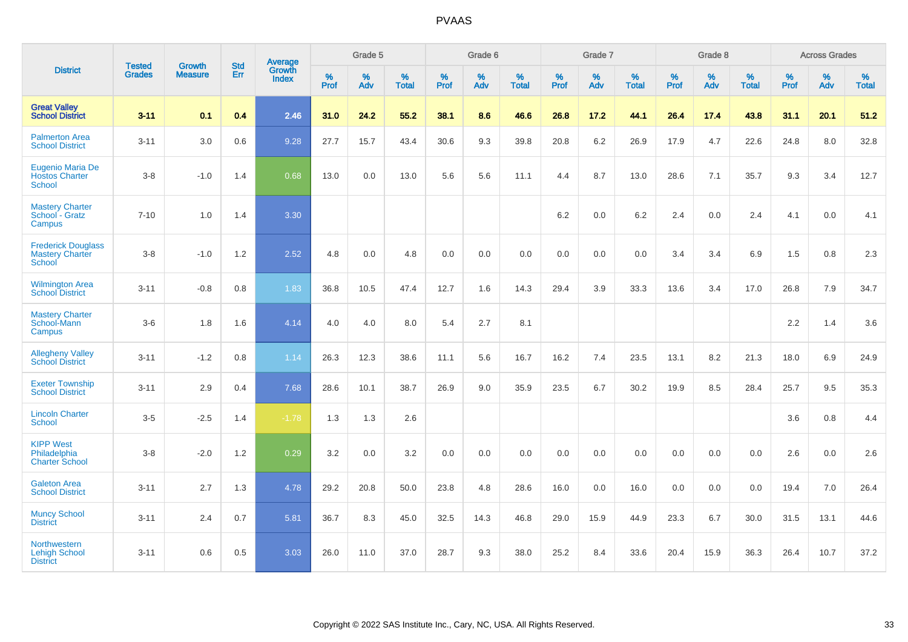| District | Tested Grades | Growth Measure | Std Err | Average Growth Index | Grade 5 | | | Grade 6 | | | Grade 7 | | | Grade 8 | | | Across Grades | | |
|---|---|---|---|---|---|---|---|---|---|---|---|---|---|---|---|---|---|---|---|
| | | | | | % Prof | % Adv | % Total | % Prof | % Adv | % Total | % Prof | % Adv | % Total | % Prof | % Adv | % Total | % Prof | % Adv | % Total |
| **Great Valley School District** | **3-11** | **0.1** | **0.4** | **2.46** | **31.0** | **24.2** | **55.2** | **38.1** | **8.6** | **46.6** | **26.8** | **17.2** | **44.1** | **26.4** | **17.4** | **43.8** | **31.1** | **20.1** | **51.2** |
| Palmerton Area School District | 3-11 | 3.0 | 0.6 | 9.28 | 27.7 | 15.7 | 43.4 | 30.6 | 9.3 | 39.8 | 20.8 | 6.2 | 26.9 | 17.9 | 4.7 | 22.6 | 24.8 | 8.0 | 32.8 |
| Eugenio Maria De Hostos Charter School | 3-8 | -1.0 | 1.4 | 0.68 | 13.0 | 0.0 | 13.0 | 5.6 | 5.6 | 11.1 | 4.4 | 8.7 | 13.0 | 28.6 | 7.1 | 35.7 | 9.3 | 3.4 | 12.7 |
| Mastery Charter School - Gratz Campus | 7-10 | 1.0 | 1.4 | 3.30 | | | | | | | 6.2 | 0.0 | 6.2 | 2.4 | 0.0 | 2.4 | 4.1 | 0.0 | 4.1 |
| Frederick Douglass Mastery Charter School | 3-8 | -1.0 | 1.2 | 2.52 | 4.8 | 0.0 | 4.8 | 0.0 | 0.0 | 0.0 | 0.0 | 0.0 | 0.0 | 3.4 | 3.4 | 6.9 | 1.5 | 0.8 | 2.3 |
| Wilmington Area School District | 3-11 | -0.8 | 0.8 | 1.83 | 36.8 | 10.5 | 47.4 | 12.7 | 1.6 | 14.3 | 29.4 | 3.9 | 33.3 | 13.6 | 3.4 | 17.0 | 26.8 | 7.9 | 34.7 |
| Mastery Charter School-Mann Campus | 3-6 | 1.8 | 1.6 | 4.14 | 4.0 | 4.0 | 8.0 | 5.4 | 2.7 | 8.1 | | | | | | | 2.2 | 1.4 | 3.6 |
| Allegheny Valley School District | 3-11 | -1.2 | 0.8 | 1.14 | 26.3 | 12.3 | 38.6 | 11.1 | 5.6 | 16.7 | 16.2 | 7.4 | 23.5 | 13.1 | 8.2 | 21.3 | 18.0 | 6.9 | 24.9 |
| Exeter Township School District | 3-11 | 2.9 | 0.4 | 7.68 | 28.6 | 10.1 | 38.7 | 26.9 | 9.0 | 35.9 | 23.5 | 6.7 | 30.2 | 19.9 | 8.5 | 28.4 | 25.7 | 9.5 | 35.3 |
| Lincoln Charter School | 3-5 | -2.5 | 1.4 | -1.78 | 1.3 | 1.3 | 2.6 | | | | | | | | | | 3.6 | 0.8 | 4.4 |
| KIPP West Philadelphia Charter School | 3-8 | -2.0 | 1.2 | 0.29 | 3.2 | 0.0 | 3.2 | 0.0 | 0.0 | 0.0 | 0.0 | 0.0 | 0.0 | 0.0 | 0.0 | 0.0 | 2.6 | 0.0 | 2.6 |
| Galeton Area School District | 3-11 | 2.7 | 1.3 | 4.78 | 29.2 | 20.8 | 50.0 | 23.8 | 4.8 | 28.6 | 16.0 | 0.0 | 16.0 | 0.0 | 0.0 | 0.0 | 19.4 | 7.0 | 26.4 |
| Muncy School District | 3-11 | 2.4 | 0.7 | 5.81 | 36.7 | 8.3 | 45.0 | 32.5 | 14.3 | 46.8 | 29.0 | 15.9 | 44.9 | 23.3 | 6.7 | 30.0 | 31.5 | 13.1 | 44.6 |
| Northwestern Lehigh School District | 3-11 | 0.6 | 0.5 | 3.03 | 26.0 | 11.0 | 37.0 | 28.7 | 9.3 | 38.0 | 25.2 | 8.4 | 33.6 | 20.4 | 15.9 | 36.3 | 26.4 | 10.7 | 37.2 |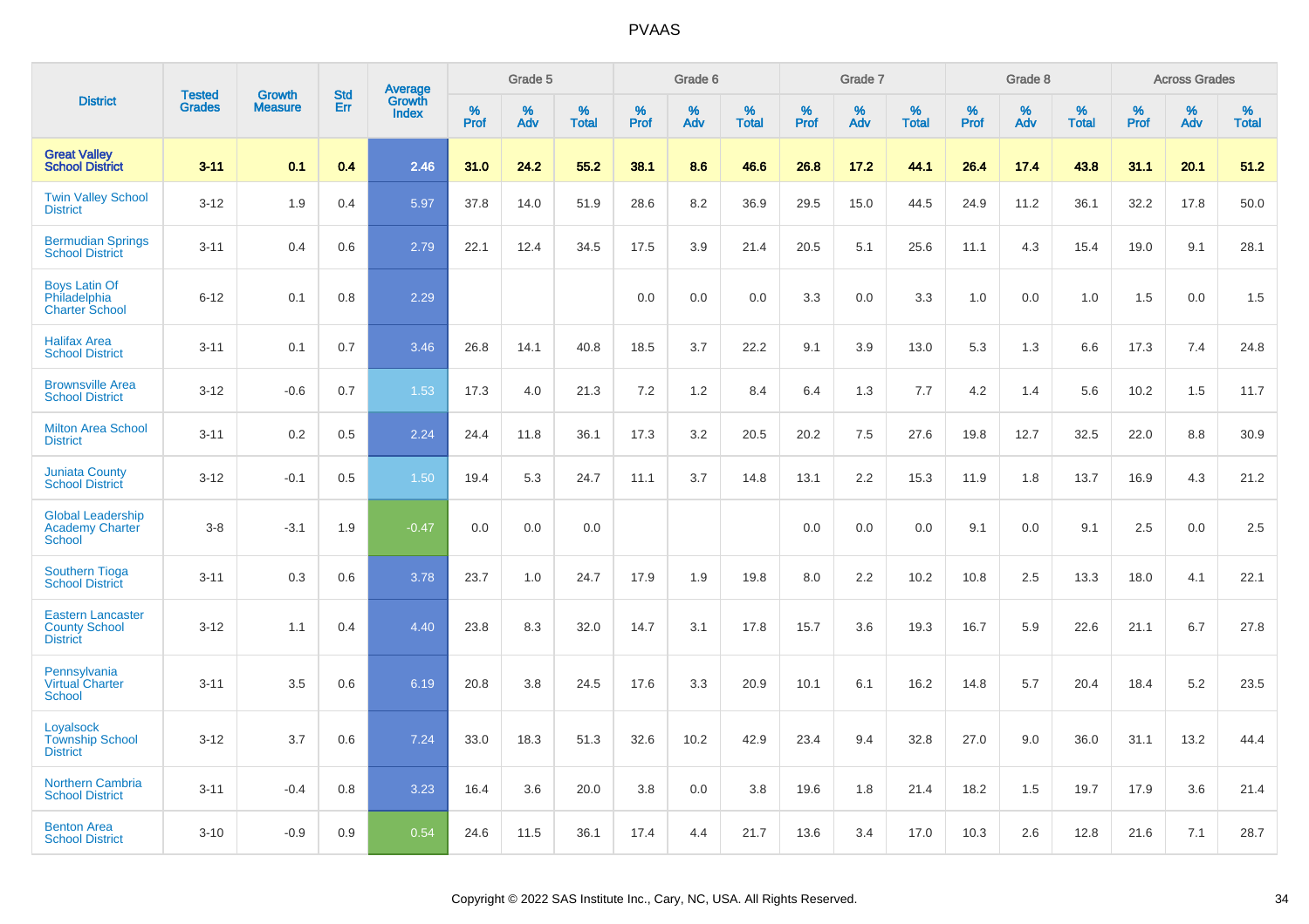| District | Tested Grades | Growth Measure | Std Err | Average Growth Index | Grade 5 | | | Grade 6 | | | Grade 7 | | | Grade 8 | | | Across Grades | | |
|---|---|---|---|---|---|---|---|---|---|---|---|---|---|---|---|---|---|---|---|
| | | | | | % Prof | % Adv | % Total | % Prof | % Adv | % Total | % Prof | % Adv | % Total | % Prof | % Adv | % Total | % Prof | % Adv | % Total |
| **Great Valley School District** | **3-11** | **0.1** | **0.4** | **2.46** | **31.0** | **24.2** | **55.2** | **38.1** | **8.6** | **46.6** | **26.8** | **17.2** | **44.1** | **26.4** | **17.4** | **43.8** | **31.1** | **20.1** | **51.2** |
| Twin Valley School District | 3-12 | 1.9 | 0.4 | 5.97 | 37.8 | 14.0 | 51.9 | 28.6 | 8.2 | 36.9 | 29.5 | 15.0 | 44.5 | 24.9 | 11.2 | 36.1 | 32.2 | 17.8 | 50.0 |
| Bermudian Springs School District | 3-11 | 0.4 | 0.6 | 2.79 | 22.1 | 12.4 | 34.5 | 17.5 | 3.9 | 21.4 | 20.5 | 5.1 | 25.6 | 11.1 | 4.3 | 15.4 | 19.0 | 9.1 | 28.1 |
| Boys Latin Of Philadelphia Charter School | 6-12 | 0.1 | 0.8 | 2.29 | | | | 0.0 | 0.0 | 0.0 | 3.3 | 0.0 | 3.3 | 1.0 | 0.0 | 1.0 | 1.5 | 0.0 | 1.5 |
| Halifax Area School District | 3-11 | 0.1 | 0.7 | 3.46 | 26.8 | 14.1 | 40.8 | 18.5 | 3.7 | 22.2 | 9.1 | 3.9 | 13.0 | 5.3 | 1.3 | 6.6 | 17.3 | 7.4 | 24.8 |
| Brownsville Area School District | 3-12 | -0.6 | 0.7 | 1.53 | 17.3 | 4.0 | 21.3 | 7.2 | 1.2 | 8.4 | 6.4 | 1.3 | 7.7 | 4.2 | 1.4 | 5.6 | 10.2 | 1.5 | 11.7 |
| Milton Area School District | 3-11 | 0.2 | 0.5 | 2.24 | 24.4 | 11.8 | 36.1 | 17.3 | 3.2 | 20.5 | 20.2 | 7.5 | 27.6 | 19.8 | 12.7 | 32.5 | 22.0 | 8.8 | 30.9 |
| Juniata County School District | 3-12 | -0.1 | 0.5 | 1.50 | 19.4 | 5.3 | 24.7 | 11.1 | 3.7 | 14.8 | 13.1 | 2.2 | 15.3 | 11.9 | 1.8 | 13.7 | 16.9 | 4.3 | 21.2 |
| Global Leadership Academy Charter School | 3-8 | -3.1 | 1.9 | -0.47 | 0.0 | 0.0 | 0.0 | | | | 0.0 | 0.0 | 0.0 | 9.1 | 0.0 | 9.1 | 2.5 | 0.0 | 2.5 |
| Southern Tioga School District | 3-11 | 0.3 | 0.6 | 3.78 | 23.7 | 1.0 | 24.7 | 17.9 | 1.9 | 19.8 | 8.0 | 2.2 | 10.2 | 10.8 | 2.5 | 13.3 | 18.0 | 4.1 | 22.1 |
| Eastern Lancaster County School District | 3-12 | 1.1 | 0.4 | 4.40 | 23.8 | 8.3 | 32.0 | 14.7 | 3.1 | 17.8 | 15.7 | 3.6 | 19.3 | 16.7 | 5.9 | 22.6 | 21.1 | 6.7 | 27.8 |
| Pennsylvania Virtual Charter School | 3-11 | 3.5 | 0.6 | 6.19 | 20.8 | 3.8 | 24.5 | 17.6 | 3.3 | 20.9 | 10.1 | 6.1 | 16.2 | 14.8 | 5.7 | 20.4 | 18.4 | 5.2 | 23.5 |
| Loyalsock Township School District | 3-12 | 3.7 | 0.6 | 7.24 | 33.0 | 18.3 | 51.3 | 32.6 | 10.2 | 42.9 | 23.4 | 9.4 | 32.8 | 27.0 | 9.0 | 36.0 | 31.1 | 13.2 | 44.4 |
| Northern Cambria School District | 3-11 | -0.4 | 0.8 | 3.23 | 16.4 | 3.6 | 20.0 | 3.8 | 0.0 | 3.8 | 19.6 | 1.8 | 21.4 | 18.2 | 1.5 | 19.7 | 17.9 | 3.6 | 21.4 |
| Benton Area School District | 3-10 | -0.9 | 0.9 | 0.54 | 24.6 | 11.5 | 36.1 | 17.4 | 4.4 | 21.7 | 13.6 | 3.4 | 17.0 | 10.3 | 2.6 | 12.8 | 21.6 | 7.1 | 28.7 |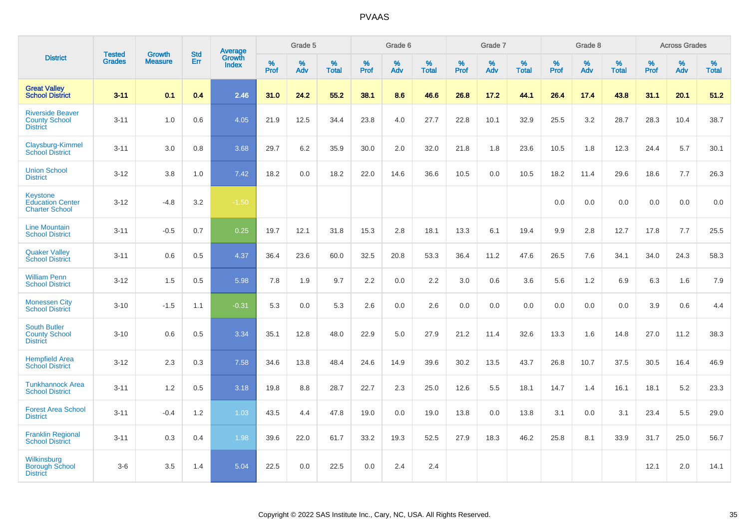# PVAAS

| District | Tested Grades | Growth Measure | Std Err | Average Growth Index | Grade 5 | | | Grade 6 | | | Grade 7 | | | Grade 8 | | | Across Grades | | |
|---|---|---|---|---|---|---|---|---|---|---|---|---|---|---|---|---|---|---|---|
| | | | | | % Prof | % Adv | % Total | % Prof | % Adv | % Total | % Prof | % Adv | % Total | % Prof | % Adv | % Total | % Prof | % Adv | % Total |
| **Great Valley School District** | **3-11** | **0.1** | **0.4** | **2.46** | **31.0** | **24.2** | **55.2** | **38.1** | **8.6** | **46.6** | **26.8** | **17.2** | **44.1** | **26.4** | **17.4** | **43.8** | **31.1** | **20.1** | **51.2** |
| Riverside Beaver County School District | 3-11 | 1.0 | 0.6 | 4.05 | 21.9 | 12.5 | 34.4 | 23.8 | 4.0 | 27.7 | 22.8 | 10.1 | 32.9 | 25.5 | 3.2 | 28.7 | 28.3 | 10.4 | 38.7 |
| Claysburg-Kimmel School District | 3-11 | 3.0 | 0.8 | 3.68 | 29.7 | 6.2 | 35.9 | 30.0 | 2.0 | 32.0 | 21.8 | 1.8 | 23.6 | 10.5 | 1.8 | 12.3 | 24.4 | 5.7 | 30.1 |
| Union School District | 3-12 | 3.8 | 1.0 | 7.42 | 18.2 | 0.0 | 18.2 | 22.0 | 14.6 | 36.6 | 10.5 | 0.0 | 10.5 | 18.2 | 11.4 | 29.6 | 18.6 | 7.7 | 26.3 |
| Keystone Education Center Charter School | 3-12 | -4.8 | 3.2 | -1.50 | | | | | | | | | | 0.0 | 0.0 | 0.0 | 0.0 | 0.0 | 0.0 |
| Line Mountain School District | 3-11 | -0.5 | 0.7 | 0.25 | 19.7 | 12.1 | 31.8 | 15.3 | 2.8 | 18.1 | 13.3 | 6.1 | 19.4 | 9.9 | 2.8 | 12.7 | 17.8 | 7.7 | 25.5 |
| Quaker Valley School District | 3-11 | 0.6 | 0.5 | 4.37 | 36.4 | 23.6 | 60.0 | 32.5 | 20.8 | 53.3 | 36.4 | 11.2 | 47.6 | 26.5 | 7.6 | 34.1 | 34.0 | 24.3 | 58.3 |
| William Penn School District | 3-12 | 1.5 | 0.5 | 5.98 | 7.8 | 1.9 | 9.7 | 2.2 | 0.0 | 2.2 | 3.0 | 0.6 | 3.6 | 5.6 | 1.2 | 6.9 | 6.3 | 1.6 | 7.9 |
| Monessen City School District | 3-10 | -1.5 | 1.1 | -0.31 | 5.3 | 0.0 | 5.3 | 2.6 | 0.0 | 2.6 | 0.0 | 0.0 | 0.0 | 0.0 | 0.0 | 0.0 | 3.9 | 0.6 | 4.4 |
| South Butler County School District | 3-10 | 0.6 | 0.5 | 3.34 | 35.1 | 12.8 | 48.0 | 22.9 | 5.0 | 27.9 | 21.2 | 11.4 | 32.6 | 13.3 | 1.6 | 14.8 | 27.0 | 11.2 | 38.3 |
| Hempfield Area School District | 3-12 | 2.3 | 0.3 | 7.58 | 34.6 | 13.8 | 48.4 | 24.6 | 14.9 | 39.6 | 30.2 | 13.5 | 43.7 | 26.8 | 10.7 | 37.5 | 30.5 | 16.4 | 46.9 |
| Tunkhannock Area School District | 3-11 | 1.2 | 0.5 | 3.18 | 19.8 | 8.8 | 28.7 | 22.7 | 2.3 | 25.0 | 12.6 | 5.5 | 18.1 | 14.7 | 1.4 | 16.1 | 18.1 | 5.2 | 23.3 |
| Forest Area School District | 3-11 | -0.4 | 1.2 | 1.03 | 43.5 | 4.4 | 47.8 | 19.0 | 0.0 | 19.0 | 13.8 | 0.0 | 13.8 | 3.1 | 0.0 | 3.1 | 23.4 | 5.5 | 29.0 |
| Franklin Regional School District | 3-11 | 0.3 | 0.4 | 1.98 | 39.6 | 22.0 | 61.7 | 33.2 | 19.3 | 52.5 | 27.9 | 18.3 | 46.2 | 25.8 | 8.1 | 33.9 | 31.7 | 25.0 | 56.7 |
| Wilkinsburg Borough School District | 3-6 | 3.5 | 1.4 | 5.04 | 22.5 | 0.0 | 22.5 | 0.0 | 2.4 | 2.4 | | | | | | | 12.1 | 2.0 | 14.1 |

Copyright © 2022 SAS Institute Inc., Cary, NC, USA. All Rights Reserved.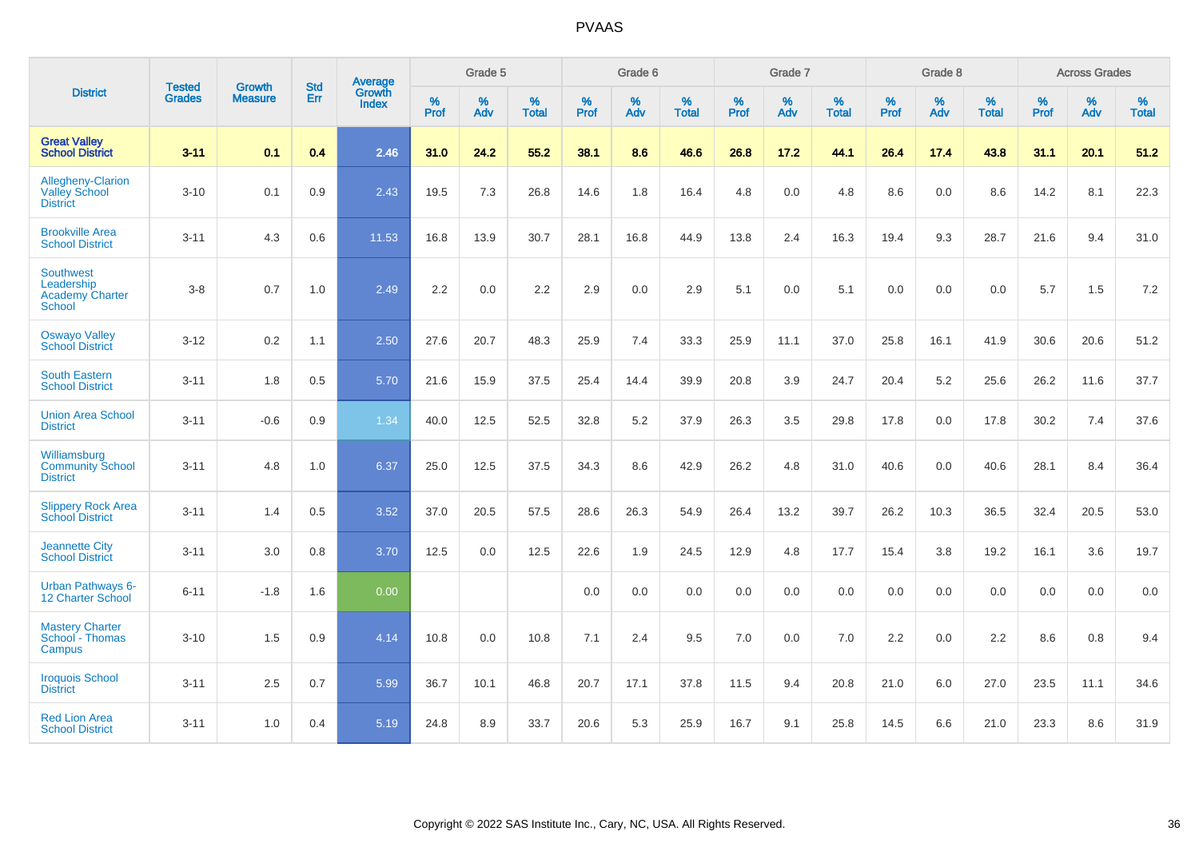PVAAS

| District | Tested Grades | Growth Measure | Std Err | Average Growth Index | Grade 5 | | | Grade 6 | | | Grade 7 | | | Grade 8 | | | Across Grades | | |
|---|---|---|---|---|---|---|---|---|---|---|---|---|---|---|---|---|---|---|---|
| | | | | | % Prof | % Adv | % Total | % Prof | % Adv | % Total | % Prof | % Adv | % Total | % Prof | % Adv | % Total | % Prof | % Adv | % Total |
| **Great Valley School District** | **3-11** | **0.1** | **0.4** | **2.46** | **31.0** | **24.2** | **55.2** | **38.1** | **8.6** | **46.6** | **26.8** | **17.2** | **44.1** | **26.4** | **17.4** | **43.8** | **31.1** | **20.1** | **51.2** |
| Allegheny-Clarion Valley School District | 3-10 | 0.1 | 0.9 | 2.43 | 19.5 | 7.3 | 26.8 | 14.6 | 1.8 | 16.4 | 4.8 | 0.0 | 4.8 | 8.6 | 0.0 | 8.6 | 14.2 | 8.1 | 22.3 |
| Brookville Area School District | 3-11 | 4.3 | 0.6 | 11.53 | 16.8 | 13.9 | 30.7 | 28.1 | 16.8 | 44.9 | 13.8 | 2.4 | 16.3 | 19.4 | 9.3 | 28.7 | 21.6 | 9.4 | 31.0 |
| Southwest Leadership Academy Charter School | 3-8 | 0.7 | 1.0 | 2.49 | 2.2 | 0.0 | 2.2 | 2.9 | 0.0 | 2.9 | 5.1 | 0.0 | 5.1 | 0.0 | 0.0 | 0.0 | 5.7 | 1.5 | 7.2 |
| Oswayo Valley School District | 3-12 | 0.2 | 1.1 | 2.50 | 27.6 | 20.7 | 48.3 | 25.9 | 7.4 | 33.3 | 25.9 | 11.1 | 37.0 | 25.8 | 16.1 | 41.9 | 30.6 | 20.6 | 51.2 |
| South Eastern School District | 3-11 | 1.8 | 0.5 | 5.70 | 21.6 | 15.9 | 37.5 | 25.4 | 14.4 | 39.9 | 20.8 | 3.9 | 24.7 | 20.4 | 5.2 | 25.6 | 26.2 | 11.6 | 37.7 |
| Union Area School District | 3-11 | -0.6 | 0.9 | 1.34 | 40.0 | 12.5 | 52.5 | 32.8 | 5.2 | 37.9 | 26.3 | 3.5 | 29.8 | 17.8 | 0.0 | 17.8 | 30.2 | 7.4 | 37.6 |
| Williamsburg Community School District | 3-11 | 4.8 | 1.0 | 6.37 | 25.0 | 12.5 | 37.5 | 34.3 | 8.6 | 42.9 | 26.2 | 4.8 | 31.0 | 40.6 | 0.0 | 40.6 | 28.1 | 8.4 | 36.4 |
| Slippery Rock Area School District | 3-11 | 1.4 | 0.5 | 3.52 | 37.0 | 20.5 | 57.5 | 28.6 | 26.3 | 54.9 | 26.4 | 13.2 | 39.7 | 26.2 | 10.3 | 36.5 | 32.4 | 20.5 | 53.0 |
| Jeannette City School District | 3-11 | 3.0 | 0.8 | 3.70 | 12.5 | 0.0 | 12.5 | 22.6 | 1.9 | 24.5 | 12.9 | 4.8 | 17.7 | 15.4 | 3.8 | 19.2 | 16.1 | 3.6 | 19.7 |
| Urban Pathways 6-12 Charter School | 6-11 | -1.8 | 1.6 | 0.00 | | | | 0.0 | 0.0 | 0.0 | 0.0 | 0.0 | 0.0 | 0.0 | 0.0 | 0.0 | 0.0 | 0.0 | 0.0 |
| Mastery Charter School - Thomas Campus | 3-10 | 1.5 | 0.9 | 4.14 | 10.8 | 0.0 | 10.8 | 7.1 | 2.4 | 9.5 | 7.0 | 0.0 | 7.0 | 2.2 | 0.0 | 2.2 | 8.6 | 0.8 | 9.4 |
| Iroquois School District | 3-11 | 2.5 | 0.7 | 5.99 | 36.7 | 10.1 | 46.8 | 20.7 | 17.1 | 37.8 | 11.5 | 9.4 | 20.8 | 21.0 | 6.0 | 27.0 | 23.5 | 11.1 | 34.6 |
| Red Lion Area School District | 3-11 | 1.0 | 0.4 | 5.19 | 24.8 | 8.9 | 33.7 | 20.6 | 5.3 | 25.9 | 16.7 | 9.1 | 25.8 | 14.5 | 6.6 | 21.0 | 23.3 | 8.6 | 31.9 |

Copyright © 2022 SAS Institute Inc., Cary, NC, USA. All Rights Reserved.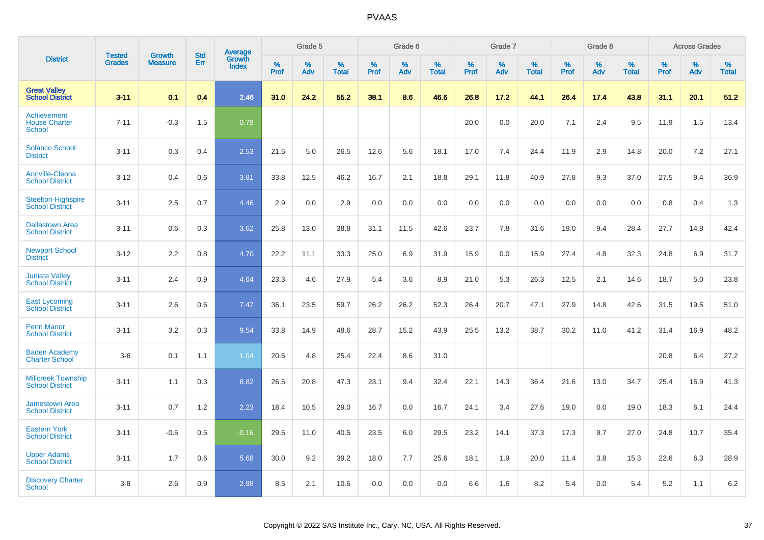# PVAAS

| District | Tested Grades | Growth Measure | Std Err | Average Growth Index | Grade 5 | | | Grade 6 | | | Grade 7 | | | Grade 8 | | | Across Grades | | |
|---|---|---|---|---|---|---|---|---|---|---|---|---|---|---|---|---|---|---|---|
| | | | | | % Prof | % Adv | % Total | % Prof | % Adv | % Total | % Prof | % Adv | % Total | % Prof | % Adv | % Total | % Prof | % Adv | % Total |
| **Great Valley School District** | **3-11** | **0.1** | **0.4** | **2.46** | **31.0** | **24.2** | **55.2** | **38.1** | **8.6** | **46.6** | **26.8** | **17.2** | **44.1** | **26.4** | **17.4** | **43.8** | **31.1** | **20.1** | **51.2** |
| Achievement House Charter School | 7-11 | -0.3 | 1.5 | 0.79 | | | | | | | 20.0 | 0.0 | 20.0 | 7.1 | 2.4 | 9.5 | 11.9 | 1.5 | 13.4 |
| Solanco School District | 3-11 | 0.3 | 0.4 | 2.53 | 21.5 | 5.0 | 26.5 | 12.6 | 5.6 | 18.1 | 17.0 | 7.4 | 24.4 | 11.9 | 2.9 | 14.8 | 20.0 | 7.2 | 27.1 |
| Annville-Cleona School District | 3-12 | 0.4 | 0.6 | 3.81 | 33.8 | 12.5 | 46.2 | 16.7 | 2.1 | 18.8 | 29.1 | 11.8 | 40.9 | 27.8 | 9.3 | 37.0 | 27.5 | 9.4 | 36.9 |
| Steelton-Highspire School District | 3-11 | 2.5 | 0.7 | 4.46 | 2.9 | 0.0 | 2.9 | 0.0 | 0.0 | 0.0 | 0.0 | 0.0 | 0.0 | 0.0 | 0.0 | 0.0 | 0.8 | 0.4 | 1.3 |
| Dallastown Area School District | 3-11 | 0.6 | 0.3 | 3.62 | 25.8 | 13.0 | 38.8 | 31.1 | 11.5 | 42.6 | 23.7 | 7.8 | 31.6 | 19.0 | 9.4 | 28.4 | 27.7 | 14.8 | 42.4 |
| Newport School District | 3-12 | 2.2 | 0.8 | 4.70 | 22.2 | 11.1 | 33.3 | 25.0 | 6.9 | 31.9 | 15.9 | 0.0 | 15.9 | 27.4 | 4.8 | 32.3 | 24.8 | 6.9 | 31.7 |
| Juniata Valley School District | 3-11 | 2.4 | 0.9 | 4.64 | 23.3 | 4.6 | 27.9 | 5.4 | 3.6 | 8.9 | 21.0 | 5.3 | 26.3 | 12.5 | 2.1 | 14.6 | 18.7 | 5.0 | 23.8 |
| East Lycoming School District | 3-11 | 2.6 | 0.6 | 7.47 | 36.1 | 23.5 | 59.7 | 26.2 | 26.2 | 52.3 | 26.4 | 20.7 | 47.1 | 27.9 | 14.8 | 42.6 | 31.5 | 19.5 | 51.0 |
| Penn Manor School District | 3-11 | 3.2 | 0.3 | 9.54 | 33.8 | 14.9 | 48.6 | 28.7 | 15.2 | 43.9 | 25.5 | 13.2 | 38.7 | 30.2 | 11.0 | 41.2 | 31.4 | 16.9 | 48.2 |
| Baden Academy Charter School | 3-6 | 0.1 | 1.1 | 1.04 | 20.6 | 4.8 | 25.4 | 22.4 | 8.6 | 31.0 | | | | | | | 20.8 | 6.4 | 27.2 |
| Millcreek Township School District | 3-11 | 1.1 | 0.3 | 8.82 | 26.5 | 20.8 | 47.3 | 23.1 | 9.4 | 32.4 | 22.1 | 14.3 | 36.4 | 21.6 | 13.0 | 34.7 | 25.4 | 15.9 | 41.3 |
| Jamestown Area School District | 3-11 | 0.7 | 1.2 | 2.23 | 18.4 | 10.5 | 29.0 | 16.7 | 0.0 | 16.7 | 24.1 | 3.4 | 27.6 | 19.0 | 0.0 | 19.0 | 18.3 | 6.1 | 24.4 |
| Eastern York School District | 3-11 | -0.5 | 0.5 | -0.16 | 29.5 | 11.0 | 40.5 | 23.5 | 6.0 | 29.5 | 23.2 | 14.1 | 37.3 | 17.3 | 9.7 | 27.0 | 24.8 | 10.7 | 35.4 |
| Upper Adams School District | 3-11 | 1.7 | 0.6 | 5.68 | 30.0 | 9.2 | 39.2 | 18.0 | 7.7 | 25.6 | 18.1 | 1.9 | 20.0 | 11.4 | 3.8 | 15.3 | 22.6 | 6.3 | 28.9 |
| Discovery Charter School | 3-8 | 2.6 | 0.9 | 2.98 | 8.5 | 2.1 | 10.6 | 0.0 | 0.0 | 0.0 | 6.6 | 1.6 | 8.2 | 5.4 | 0.0 | 5.4 | 5.2 | 1.1 | 6.2 |

Copyright © 2022 SAS Institute Inc., Cary, NC, USA. All Rights Reserved.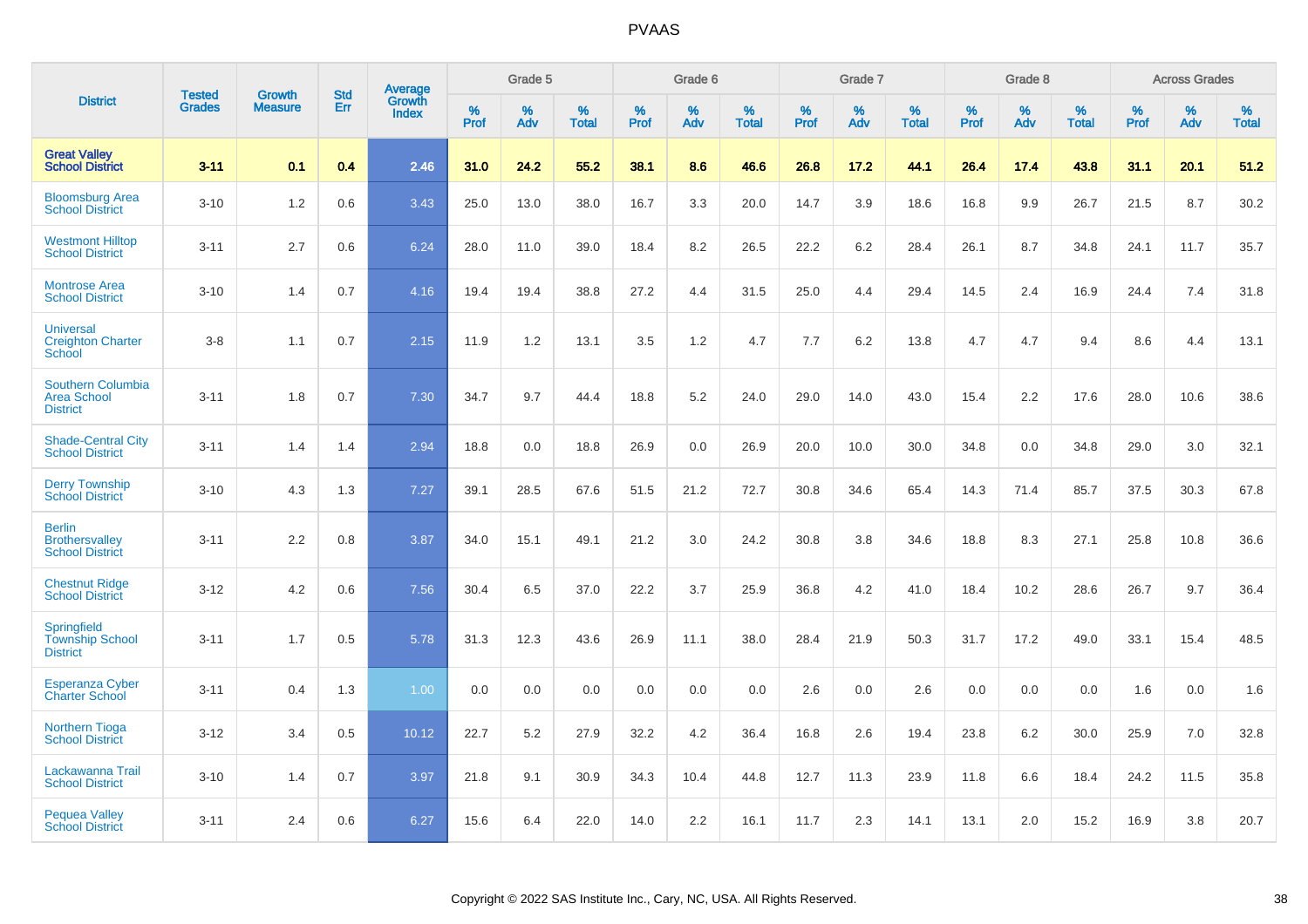# PVAAS

| District | Tested Grades | Growth Measure | Std Err | Average Growth Index | Grade 5 | | | Grade 6 | | | Grade 7 | | | Grade 8 | | | Across Grades | | |
|---|---|---|---|---|---|---|---|---|---|---|---|---|---|---|---|---|---|---|---|
| | | | | | % Prof | % Adv | % Total | % Prof | % Adv | % Total | % Prof | % Adv | % Total | % Prof | % Adv | % Total | % Prof | % Adv | % Total |
| **Great Valley School District** | **3-11** | **0.1** | **0.4** | **2.46** | **31.0** | **24.2** | **55.2** | **38.1** | **8.6** | **46.6** | **26.8** | **17.2** | **44.1** | **26.4** | **17.4** | **43.8** | **31.1** | **20.1** | **51.2** |
| Bloomsburg Area School District | 3-10 | 1.2 | 0.6 | 3.43 | 25.0 | 13.0 | 38.0 | 16.7 | 3.3 | 20.0 | 14.7 | 3.9 | 18.6 | 16.8 | 9.9 | 26.7 | 21.5 | 8.7 | 30.2 |
| Westmont Hilltop School District | 3-11 | 2.7 | 0.6 | 6.24 | 28.0 | 11.0 | 39.0 | 18.4 | 8.2 | 26.5 | 22.2 | 6.2 | 28.4 | 26.1 | 8.7 | 34.8 | 24.1 | 11.7 | 35.7 |
| Montrose Area School District | 3-10 | 1.4 | 0.7 | 4.16 | 19.4 | 19.4 | 38.8 | 27.2 | 4.4 | 31.5 | 25.0 | 4.4 | 29.4 | 14.5 | 2.4 | 16.9 | 24.4 | 7.4 | 31.8 |
| Universal Creighton Charter School | 3-8 | 1.1 | 0.7 | 2.15 | 11.9 | 1.2 | 13.1 | 3.5 | 1.2 | 4.7 | 7.7 | 6.2 | 13.8 | 4.7 | 4.7 | 9.4 | 8.6 | 4.4 | 13.1 |
| Southern Columbia Area School District | 3-11 | 1.8 | 0.7 | 7.30 | 34.7 | 9.7 | 44.4 | 18.8 | 5.2 | 24.0 | 29.0 | 14.0 | 43.0 | 15.4 | 2.2 | 17.6 | 28.0 | 10.6 | 38.6 |
| Shade-Central City School District | 3-11 | 1.4 | 1.4 | 2.94 | 18.8 | 0.0 | 18.8 | 26.9 | 0.0 | 26.9 | 20.0 | 10.0 | 30.0 | 34.8 | 0.0 | 34.8 | 29.0 | 3.0 | 32.1 |
| Derry Township School District | 3-10 | 4.3 | 1.3 | 7.27 | 39.1 | 28.5 | 67.6 | 51.5 | 21.2 | 72.7 | 30.8 | 34.6 | 65.4 | 14.3 | 71.4 | 85.7 | 37.5 | 30.3 | 67.8 |
| Berlin Brothersvalley School District | 3-11 | 2.2 | 0.8 | 3.87 | 34.0 | 15.1 | 49.1 | 21.2 | 3.0 | 24.2 | 30.8 | 3.8 | 34.6 | 18.8 | 8.3 | 27.1 | 25.8 | 10.8 | 36.6 |
| Chestnut Ridge School District | 3-12 | 4.2 | 0.6 | 7.56 | 30.4 | 6.5 | 37.0 | 22.2 | 3.7 | 25.9 | 36.8 | 4.2 | 41.0 | 18.4 | 10.2 | 28.6 | 26.7 | 9.7 | 36.4 |
| Springfield Township School District | 3-11 | 1.7 | 0.5 | 5.78 | 31.3 | 12.3 | 43.6 | 26.9 | 11.1 | 38.0 | 28.4 | 21.9 | 50.3 | 31.7 | 17.2 | 49.0 | 33.1 | 15.4 | 48.5 |
| Esperanza Cyber Charter School | 3-11 | 0.4 | 1.3 | 1.00 | 0.0 | 0.0 | 0.0 | 0.0 | 0.0 | 0.0 | 2.6 | 0.0 | 2.6 | 0.0 | 0.0 | 0.0 | 1.6 | 0.0 | 1.6 |
| Northern Tioga School District | 3-12 | 3.4 | 0.5 | 10.12 | 22.7 | 5.2 | 27.9 | 32.2 | 4.2 | 36.4 | 16.8 | 2.6 | 19.4 | 23.8 | 6.2 | 30.0 | 25.9 | 7.0 | 32.8 |
| Lackawanna Trail School District | 3-10 | 1.4 | 0.7 | 3.97 | 21.8 | 9.1 | 30.9 | 34.3 | 10.4 | 44.8 | 12.7 | 11.3 | 23.9 | 11.8 | 6.6 | 18.4 | 24.2 | 11.5 | 35.8 |
| Pequea Valley School District | 3-11 | 2.4 | 0.6 | 6.27 | 15.6 | 6.4 | 22.0 | 14.0 | 2.2 | 16.1 | 11.7 | 2.3 | 14.1 | 13.1 | 2.0 | 15.2 | 16.9 | 3.8 | 20.7 |

Copyright © 2022 SAS Institute Inc., Cary, NC, USA. All Rights Reserved.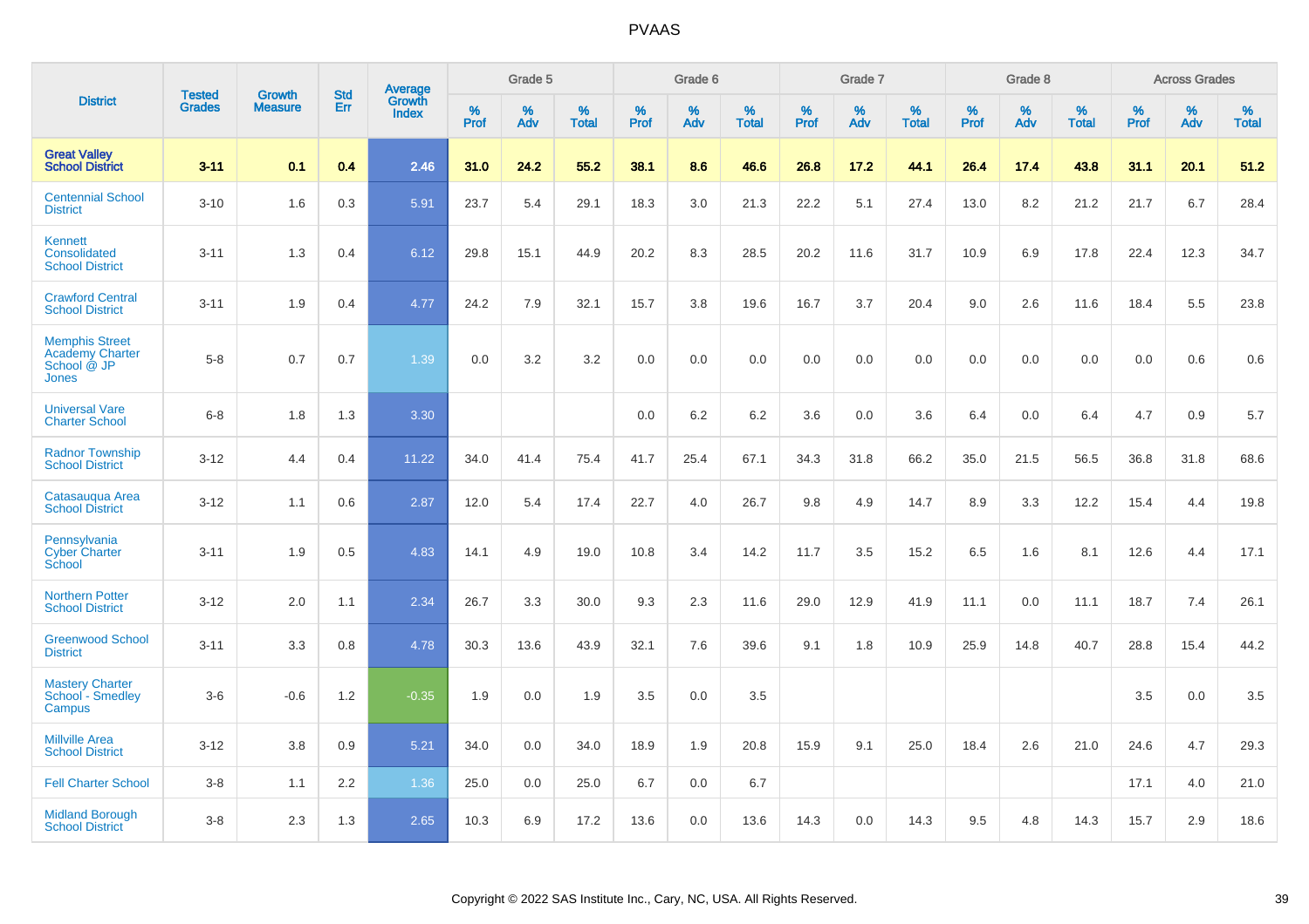# PVAAS

| District | Tested Grades | Growth Measure | Std Err | Average Growth Index | Grade 5 | | | Grade 6 | | | Grade 7 | | | Grade 8 | | | Across Grades | | |
|---|---|---|---|---|---|---|---|---|---|---|---|---|---|---|---|---|---|---|---|
| | | | | | % Prof | % Adv | % Total | % Prof | % Adv | % Total | % Prof | % Adv | % Total | % Prof | % Adv | % Total | % Prof | % Adv | % Total |
| **Great Valley School District** | **3-11** | **0.1** | **0.4** | **2.46** | **31.0** | **24.2** | **55.2** | **38.1** | **8.6** | **46.6** | **26.8** | **17.2** | **44.1** | **26.4** | **17.4** | **43.8** | **31.1** | **20.1** | **51.2** |
| Centennial School District | 3-10 | 1.6 | 0.3 | 5.91 | 23.7 | 5.4 | 29.1 | 18.3 | 3.0 | 21.3 | 22.2 | 5.1 | 27.4 | 13.0 | 8.2 | 21.2 | 21.7 | 6.7 | 28.4 |
| Kennett Consolidated School District | 3-11 | 1.3 | 0.4 | 6.12 | 29.8 | 15.1 | 44.9 | 20.2 | 8.3 | 28.5 | 20.2 | 11.6 | 31.7 | 10.9 | 6.9 | 17.8 | 22.4 | 12.3 | 34.7 |
| Crawford Central School District | 3-11 | 1.9 | 0.4 | 4.77 | 24.2 | 7.9 | 32.1 | 15.7 | 3.8 | 19.6 | 16.7 | 3.7 | 20.4 | 9.0 | 2.6 | 11.6 | 18.4 | 5.5 | 23.8 |
| Memphis Street Academy Charter School @ JP Jones | 5-8 | 0.7 | 0.7 | 1.39 | 0.0 | 3.2 | 3.2 | 0.0 | 0.0 | 0.0 | 0.0 | 0.0 | 0.0 | 0.0 | 0.0 | 0.0 | 0.0 | 0.6 | 0.6 |
| Universal Vare Charter School | 6-8 | 1.8 | 1.3 | 3.30 | | | | 0.0 | 6.2 | 6.2 | 3.6 | 0.0 | 3.6 | 6.4 | 0.0 | 6.4 | 4.7 | 0.9 | 5.7 |
| Radnor Township School District | 3-12 | 4.4 | 0.4 | 11.22 | 34.0 | 41.4 | 75.4 | 41.7 | 25.4 | 67.1 | 34.3 | 31.8 | 66.2 | 35.0 | 21.5 | 56.5 | 36.8 | 31.8 | 68.6 |
| Catasauqua Area School District | 3-12 | 1.1 | 0.6 | 2.87 | 12.0 | 5.4 | 17.4 | 22.7 | 4.0 | 26.7 | 9.8 | 4.9 | 14.7 | 8.9 | 3.3 | 12.2 | 15.4 | 4.4 | 19.8 |
| Pennsylvania Cyber Charter School | 3-11 | 1.9 | 0.5 | 4.83 | 14.1 | 4.9 | 19.0 | 10.8 | 3.4 | 14.2 | 11.7 | 3.5 | 15.2 | 6.5 | 1.6 | 8.1 | 12.6 | 4.4 | 17.1 |
| Northern Potter School District | 3-12 | 2.0 | 1.1 | 2.34 | 26.7 | 3.3 | 30.0 | 9.3 | 2.3 | 11.6 | 29.0 | 12.9 | 41.9 | 11.1 | 0.0 | 11.1 | 18.7 | 7.4 | 26.1 |
| Greenwood School District | 3-11 | 3.3 | 0.8 | 4.78 | 30.3 | 13.6 | 43.9 | 32.1 | 7.6 | 39.6 | 9.1 | 1.8 | 10.9 | 25.9 | 14.8 | 40.7 | 28.8 | 15.4 | 44.2 |
| Mastery Charter School - Smedley Campus | 3-6 | -0.6 | 1.2 | -0.35 | 1.9 | 0.0 | 1.9 | 3.5 | 0.0 | 3.5 | | | | | | | 3.5 | 0.0 | 3.5 |
| Millville Area School District | 3-12 | 3.8 | 0.9 | 5.21 | 34.0 | 0.0 | 34.0 | 18.9 | 1.9 | 20.8 | 15.9 | 9.1 | 25.0 | 18.4 | 2.6 | 21.0 | 24.6 | 4.7 | 29.3 |
| Fell Charter School | 3-8 | 1.1 | 2.2 | 1.36 | 25.0 | 0.0 | 25.0 | 6.7 | 0.0 | 6.7 | | | | | | | 17.1 | 4.0 | 21.0 |
| Midland Borough School District | 3-8 | 2.3 | 1.3 | 2.65 | 10.3 | 6.9 | 17.2 | 13.6 | 0.0 | 13.6 | 14.3 | 0.0 | 14.3 | 9.5 | 4.8 | 14.3 | 15.7 | 2.9 | 18.6 |

Copyright © 2022 SAS Institute Inc., Cary, NC, USA. All Rights Reserved.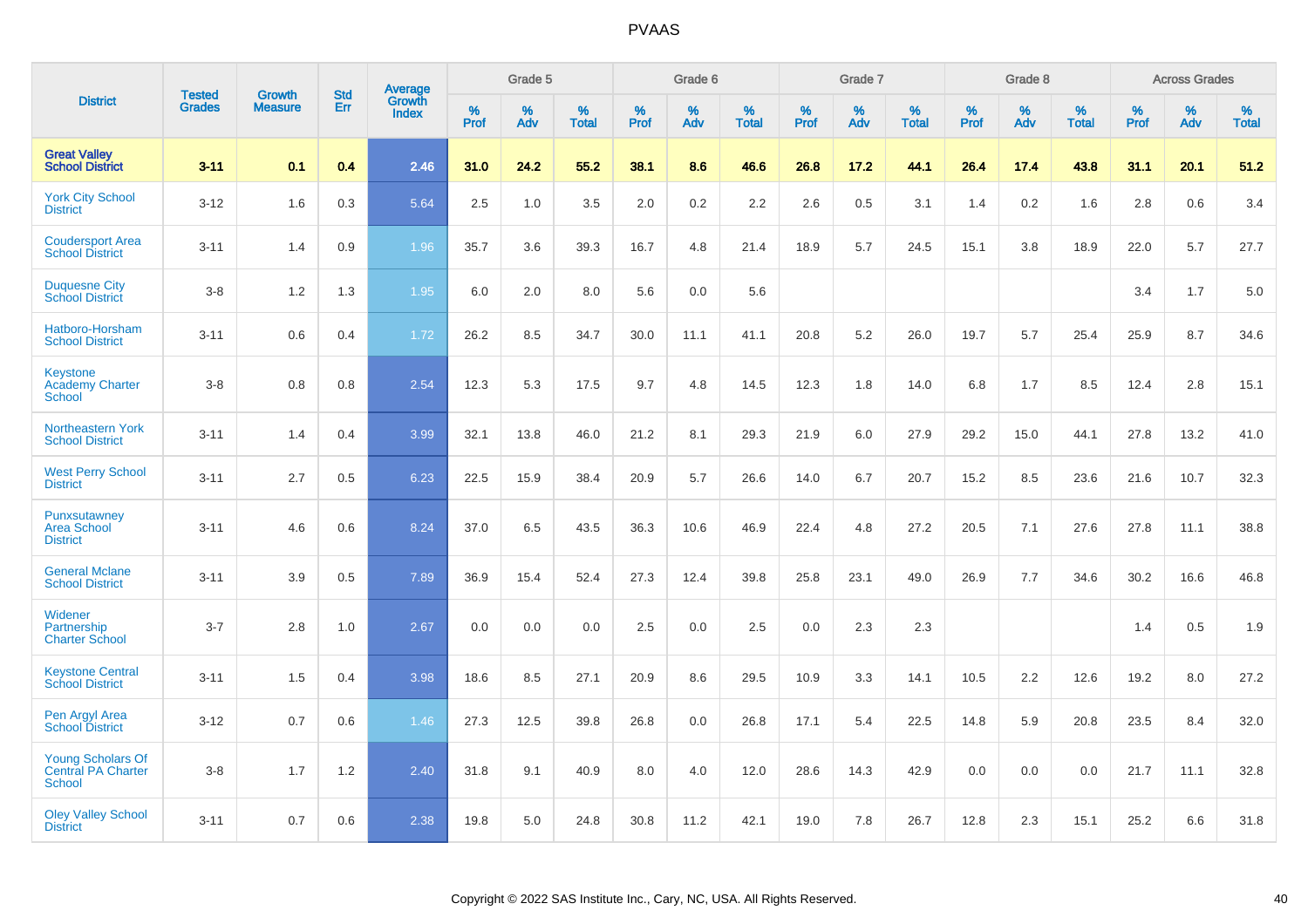# PVAAS

| District | Tested Grades | Growth Measure | Std Err | Average Growth Index | Grade 5 | | | Grade 6 | | | Grade 7 | | | Grade 8 | | | Across Grades | | |
|---|---|---|---|---|---|---|---|---|---|---|---|---|---|---|---|---|---|---|---|
| | | | | | % Prof | % Adv | % Total | % Prof | % Adv | % Total | % Prof | % Adv | % Total | % Prof | % Adv | % Total | % Prof | % Adv | % Total |
| **Great Valley School District** | **3-11** | **0.1** | **0.4** | **2.46** | **31.0** | **24.2** | **55.2** | **38.1** | **8.6** | **46.6** | **26.8** | **17.2** | **44.1** | **26.4** | **17.4** | **43.8** | **31.1** | **20.1** | **51.2** |
| York City School District | 3-12 | 1.6 | 0.3 | 5.64 | 2.5 | 1.0 | 3.5 | 2.0 | 0.2 | 2.2 | 2.6 | 0.5 | 3.1 | 1.4 | 0.2 | 1.6 | 2.8 | 0.6 | 3.4 |
| Coudersport Area School District | 3-11 | 1.4 | 0.9 | 1.96 | 35.7 | 3.6 | 39.3 | 16.7 | 4.8 | 21.4 | 18.9 | 5.7 | 24.5 | 15.1 | 3.8 | 18.9 | 22.0 | 5.7 | 27.7 |
| Duquesne City School District | 3-8 | 1.2 | 1.3 | 1.95 | 6.0 | 2.0 | 8.0 | 5.6 | 0.0 | 5.6 | | | | | | | 3.4 | 1.7 | 5.0 |
| Hatboro-Horsham School District | 3-11 | 0.6 | 0.4 | 1.72 | 26.2 | 8.5 | 34.7 | 30.0 | 11.1 | 41.1 | 20.8 | 5.2 | 26.0 | 19.7 | 5.7 | 25.4 | 25.9 | 8.7 | 34.6 |
| Keystone Academy Charter School | 3-8 | 0.8 | 0.8 | 2.54 | 12.3 | 5.3 | 17.5 | 9.7 | 4.8 | 14.5 | 12.3 | 1.8 | 14.0 | 6.8 | 1.7 | 8.5 | 12.4 | 2.8 | 15.1 |
| Northeastern York School District | 3-11 | 1.4 | 0.4 | 3.99 | 32.1 | 13.8 | 46.0 | 21.2 | 8.1 | 29.3 | 21.9 | 6.0 | 27.9 | 29.2 | 15.0 | 44.1 | 27.8 | 13.2 | 41.0 |
| West Perry School District | 3-11 | 2.7 | 0.5 | 6.23 | 22.5 | 15.9 | 38.4 | 20.9 | 5.7 | 26.6 | 14.0 | 6.7 | 20.7 | 15.2 | 8.5 | 23.6 | 21.6 | 10.7 | 32.3 |
| Punxsutawney Area School District | 3-11 | 4.6 | 0.6 | 8.24 | 37.0 | 6.5 | 43.5 | 36.3 | 10.6 | 46.9 | 22.4 | 4.8 | 27.2 | 20.5 | 7.1 | 27.6 | 27.8 | 11.1 | 38.8 |
| General Mclane School District | 3-11 | 3.9 | 0.5 | 7.89 | 36.9 | 15.4 | 52.4 | 27.3 | 12.4 | 39.8 | 25.8 | 23.1 | 49.0 | 26.9 | 7.7 | 34.6 | 30.2 | 16.6 | 46.8 |
| Widener Partnership Charter School | 3-7 | 2.8 | 1.0 | 2.67 | 0.0 | 0.0 | 0.0 | 2.5 | 0.0 | 2.5 | 0.0 | 2.3 | 2.3 | | | | 1.4 | 0.5 | 1.9 |
| Keystone Central School District | 3-11 | 1.5 | 0.4 | 3.98 | 18.6 | 8.5 | 27.1 | 20.9 | 8.6 | 29.5 | 10.9 | 3.3 | 14.1 | 10.5 | 2.2 | 12.6 | 19.2 | 8.0 | 27.2 |
| Pen Argyl Area School District | 3-12 | 0.7 | 0.6 | 1.46 | 27.3 | 12.5 | 39.8 | 26.8 | 0.0 | 26.8 | 17.1 | 5.4 | 22.5 | 14.8 | 5.9 | 20.8 | 23.5 | 8.4 | 32.0 |
| Young Scholars Of Central PA Charter School | 3-8 | 1.7 | 1.2 | 2.40 | 31.8 | 9.1 | 40.9 | 8.0 | 4.0 | 12.0 | 28.6 | 14.3 | 42.9 | 0.0 | 0.0 | 0.0 | 21.7 | 11.1 | 32.8 |
| Oley Valley School District | 3-11 | 0.7 | 0.6 | 2.38 | 19.8 | 5.0 | 24.8 | 30.8 | 11.2 | 42.1 | 19.0 | 7.8 | 26.7 | 12.8 | 2.3 | 15.1 | 25.2 | 6.6 | 31.8 |

Copyright © 2022 SAS Institute Inc., Cary, NC, USA. All Rights Reserved.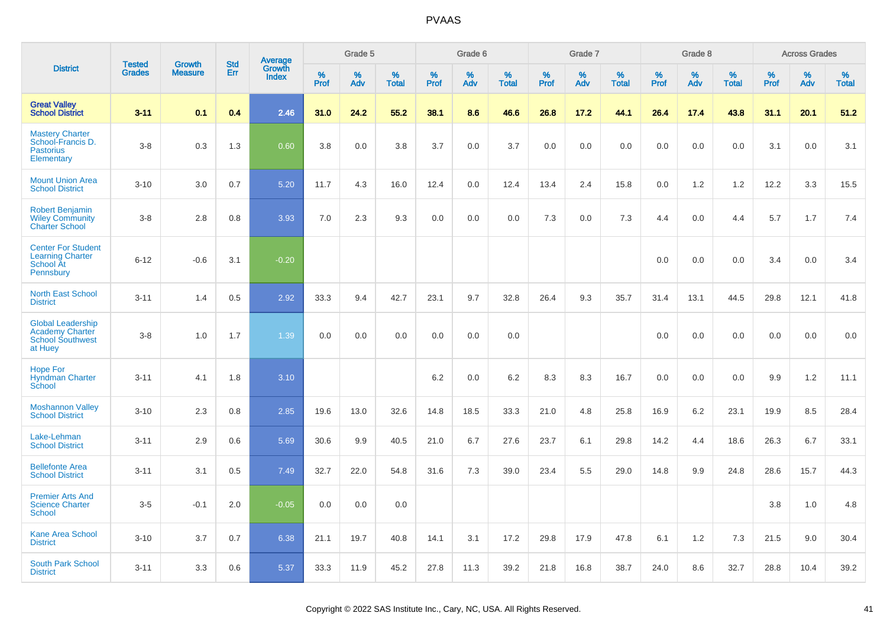# PVAAS

| District | Tested Grades | Growth Measure | Std Err | Average Growth Index | Grade 5 | | | Grade 6 | | | Grade 7 | | | Grade 8 | | | Across Grades | | |
|---|---|---|---|---|---|---|---|---|---|---|---|---|---|---|---|---|---|---|---|
| | | | | | % Prof | % Adv | % Total | % Prof | % Adv | % Total | % Prof | % Adv | % Total | % Prof | % Adv | % Total | % Prof | % Adv | % Total |
| **Great Valley School District** | **3-11** | **0.1** | **0.4** | **2.46** | **31.0** | **24.2** | **55.2** | **38.1** | **8.6** | **46.6** | **26.8** | **17.2** | **44.1** | **26.4** | **17.4** | **43.8** | **31.1** | **20.1** | **51.2** |
| Mastery Charter School-Francis D. Pastorius Elementary | 3-8 | 0.3 | 1.3 | 0.60 | 3.8 | 0.0 | 3.8 | 3.7 | 0.0 | 3.7 | 0.0 | 0.0 | 0.0 | 0.0 | 0.0 | 0.0 | 3.1 | 0.0 | 3.1 |
| Mount Union Area School District | 3-10 | 3.0 | 0.7 | 5.20 | 11.7 | 4.3 | 16.0 | 12.4 | 0.0 | 12.4 | 13.4 | 2.4 | 15.8 | 0.0 | 1.2 | 1.2 | 12.2 | 3.3 | 15.5 |
| Robert Benjamin Wiley Community Charter School | 3-8 | 2.8 | 0.8 | 3.93 | 7.0 | 2.3 | 9.3 | 0.0 | 0.0 | 0.0 | 7.3 | 0.0 | 7.3 | 4.4 | 0.0 | 4.4 | 5.7 | 1.7 | 7.4 |
| Center For Student Learning Charter School At Pennsbury | 6-12 | -0.6 | 3.1 | -0.20 | | | | | | | | | | 0.0 | 0.0 | 0.0 | 3.4 | 0.0 | 3.4 |
| North East School District | 3-11 | 1.4 | 0.5 | 2.92 | 33.3 | 9.4 | 42.7 | 23.1 | 9.7 | 32.8 | 26.4 | 9.3 | 35.7 | 31.4 | 13.1 | 44.5 | 29.8 | 12.1 | 41.8 |
| Global Leadership Academy Charter School Southwest at Huey | 3-8 | 1.0 | 1.7 | 1.39 | 0.0 | 0.0 | 0.0 | 0.0 | 0.0 | 0.0 | | | | 0.0 | 0.0 | 0.0 | 0.0 | 0.0 | 0.0 |
| Hope For Hyndman Charter School | 3-11 | 4.1 | 1.8 | 3.10 | | | | 6.2 | 0.0 | 6.2 | 8.3 | 8.3 | 16.7 | 0.0 | 0.0 | 0.0 | 9.9 | 1.2 | 11.1 |
| Moshannon Valley School District | 3-10 | 2.3 | 0.8 | 2.85 | 19.6 | 13.0 | 32.6 | 14.8 | 18.5 | 33.3 | 21.0 | 4.8 | 25.8 | 16.9 | 6.2 | 23.1 | 19.9 | 8.5 | 28.4 |
| Lake-Lehman School District | 3-11 | 2.9 | 0.6 | 5.69 | 30.6 | 9.9 | 40.5 | 21.0 | 6.7 | 27.6 | 23.7 | 6.1 | 29.8 | 14.2 | 4.4 | 18.6 | 26.3 | 6.7 | 33.1 |
| Bellefonte Area School District | 3-11 | 3.1 | 0.5 | 7.49 | 32.7 | 22.0 | 54.8 | 31.6 | 7.3 | 39.0 | 23.4 | 5.5 | 29.0 | 14.8 | 9.9 | 24.8 | 28.6 | 15.7 | 44.3 |
| Premier Arts And Science Charter School | 3-5 | -0.1 | 2.0 | -0.05 | 0.0 | 0.0 | 0.0 | | | | | | | | | | 3.8 | 1.0 | 4.8 |
| Kane Area School District | 3-10 | 3.7 | 0.7 | 6.38 | 21.1 | 19.7 | 40.8 | 14.1 | 3.1 | 17.2 | 29.8 | 17.9 | 47.8 | 6.1 | 1.2 | 7.3 | 21.5 | 9.0 | 30.4 |
| South Park School District | 3-11 | 3.3 | 0.6 | 5.37 | 33.3 | 11.9 | 45.2 | 27.8 | 11.3 | 39.2 | 21.8 | 16.8 | 38.7 | 24.0 | 8.6 | 32.7 | 28.8 | 10.4 | 39.2 |

Copyright © 2022 SAS Institute Inc., Cary, NC, USA. All Rights Reserved.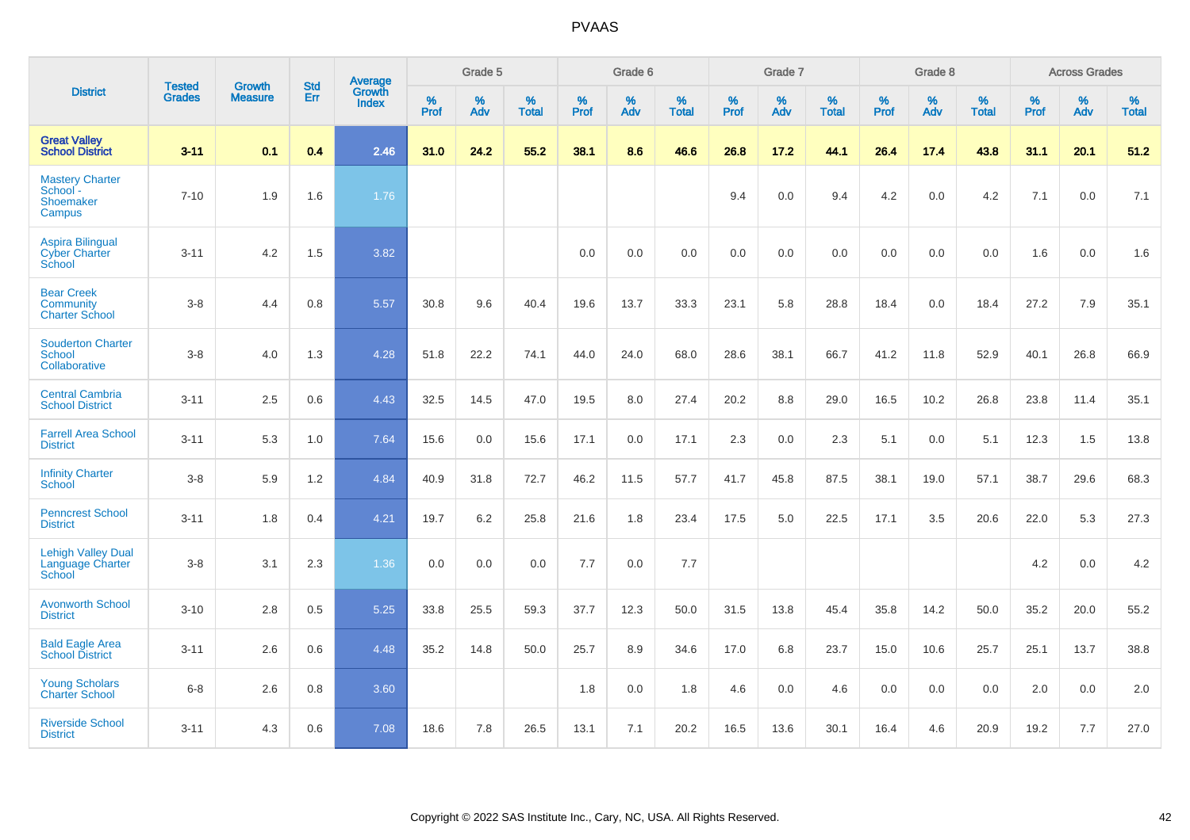# PVAAS

| District | Tested Grades | Growth Measure | Std Err | Average Growth Index | Grade 5 | | | Grade 6 | | | Grade 7 | | | Grade 8 | | | Across Grades | | |
|---|---|---|---|---|---|---|---|---|---|---|---|---|---|---|---|---|---|---|---|
| | | | | | % Prof | % Adv | % Total | % Prof | % Adv | % Total | % Prof | % Adv | % Total | % Prof | % Adv | % Total | % Prof | % Adv | % Total |
| **Great Valley School District** | **3-11** | **0.1** | **0.4** | **2.46** | **31.0** | **24.2** | **55.2** | **38.1** | **8.6** | **46.6** | **26.8** | **17.2** | **44.1** | **26.4** | **17.4** | **43.8** | **31.1** | **20.1** | **51.2** |
| Mastery Charter School - Shoemaker Campus | 7-10 | 1.9 | 1.6 | 1.76 | | | | | | | 9.4 | 0.0 | 9.4 | 4.2 | 0.0 | 4.2 | 7.1 | 0.0 | 7.1 |
| Aspira Bilingual Cyber Charter School | 3-11 | 4.2 | 1.5 | 3.82 | | | | 0.0 | 0.0 | 0.0 | 0.0 | 0.0 | 0.0 | 0.0 | 0.0 | 0.0 | 1.6 | 0.0 | 1.6 |
| Bear Creek Community Charter School | 3-8 | 4.4 | 0.8 | 5.57 | 30.8 | 9.6 | 40.4 | 19.6 | 13.7 | 33.3 | 23.1 | 5.8 | 28.8 | 18.4 | 0.0 | 18.4 | 27.2 | 7.9 | 35.1 |
| Souderton Charter School Collaborative | 3-8 | 4.0 | 1.3 | 4.28 | 51.8 | 22.2 | 74.1 | 44.0 | 24.0 | 68.0 | 28.6 | 38.1 | 66.7 | 41.2 | 11.8 | 52.9 | 40.1 | 26.8 | 66.9 |
| Central Cambria School District | 3-11 | 2.5 | 0.6 | 4.43 | 32.5 | 14.5 | 47.0 | 19.5 | 8.0 | 27.4 | 20.2 | 8.8 | 29.0 | 16.5 | 10.2 | 26.8 | 23.8 | 11.4 | 35.1 |
| Farrell Area School District | 3-11 | 5.3 | 1.0 | 7.64 | 15.6 | 0.0 | 15.6 | 17.1 | 0.0 | 17.1 | 2.3 | 0.0 | 2.3 | 5.1 | 0.0 | 5.1 | 12.3 | 1.5 | 13.8 |
| Infinity Charter School | 3-8 | 5.9 | 1.2 | 4.84 | 40.9 | 31.8 | 72.7 | 46.2 | 11.5 | 57.7 | 41.7 | 45.8 | 87.5 | 38.1 | 19.0 | 57.1 | 38.7 | 29.6 | 68.3 |
| Penncrest School District | 3-11 | 1.8 | 0.4 | 4.21 | 19.7 | 6.2 | 25.8 | 21.6 | 1.8 | 23.4 | 17.5 | 5.0 | 22.5 | 17.1 | 3.5 | 20.6 | 22.0 | 5.3 | 27.3 |
| Lehigh Valley Dual Language Charter School | 3-8 | 3.1 | 2.3 | 1.36 | 0.0 | 0.0 | 0.0 | 7.7 | 0.0 | 7.7 | | | | | | | 4.2 | 0.0 | 4.2 |
| Avonworth School District | 3-10 | 2.8 | 0.5 | 5.25 | 33.8 | 25.5 | 59.3 | 37.7 | 12.3 | 50.0 | 31.5 | 13.8 | 45.4 | 35.8 | 14.2 | 50.0 | 35.2 | 20.0 | 55.2 |
| Bald Eagle Area School District | 3-11 | 2.6 | 0.6 | 4.48 | 35.2 | 14.8 | 50.0 | 25.7 | 8.9 | 34.6 | 17.0 | 6.8 | 23.7 | 15.0 | 10.6 | 25.7 | 25.1 | 13.7 | 38.8 |
| Young Scholars Charter School | 6-8 | 2.6 | 0.8 | 3.60 | | | | 1.8 | 0.0 | 1.8 | 4.6 | 0.0 | 4.6 | 0.0 | 0.0 | 0.0 | 2.0 | 0.0 | 2.0 |
| Riverside School District | 3-11 | 4.3 | 0.6 | 7.08 | 18.6 | 7.8 | 26.5 | 13.1 | 7.1 | 20.2 | 16.5 | 13.6 | 30.1 | 16.4 | 4.6 | 20.9 | 19.2 | 7.7 | 27.0 |

Copyright © 2022 SAS Institute Inc., Cary, NC, USA. All Rights Reserved.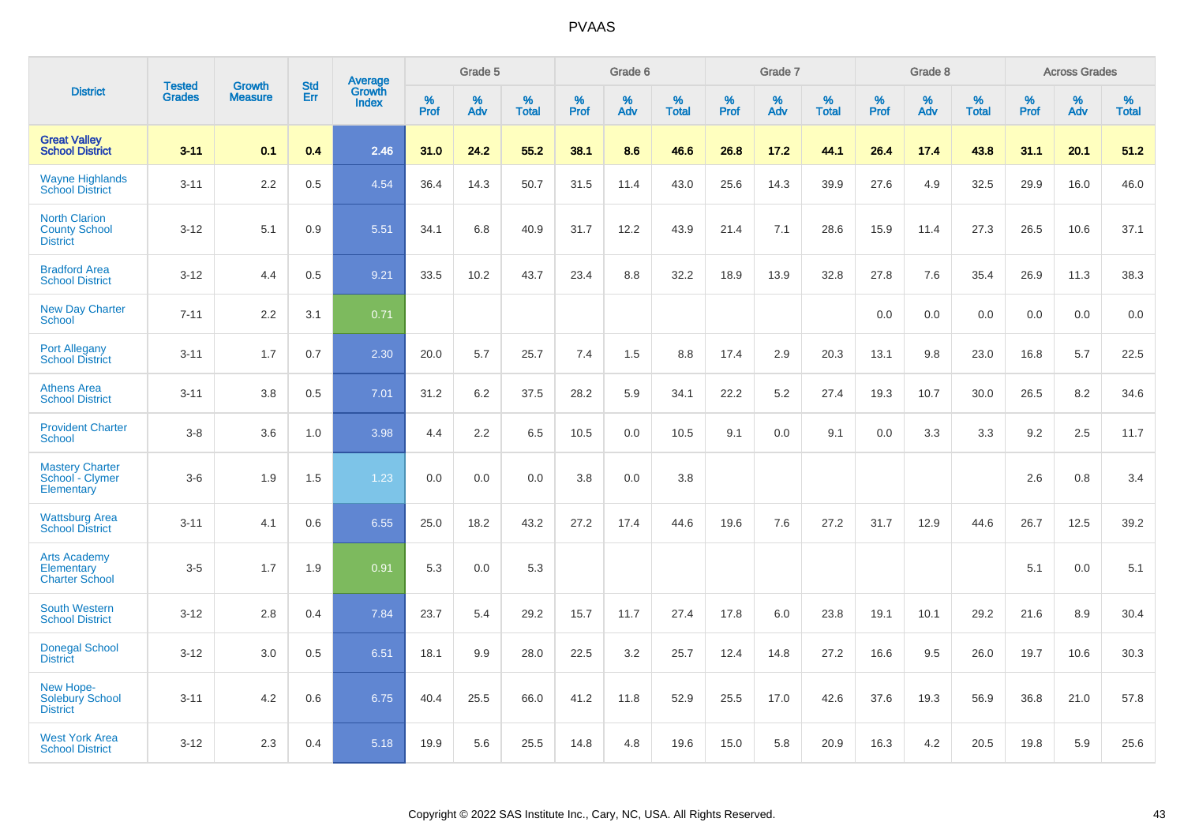# PVAAS

| District | Tested Grades | Growth Measure | Std Err | Average Growth Index | Grade 5 | | | Grade 6 | | | Grade 7 | | | Grade 8 | | | Across Grades | | |
|---|---|---|---|---|---|---|---|---|---|---|---|---|---|---|---|---|---|---|---|
| | | | | | % Prof | % Adv | % Total | % Prof | % Adv | % Total | % Prof | % Adv | % Total | % Prof | % Adv | % Total | % Prof | % Adv | % Total |
| **Great Valley School District** | **3-11** | **0.1** | **0.4** | **2.46** | **31.0** | **24.2** | **55.2** | **38.1** | **8.6** | **46.6** | **26.8** | **17.2** | **44.1** | **26.4** | **17.4** | **43.8** | **31.1** | **20.1** | **51.2** |
| Wayne Highlands School District | 3-11 | 2.2 | 0.5 | 4.54 | 36.4 | 14.3 | 50.7 | 31.5 | 11.4 | 43.0 | 25.6 | 14.3 | 39.9 | 27.6 | 4.9 | 32.5 | 29.9 | 16.0 | 46.0 |
| North Clarion County School District | 3-12 | 5.1 | 0.9 | 5.51 | 34.1 | 6.8 | 40.9 | 31.7 | 12.2 | 43.9 | 21.4 | 7.1 | 28.6 | 15.9 | 11.4 | 27.3 | 26.5 | 10.6 | 37.1 |
| Bradford Area School District | 3-12 | 4.4 | 0.5 | 9.21 | 33.5 | 10.2 | 43.7 | 23.4 | 8.8 | 32.2 | 18.9 | 13.9 | 32.8 | 27.8 | 7.6 | 35.4 | 26.9 | 11.3 | 38.3 |
| New Day Charter School | 7-11 | 2.2 | 3.1 | 0.71 | | | | | | | | | | 0.0 | 0.0 | 0.0 | 0.0 | 0.0 | 0.0 |
| Port Allegany School District | 3-11 | 1.7 | 0.7 | 2.30 | 20.0 | 5.7 | 25.7 | 7.4 | 1.5 | 8.8 | 17.4 | 2.9 | 20.3 | 13.1 | 9.8 | 23.0 | 16.8 | 5.7 | 22.5 |
| Athens Area School District | 3-11 | 3.8 | 0.5 | 7.01 | 31.2 | 6.2 | 37.5 | 28.2 | 5.9 | 34.1 | 22.2 | 5.2 | 27.4 | 19.3 | 10.7 | 30.0 | 26.5 | 8.2 | 34.6 |
| Provident Charter School | 3-8 | 3.6 | 1.0 | 3.98 | 4.4 | 2.2 | 6.5 | 10.5 | 0.0 | 10.5 | 9.1 | 0.0 | 9.1 | 0.0 | 3.3 | 3.3 | 9.2 | 2.5 | 11.7 |
| Mastery Charter School - Clymer Elementary | 3-6 | 1.9 | 1.5 | 1.23 | 0.0 | 0.0 | 0.0 | 3.8 | 0.0 | 3.8 | | | | | | | 2.6 | 0.8 | 3.4 |
| Wattsburg Area School District | 3-11 | 4.1 | 0.6 | 6.55 | 25.0 | 18.2 | 43.2 | 27.2 | 17.4 | 44.6 | 19.6 | 7.6 | 27.2 | 31.7 | 12.9 | 44.6 | 26.7 | 12.5 | 39.2 |
| Arts Academy Elementary Charter School | 3-5 | 1.7 | 1.9 | 0.91 | 5.3 | 0.0 | 5.3 | | | | | | | | | | 5.1 | 0.0 | 5.1 |
| South Western School District | 3-12 | 2.8 | 0.4 | 7.84 | 23.7 | 5.4 | 29.2 | 15.7 | 11.7 | 27.4 | 17.8 | 6.0 | 23.8 | 19.1 | 10.1 | 29.2 | 21.6 | 8.9 | 30.4 |
| Donegal School District | 3-12 | 3.0 | 0.5 | 6.51 | 18.1 | 9.9 | 28.0 | 22.5 | 3.2 | 25.7 | 12.4 | 14.8 | 27.2 | 16.6 | 9.5 | 26.0 | 19.7 | 10.6 | 30.3 |
| New Hope-Solebury School District | 3-11 | 4.2 | 0.6 | 6.75 | 40.4 | 25.5 | 66.0 | 41.2 | 11.8 | 52.9 | 25.5 | 17.0 | 42.6 | 37.6 | 19.3 | 56.9 | 36.8 | 21.0 | 57.8 |
| West York Area School District | 3-12 | 2.3 | 0.4 | 5.18 | 19.9 | 5.6 | 25.5 | 14.8 | 4.8 | 19.6 | 15.0 | 5.8 | 20.9 | 16.3 | 4.2 | 20.5 | 19.8 | 5.9 | 25.6 |

Copyright © 2022 SAS Institute Inc., Cary, NC, USA. All Rights Reserved.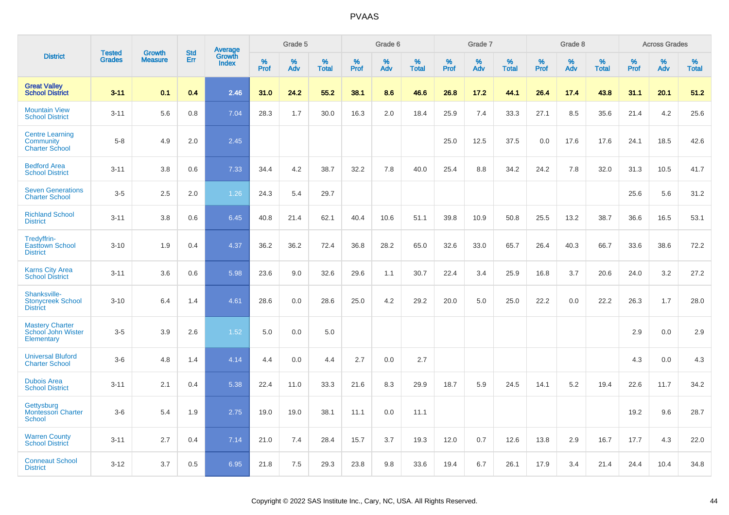# PVAAS

| District | Tested Grades | Growth Measure | Std Err | Average Growth Index | Grade 5 | | | Grade 6 | | | Grade 7 | | | Grade 8 | | | Across Grades | | |
|---|---|---|---|---|---|---|---|---|---|---|---|---|---|---|---|---|---|---|---|
| | | | | | % Prof | % Adv | % Total | % Prof | % Adv | % Total | % Prof | % Adv | % Total | % Prof | % Adv | % Total | % Prof | % Adv | % Total |
| **Great Valley School District** | **3-11** | **0.1** | **0.4** | **2.46** | **31.0** | **24.2** | **55.2** | **38.1** | **8.6** | **46.6** | **26.8** | **17.2** | **44.1** | **26.4** | **17.4** | **43.8** | **31.1** | **20.1** | **51.2** |
| Mountain View School District | 3-11 | 5.6 | 0.8 | 7.04 | 28.3 | 1.7 | 30.0 | 16.3 | 2.0 | 18.4 | 25.9 | 7.4 | 33.3 | 27.1 | 8.5 | 35.6 | 21.4 | 4.2 | 25.6 |
| Centre Learning Community Charter School | 5-8 | 4.9 | 2.0 | 2.45 | | | | | | | 25.0 | 12.5 | 37.5 | 0.0 | 17.6 | 17.6 | 24.1 | 18.5 | 42.6 |
| Bedford Area School District | 3-11 | 3.8 | 0.6 | 7.33 | 34.4 | 4.2 | 38.7 | 32.2 | 7.8 | 40.0 | 25.4 | 8.8 | 34.2 | 24.2 | 7.8 | 32.0 | 31.3 | 10.5 | 41.7 |
| Seven Generations Charter School | 3-5 | 2.5 | 2.0 | 1.26 | 24.3 | 5.4 | 29.7 | | | | | | | | | | 25.6 | 5.6 | 31.2 |
| Richland School District | 3-11 | 3.8 | 0.6 | 6.45 | 40.8 | 21.4 | 62.1 | 40.4 | 10.6 | 51.1 | 39.8 | 10.9 | 50.8 | 25.5 | 13.2 | 38.7 | 36.6 | 16.5 | 53.1 |
| Tredyffrin-Easttown School District | 3-10 | 1.9 | 0.4 | 4.37 | 36.2 | 36.2 | 72.4 | 36.8 | 28.2 | 65.0 | 32.6 | 33.0 | 65.7 | 26.4 | 40.3 | 66.7 | 33.6 | 38.6 | 72.2 |
| Karns City Area School District | 3-11 | 3.6 | 0.6 | 5.98 | 23.6 | 9.0 | 32.6 | 29.6 | 1.1 | 30.7 | 22.4 | 3.4 | 25.9 | 16.8 | 3.7 | 20.6 | 24.0 | 3.2 | 27.2 |
| Shanksville-Stonycreek School District | 3-10 | 6.4 | 1.4 | 4.61 | 28.6 | 0.0 | 28.6 | 25.0 | 4.2 | 29.2 | 20.0 | 5.0 | 25.0 | 22.2 | 0.0 | 22.2 | 26.3 | 1.7 | 28.0 |
| Mastery Charter School John Wister Elementary | 3-5 | 3.9 | 2.6 | 1.52 | 5.0 | 0.0 | 5.0 | | | | | | | | | | 2.9 | 0.0 | 2.9 |
| Universal Bluford Charter School | 3-6 | 4.8 | 1.4 | 4.14 | 4.4 | 0.0 | 4.4 | 2.7 | 0.0 | 2.7 | | | | | | | 4.3 | 0.0 | 4.3 |
| Dubois Area School District | 3-11 | 2.1 | 0.4 | 5.38 | 22.4 | 11.0 | 33.3 | 21.6 | 8.3 | 29.9 | 18.7 | 5.9 | 24.5 | 14.1 | 5.2 | 19.4 | 22.6 | 11.7 | 34.2 |
| Gettysburg Montessori Charter School | 3-6 | 5.4 | 1.9 | 2.75 | 19.0 | 19.0 | 38.1 | 11.1 | 0.0 | 11.1 | | | | | | | 19.2 | 9.6 | 28.7 |
| Warren County School District | 3-11 | 2.7 | 0.4 | 7.14 | 21.0 | 7.4 | 28.4 | 15.7 | 3.7 | 19.3 | 12.0 | 0.7 | 12.6 | 13.8 | 2.9 | 16.7 | 17.7 | 4.3 | 22.0 |
| Conneaut School District | 3-12 | 3.7 | 0.5 | 6.95 | 21.8 | 7.5 | 29.3 | 23.8 | 9.8 | 33.6 | 19.4 | 6.7 | 26.1 | 17.9 | 3.4 | 21.4 | 24.4 | 10.4 | 34.8 |

Copyright © 2022 SAS Institute Inc., Cary, NC, USA. All Rights Reserved.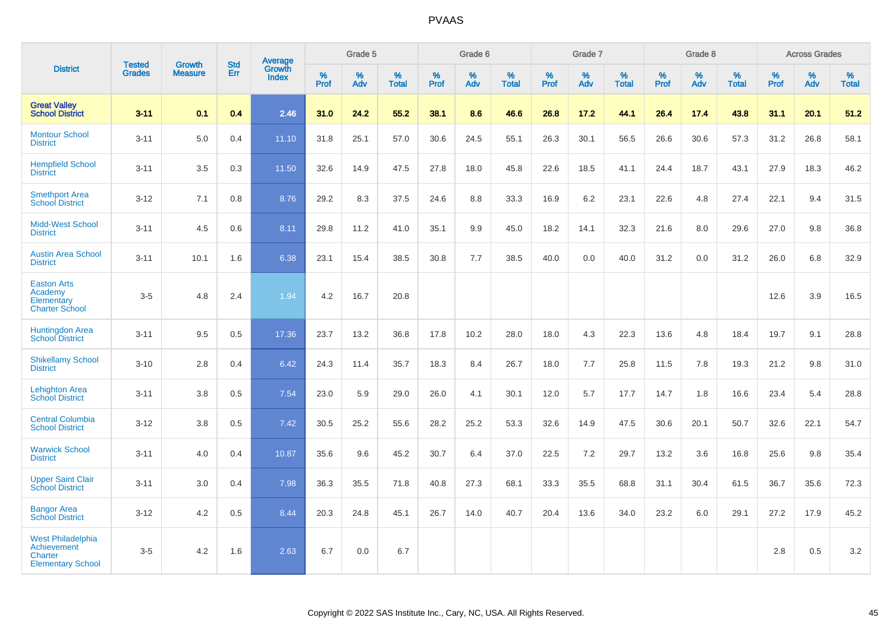# PVAAS

| District | Tested Grades | Growth Measure | Std Err | Average Growth Index | Grade 5 | | | Grade 6 | | | Grade 7 | | | Grade 8 | | | Across Grades | | |
|---|---|---|---|---|---|---|---|---|---|---|---|---|---|---|---|---|---|---|---|
| | | | | | % Prof | % Adv | % Total | % Prof | % Adv | % Total | % Prof | % Adv | % Total | % Prof | % Adv | % Total | % Prof | % Adv | % Total |
| **Great Valley School District** | **3-11** | **0.1** | **0.4** | **2.46** | **31.0** | **24.2** | **55.2** | **38.1** | **8.6** | **46.6** | **26.8** | **17.2** | **44.1** | **26.4** | **17.4** | **43.8** | **31.1** | **20.1** | **51.2** |
| Montour School District | 3-11 | 5.0 | 0.4 | 11.10 | 31.8 | 25.1 | 57.0 | 30.6 | 24.5 | 55.1 | 26.3 | 30.1 | 56.5 | 26.6 | 30.6 | 57.3 | 31.2 | 26.8 | 58.1 |
| Hempfield School District | 3-11 | 3.5 | 0.3 | 11.50 | 32.6 | 14.9 | 47.5 | 27.8 | 18.0 | 45.8 | 22.6 | 18.5 | 41.1 | 24.4 | 18.7 | 43.1 | 27.9 | 18.3 | 46.2 |
| Smethport Area School District | 3-12 | 7.1 | 0.8 | 8.76 | 29.2 | 8.3 | 37.5 | 24.6 | 8.8 | 33.3 | 16.9 | 6.2 | 23.1 | 22.6 | 4.8 | 27.4 | 22.1 | 9.4 | 31.5 |
| Midd-West School District | 3-11 | 4.5 | 0.6 | 8.11 | 29.8 | 11.2 | 41.0 | 35.1 | 9.9 | 45.0 | 18.2 | 14.1 | 32.3 | 21.6 | 8.0 | 29.6 | 27.0 | 9.8 | 36.8 |
| Austin Area School District | 3-11 | 10.1 | 1.6 | 6.38 | 23.1 | 15.4 | 38.5 | 30.8 | 7.7 | 38.5 | 40.0 | 0.0 | 40.0 | 31.2 | 0.0 | 31.2 | 26.0 | 6.8 | 32.9 |
| Easton Arts Academy Elementary Charter School | 3-5 | 4.8 | 2.4 | 1.94 | 4.2 | 16.7 | 20.8 | | | | | | | | | | 12.6 | 3.9 | 16.5 |
| Huntingdon Area School District | 3-11 | 9.5 | 0.5 | 17.36 | 23.7 | 13.2 | 36.8 | 17.8 | 10.2 | 28.0 | 18.0 | 4.3 | 22.3 | 13.6 | 4.8 | 18.4 | 19.7 | 9.1 | 28.8 |
| Shikellamy School District | 3-10 | 2.8 | 0.4 | 6.42 | 24.3 | 11.4 | 35.7 | 18.3 | 8.4 | 26.7 | 18.0 | 7.7 | 25.8 | 11.5 | 7.8 | 19.3 | 21.2 | 9.8 | 31.0 |
| Lehighton Area School District | 3-11 | 3.8 | 0.5 | 7.54 | 23.0 | 5.9 | 29.0 | 26.0 | 4.1 | 30.1 | 12.0 | 5.7 | 17.7 | 14.7 | 1.8 | 16.6 | 23.4 | 5.4 | 28.8 |
| Central Columbia School District | 3-12 | 3.8 | 0.5 | 7.42 | 30.5 | 25.2 | 55.6 | 28.2 | 25.2 | 53.3 | 32.6 | 14.9 | 47.5 | 30.6 | 20.1 | 50.7 | 32.6 | 22.1 | 54.7 |
| Warwick School District | 3-11 | 4.0 | 0.4 | 10.87 | 35.6 | 9.6 | 45.2 | 30.7 | 6.4 | 37.0 | 22.5 | 7.2 | 29.7 | 13.2 | 3.6 | 16.8 | 25.6 | 9.8 | 35.4 |
| Upper Saint Clair School District | 3-11 | 3.0 | 0.4 | 7.98 | 36.3 | 35.5 | 71.8 | 40.8 | 27.3 | 68.1 | 33.3 | 35.5 | 68.8 | 31.1 | 30.4 | 61.5 | 36.7 | 35.6 | 72.3 |
| Bangor Area School District | 3-12 | 4.2 | 0.5 | 8.44 | 20.3 | 24.8 | 45.1 | 26.7 | 14.0 | 40.7 | 20.4 | 13.6 | 34.0 | 23.2 | 6.0 | 29.1 | 27.2 | 17.9 | 45.2 |
| West Philadelphia Achievement Charter Elementary School | 3-5 | 4.2 | 1.6 | 2.63 | 6.7 | 0.0 | 6.7 | | | | | | | | | | 2.8 | 0.5 | 3.2 |

Copyright © 2022 SAS Institute Inc., Cary, NC, USA. All Rights Reserved.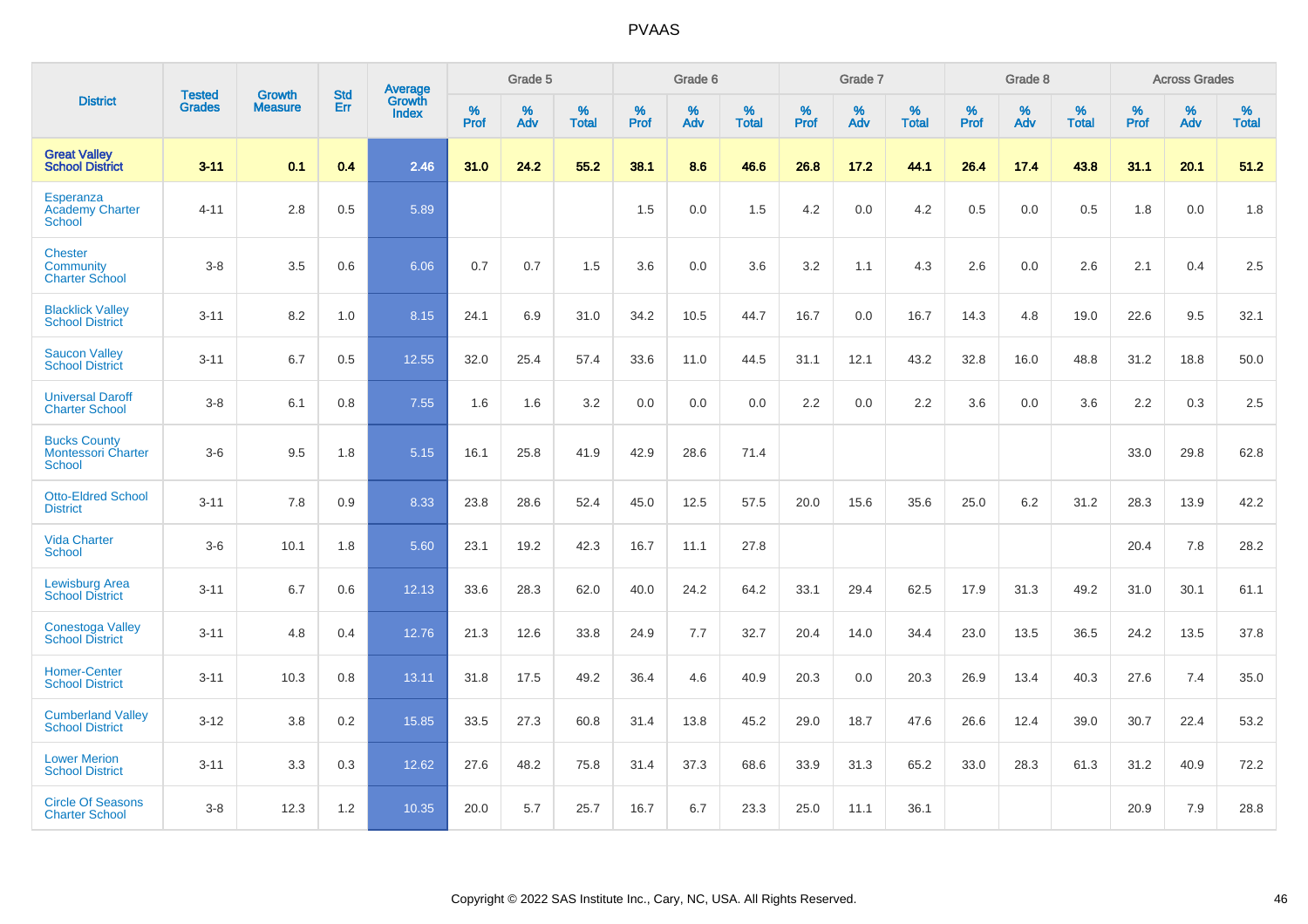# PVAAS

| District | Tested Grades | Growth Measure | Std Err | Average Growth Index | Grade 5 | | | Grade 6 | | | Grade 7 | | | Grade 8 | | | Across Grades | | |
|---|---|---|---|---|---|---|---|---|---|---|---|---|---|---|---|---|---|---|---|
| | | | | | % Prof | % Adv | % Total | % Prof | % Adv | % Total | % Prof | % Adv | % Total | % Prof | % Adv | % Total | % Prof | % Adv | % Total |
| **Great Valley School District** | **3-11** | **0.1** | **0.4** | **2.46** | **31.0** | **24.2** | **55.2** | **38.1** | **8.6** | **46.6** | **26.8** | **17.2** | **44.1** | **26.4** | **17.4** | **43.8** | **31.1** | **20.1** | **51.2** |
| Esperanza Academy Charter School | 4-11 | 2.8 | 0.5 | 5.89 | | | | 1.5 | 0.0 | 1.5 | 4.2 | 0.0 | 4.2 | 0.5 | 0.0 | 0.5 | 1.8 | 0.0 | 1.8 |
| Chester Community Charter School | 3-8 | 3.5 | 0.6 | 6.06 | 0.7 | 0.7 | 1.5 | 3.6 | 0.0 | 3.6 | 3.2 | 1.1 | 4.3 | 2.6 | 0.0 | 2.6 | 2.1 | 0.4 | 2.5 |
| Blacklick Valley School District | 3-11 | 8.2 | 1.0 | 8.15 | 24.1 | 6.9 | 31.0 | 34.2 | 10.5 | 44.7 | 16.7 | 0.0 | 16.7 | 14.3 | 4.8 | 19.0 | 22.6 | 9.5 | 32.1 |
| Saucon Valley School District | 3-11 | 6.7 | 0.5 | 12.55 | 32.0 | 25.4 | 57.4 | 33.6 | 11.0 | 44.5 | 31.1 | 12.1 | 43.2 | 32.8 | 16.0 | 48.8 | 31.2 | 18.8 | 50.0 |
| Universal Daroff Charter School | 3-8 | 6.1 | 0.8 | 7.55 | 1.6 | 1.6 | 3.2 | 0.0 | 0.0 | 0.0 | 2.2 | 0.0 | 2.2 | 3.6 | 0.0 | 3.6 | 2.2 | 0.3 | 2.5 |
| Bucks County Montessori Charter School | 3-6 | 9.5 | 1.8 | 5.15 | 16.1 | 25.8 | 41.9 | 42.9 | 28.6 | 71.4 | | | | | | | 33.0 | 29.8 | 62.8 |
| Otto-Eldred School District | 3-11 | 7.8 | 0.9 | 8.33 | 23.8 | 28.6 | 52.4 | 45.0 | 12.5 | 57.5 | 20.0 | 15.6 | 35.6 | 25.0 | 6.2 | 31.2 | 28.3 | 13.9 | 42.2 |
| Vida Charter School | 3-6 | 10.1 | 1.8 | 5.60 | 23.1 | 19.2 | 42.3 | 16.7 | 11.1 | 27.8 | | | | | | | 20.4 | 7.8 | 28.2 |
| Lewisburg Area School District | 3-11 | 6.7 | 0.6 | 12.13 | 33.6 | 28.3 | 62.0 | 40.0 | 24.2 | 64.2 | 33.1 | 29.4 | 62.5 | 17.9 | 31.3 | 49.2 | 31.0 | 30.1 | 61.1 |
| Conestoga Valley School District | 3-11 | 4.8 | 0.4 | 12.76 | 21.3 | 12.6 | 33.8 | 24.9 | 7.7 | 32.7 | 20.4 | 14.0 | 34.4 | 23.0 | 13.5 | 36.5 | 24.2 | 13.5 | 37.8 |
| Homer-Center School District | 3-11 | 10.3 | 0.8 | 13.11 | 31.8 | 17.5 | 49.2 | 36.4 | 4.6 | 40.9 | 20.3 | 0.0 | 20.3 | 26.9 | 13.4 | 40.3 | 27.6 | 7.4 | 35.0 |
| Cumberland Valley School District | 3-12 | 3.8 | 0.2 | 15.85 | 33.5 | 27.3 | 60.8 | 31.4 | 13.8 | 45.2 | 29.0 | 18.7 | 47.6 | 26.6 | 12.4 | 39.0 | 30.7 | 22.4 | 53.2 |
| Lower Merion School District | 3-11 | 3.3 | 0.3 | 12.62 | 27.6 | 48.2 | 75.8 | 31.4 | 37.3 | 68.6 | 33.9 | 31.3 | 65.2 | 33.0 | 28.3 | 61.3 | 31.2 | 40.9 | 72.2 |
| Circle Of Seasons Charter School | 3-8 | 12.3 | 1.2 | 10.35 | 20.0 | 5.7 | 25.7 | 16.7 | 6.7 | 23.3 | 25.0 | 11.1 | 36.1 | | | | 20.9 | 7.9 | 28.8 |

Copyright © 2022 SAS Institute Inc., Cary, NC, USA. All Rights Reserved.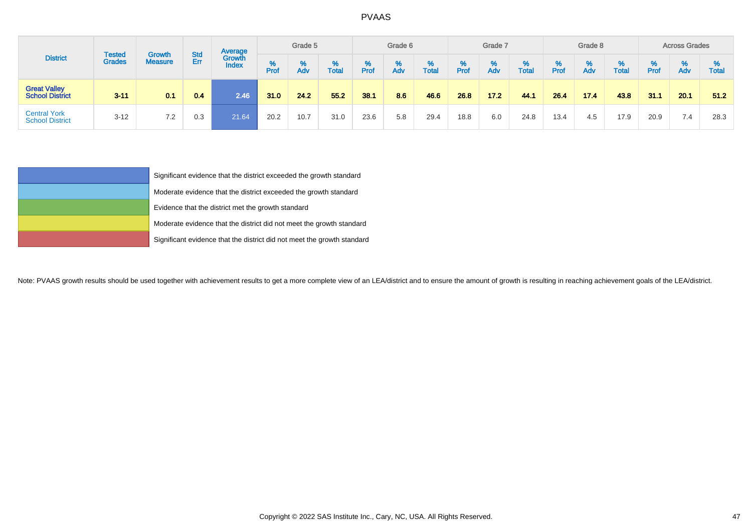# PVAAS

| District | Tested Grades | Growth Measure | Std Err | Average Growth Index | Grade 5 | | | Grade 6 | | | Grade 7 | | | Grade 8 | | | Across Grades | | |
|---|---|---|---|---|---|---|---|---|---|---|---|---|---|---|---|---|---|---|---|
| | | | | | % Prof | % Adv | % Total | % Prof | % Adv | % Total | % Prof | % Adv | % Total | % Prof | % Adv | % Total | % Prof | % Adv | % Total |
| **Great Valley School District** | **3-11** | **0.1** | **0.4** | **2.46** | **31.0** | **24.2** | **55.2** | **38.1** | **8.6** | **46.6** | **26.8** | **17.2** | **44.1** | **26.4** | **17.4** | **43.8** | **31.1** | **20.1** | **51.2** |
| Central York School District | 3-12 | 7.2 | 0.3 | 21.64 | 20.2 | 10.7 | 31.0 | 23.6 | 5.8 | 29.4 | 18.8 | 6.0 | 24.8 | 13.4 | 4.5 | 17.9 | 20.9 | 7.4 | 28.3 |

Significant evidence that the district exceeded the growth standard

Moderate evidence that the district exceeded the growth standard

Evidence that the district met the growth standard

Moderate evidence that the district did not meet the growth standard

Significant evidence that the district did not meet the growth standard

Note: PVAAS growth results should be used together with achievement results to get a more complete view of an LEA/district and to ensure the amount of growth is resulting in reaching achievement goals of the LEA/district.

Copyright © 2022 SAS Institute Inc., Cary, NC, USA. All Rights Reserved.